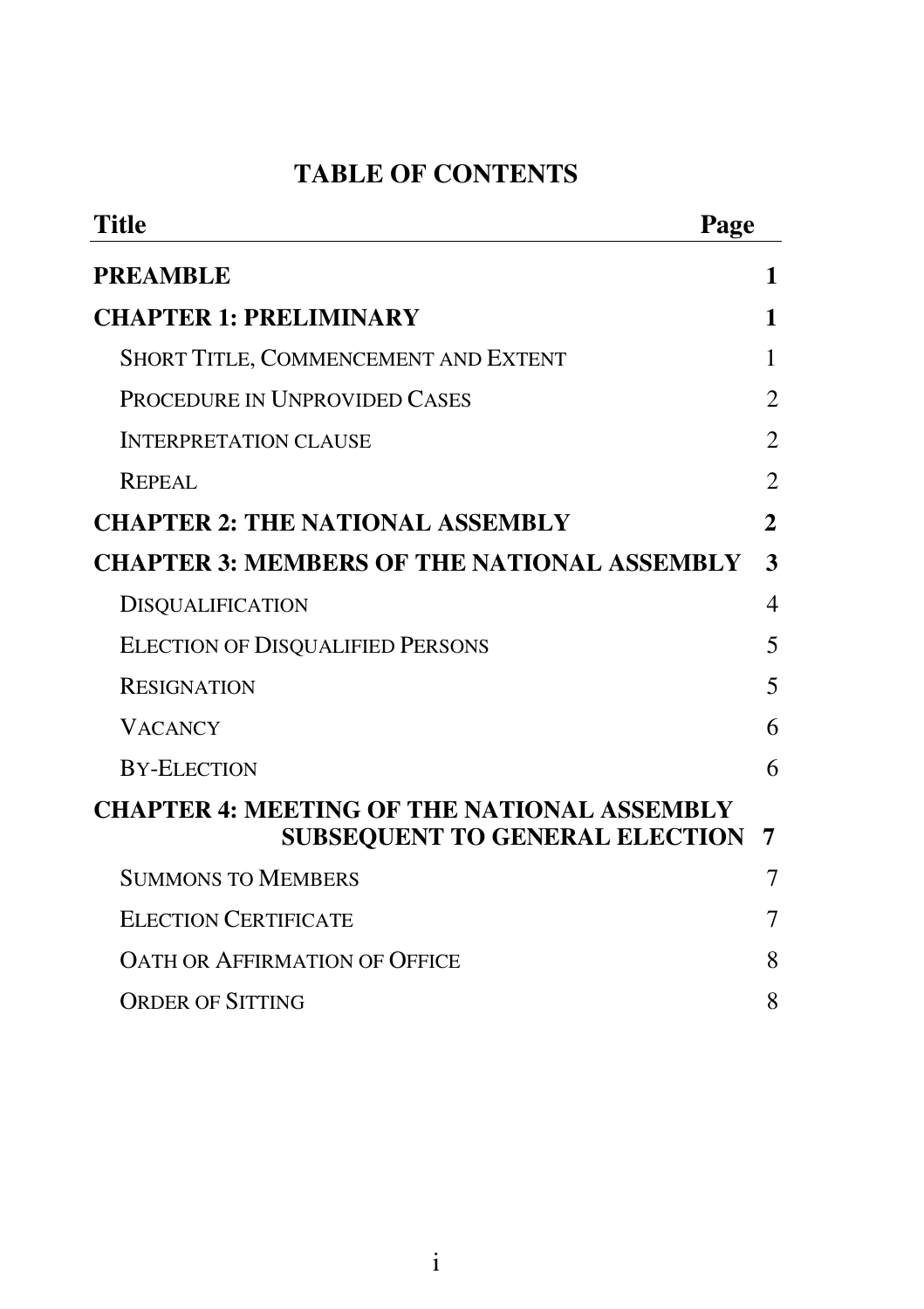# TABLE OF CONTENTS

| Title | Page |
| --- | --- |
| **PREAMBLE** | **1** |
| **CHAPTER 1: PRELIMINARY** | **1** |
| SHORT TITLE, COMMENCEMENT AND EXTENT | 1 |
| PROCEDURE IN UNPROVIDED CASES | 2 |
| INTERPRETATION CLAUSE | 2 |
| REPEAL | 2 |
| **CHAPTER 2: THE NATIONAL ASSEMBLY** | **2** |
| **CHAPTER 3: MEMBERS OF THE NATIONAL ASSEMBLY** | **3** |
| DISQUALIFICATION | 4 |
| ELECTION OF DISQUALIFIED PERSONS | 5 |
| RESIGNATION | 5 |
| VACANCY | 6 |
| BY-ELECTION | 6 |
| **CHAPTER 4: MEETING OF THE NATIONAL ASSEMBLY SUBSEQUENT TO GENERAL ELECTION** | **7** |
| SUMMONS TO MEMBERS | 7 |
| ELECTION CERTIFICATE | 7 |
| OATH OR AFFIRMATION OF OFFICE | 8 |
| ORDER OF SITTING | 8 |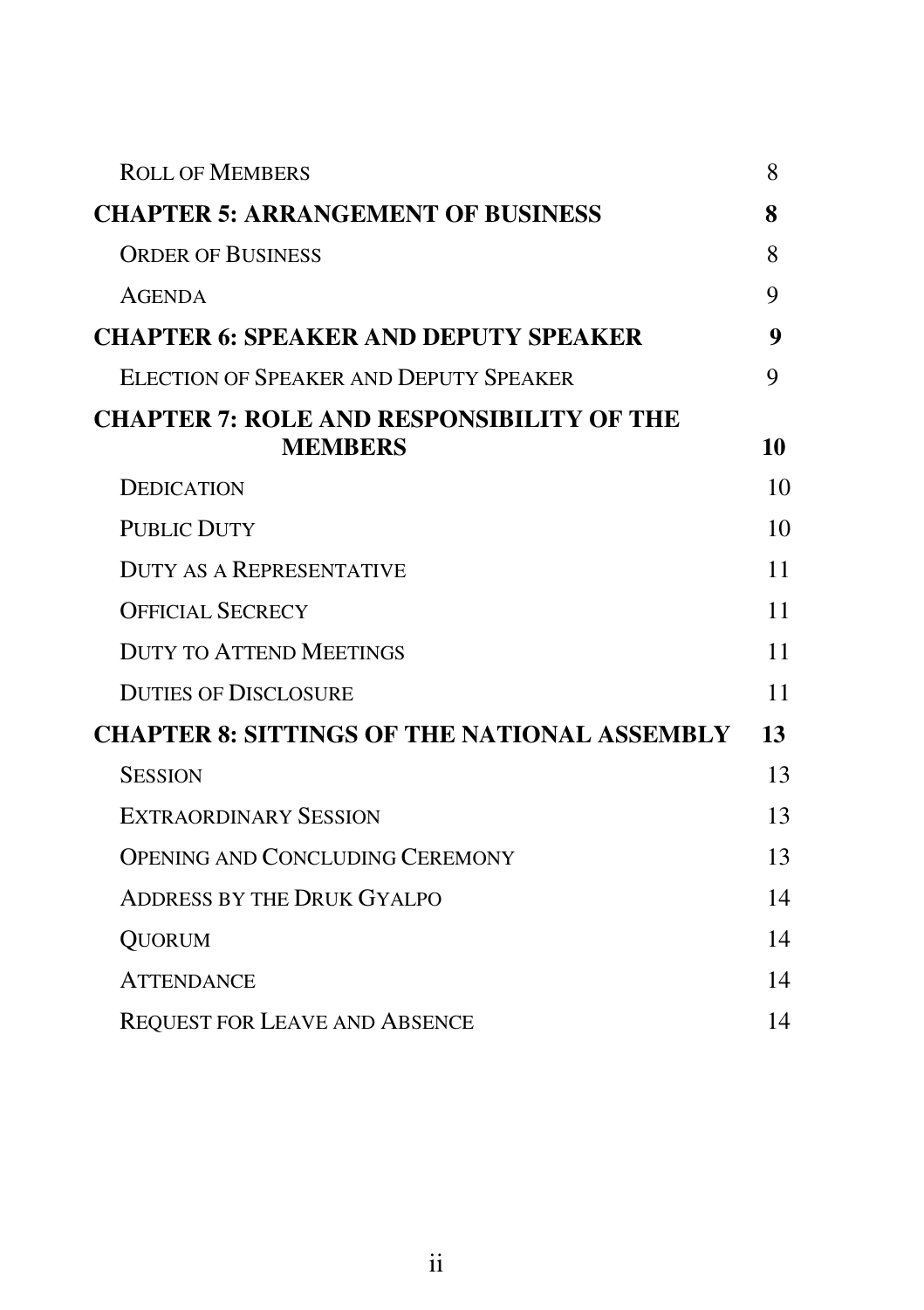| | |
|---|---|
| Roll of Members | 8 |
| **CHAPTER 5: ARRANGEMENT OF BUSINESS** | **8** |
| Order of Business | 8 |
| Agenda | 9 |
| **CHAPTER 6: SPEAKER AND DEPUTY SPEAKER** | **9** |
| Election of Speaker and Deputy Speaker | 9 |
| **CHAPTER 7: ROLE AND RESPONSIBILITY OF THE MEMBERS** | **10** |
| Dedication | 10 |
| Public Duty | 10 |
| Duty as a Representative | 11 |
| Official Secrecy | 11 |
| Duty to Attend Meetings | 11 |
| Duties of Disclosure | 11 |
| **CHAPTER 8: SITTINGS OF THE NATIONAL ASSEMBLY** | **13** |
| Session | 13 |
| Extraordinary Session | 13 |
| Opening and Concluding Ceremony | 13 |
| Address by the Druk Gyalpo | 14 |
| Quorum | 14 |
| Attendance | 14 |
| Request for Leave and Absence | 14 |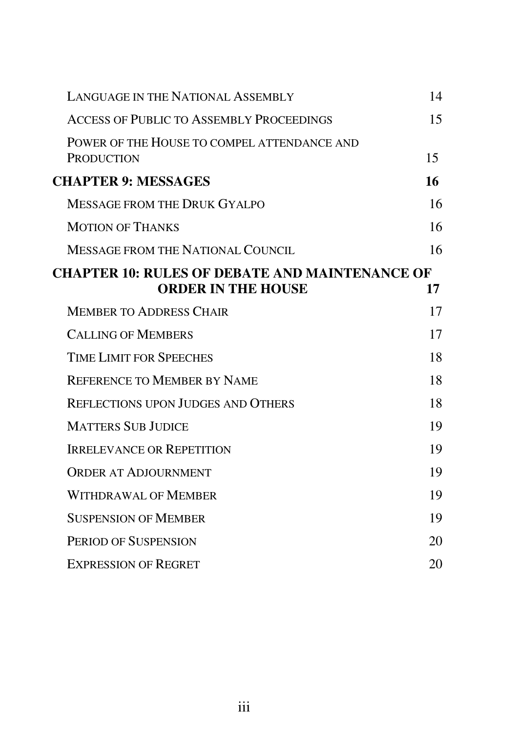| | |
|---|---|
| Language in the National Assembly | 14 |
| Access of Public to Assembly Proceedings | 15 |
| Power of the House to compel attendance and Production | 15 |
| **CHAPTER 9: MESSAGES** | **16** |
| Message from the Druk Gyalpo | 16 |
| Motion of Thanks | 16 |
| Message from the National Council | 16 |
| **CHAPTER 10: RULES OF DEBATE AND MAINTENANCE OF ORDER IN THE HOUSE** | **17** |
| Member to Address Chair | 17 |
| Calling of Members | 17 |
| Time Limit for Speeches | 18 |
| Reference to Member by Name | 18 |
| Reflections upon Judges and Others | 18 |
| Matters Sub Judice | 19 |
| Irrelevance or Repetition | 19 |
| Order at Adjournment | 19 |
| Withdrawal of Member | 19 |
| Suspension of Member | 19 |
| Period of Suspension | 20 |
| Expression of Regret | 20 |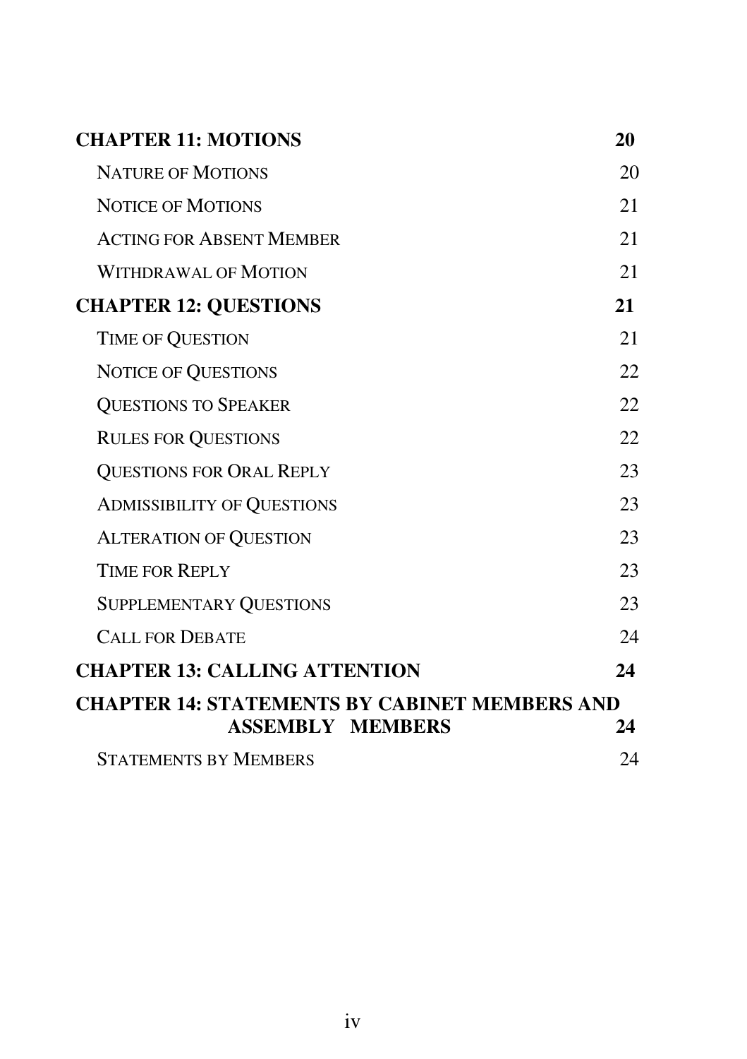| | |
|---|---|
| **CHAPTER 11: MOTIONS** | **20** |
| NATURE OF MOTIONS | 20 |
| NOTICE OF MOTIONS | 21 |
| ACTING FOR ABSENT MEMBER | 21 |
| WITHDRAWAL OF MOTION | 21 |
| **CHAPTER 12: QUESTIONS** | **21** |
| TIME OF QUESTION | 21 |
| NOTICE OF QUESTIONS | 22 |
| QUESTIONS TO SPEAKER | 22 |
| RULES FOR QUESTIONS | 22 |
| QUESTIONS FOR ORAL REPLY | 23 |
| ADMISSIBILITY OF QUESTIONS | 23 |
| ALTERATION OF QUESTION | 23 |
| TIME FOR REPLY | 23 |
| SUPPLEMENTARY QUESTIONS | 23 |
| CALL FOR DEBATE | 24 |
| **CHAPTER 13: CALLING ATTENTION** | **24** |
| **CHAPTER 14: STATEMENTS BY CABINET MEMBERS AND ASSEMBLY MEMBERS** | **24** |
| STATEMENTS BY MEMBERS | 24 |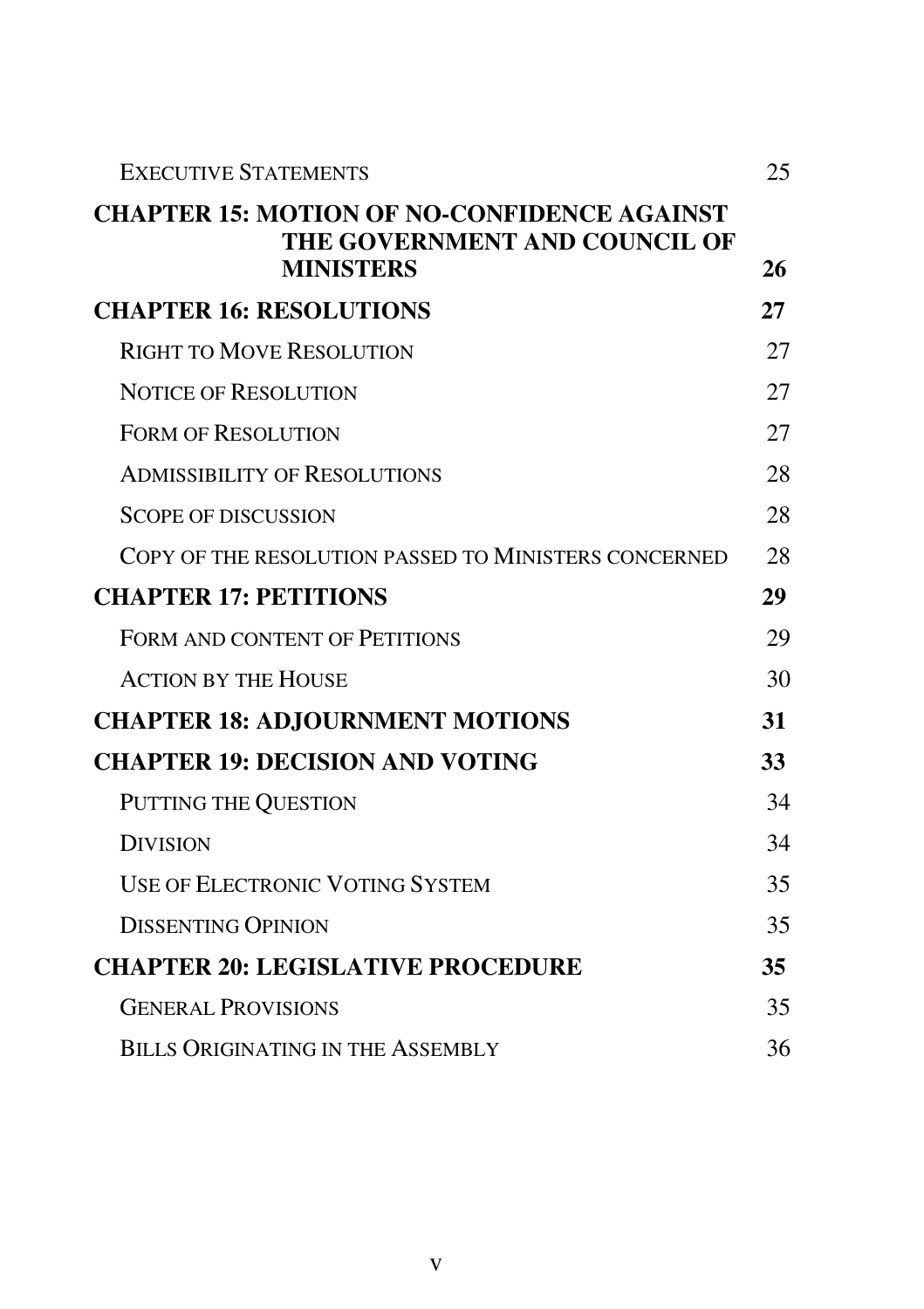| | |
|---|---|
| Executive Statements | 25 |
| **CHAPTER 15: MOTION OF NO-CONFIDENCE AGAINST THE GOVERNMENT AND COUNCIL OF MINISTERS** | **26** |
| **CHAPTER 16: RESOLUTIONS** | **27** |
| Right to Move Resolution | 27 |
| Notice of Resolution | 27 |
| Form of Resolution | 27 |
| Admissibility of Resolutions | 28 |
| Scope of discussion | 28 |
| Copy of the resolution passed to Ministers concerned | 28 |
| **CHAPTER 17: PETITIONS** | **29** |
| Form and content of Petitions | 29 |
| Action by the House | 30 |
| **CHAPTER 18: ADJOURNMENT MOTIONS** | **31** |
| **CHAPTER 19: DECISION AND VOTING** | **33** |
| Putting the Question | 34 |
| Division | 34 |
| Use of Electronic Voting System | 35 |
| Dissenting Opinion | 35 |
| **CHAPTER 20: LEGISLATIVE PROCEDURE** | **35** |
| General Provisions | 35 |
| Bills Originating in the Assembly | 36 |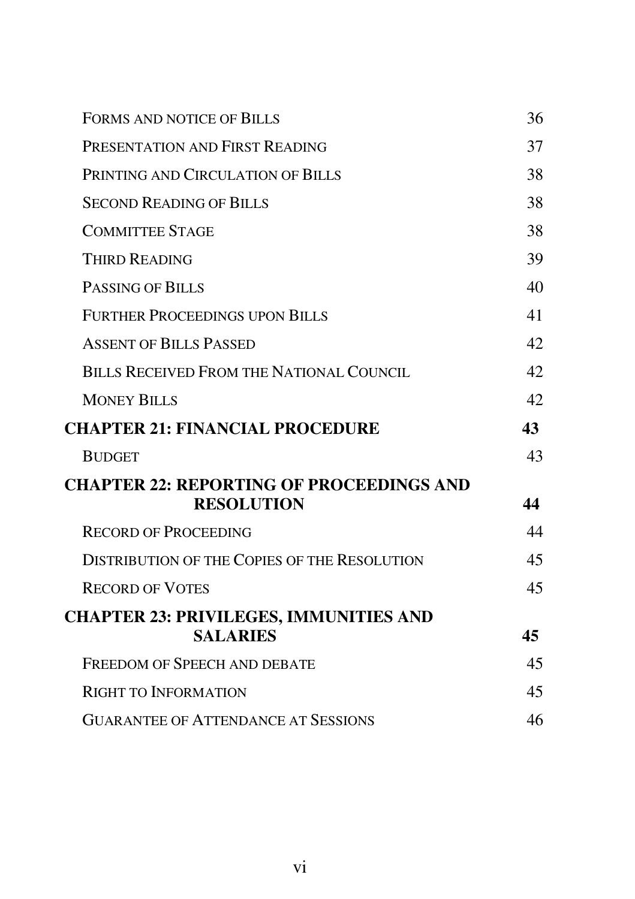| | |
|---|---|
| FORMS AND NOTICE OF BILLS | 36 |
| PRESENTATION AND FIRST READING | 37 |
| PRINTING AND CIRCULATION OF BILLS | 38 |
| SECOND READING OF BILLS | 38 |
| COMMITTEE STAGE | 38 |
| THIRD READING | 39 |
| PASSING OF BILLS | 40 |
| FURTHER PROCEEDINGS UPON BILLS | 41 |
| ASSENT OF BILLS PASSED | 42 |
| BILLS RECEIVED FROM THE NATIONAL COUNCIL | 42 |
| MONEY BILLS | 42 |
| **CHAPTER 21: FINANCIAL PROCEDURE** | **43** |
| BUDGET | 43 |
| **CHAPTER 22: REPORTING OF PROCEEDINGS AND RESOLUTION** | **44** |
| RECORD OF PROCEEDING | 44 |
| DISTRIBUTION OF THE COPIES OF THE RESOLUTION | 45 |
| RECORD OF VOTES | 45 |
| **CHAPTER 23: PRIVILEGES, IMMUNITIES AND SALARIES** | **45** |
| FREEDOM OF SPEECH AND DEBATE | 45 |
| RIGHT TO INFORMATION | 45 |
| GUARANTEE OF ATTENDANCE AT SESSIONS | 46 |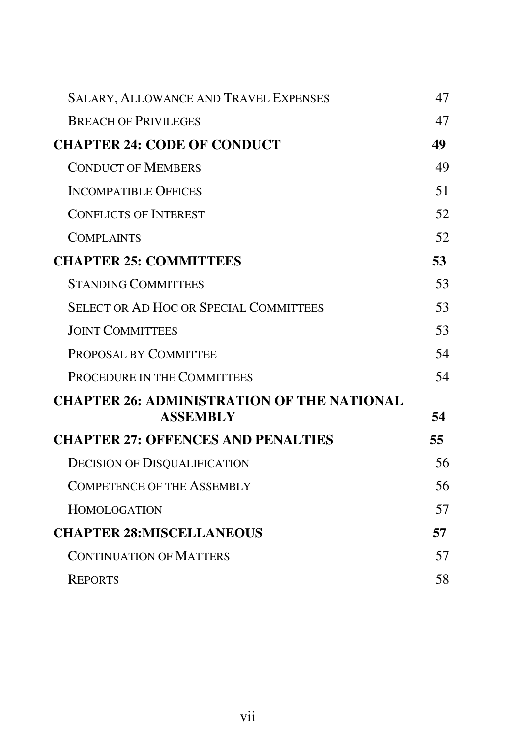| | |
|---|---|
| SALARY, ALLOWANCE AND TRAVEL EXPENSES | 47 |
| BREACH OF PRIVILEGES | 47 |
| **CHAPTER 24: CODE OF CONDUCT** | **49** |
| CONDUCT OF MEMBERS | 49 |
| INCOMPATIBLE OFFICES | 51 |
| CONFLICTS OF INTEREST | 52 |
| COMPLAINTS | 52 |
| **CHAPTER 25: COMMITTEES** | **53** |
| STANDING COMMITTEES | 53 |
| SELECT OR AD HOC OR SPECIAL COMMITTEES | 53 |
| JOINT COMMITTEES | 53 |
| PROPOSAL BY COMMITTEE | 54 |
| PROCEDURE IN THE COMMITTEES | 54 |
| **CHAPTER 26: ADMINISTRATION OF THE NATIONAL ASSEMBLY** | **54** |
| **CHAPTER 27: OFFENCES AND PENALTIES** | **55** |
| DECISION OF DISQUALIFICATION | 56 |
| COMPETENCE OF THE ASSEMBLY | 56 |
| HOMOLOGATION | 57 |
| **CHAPTER 28:MISCELLANEOUS** | **57** |
| CONTINUATION OF MATTERS | 57 |
| REPORTS | 58 |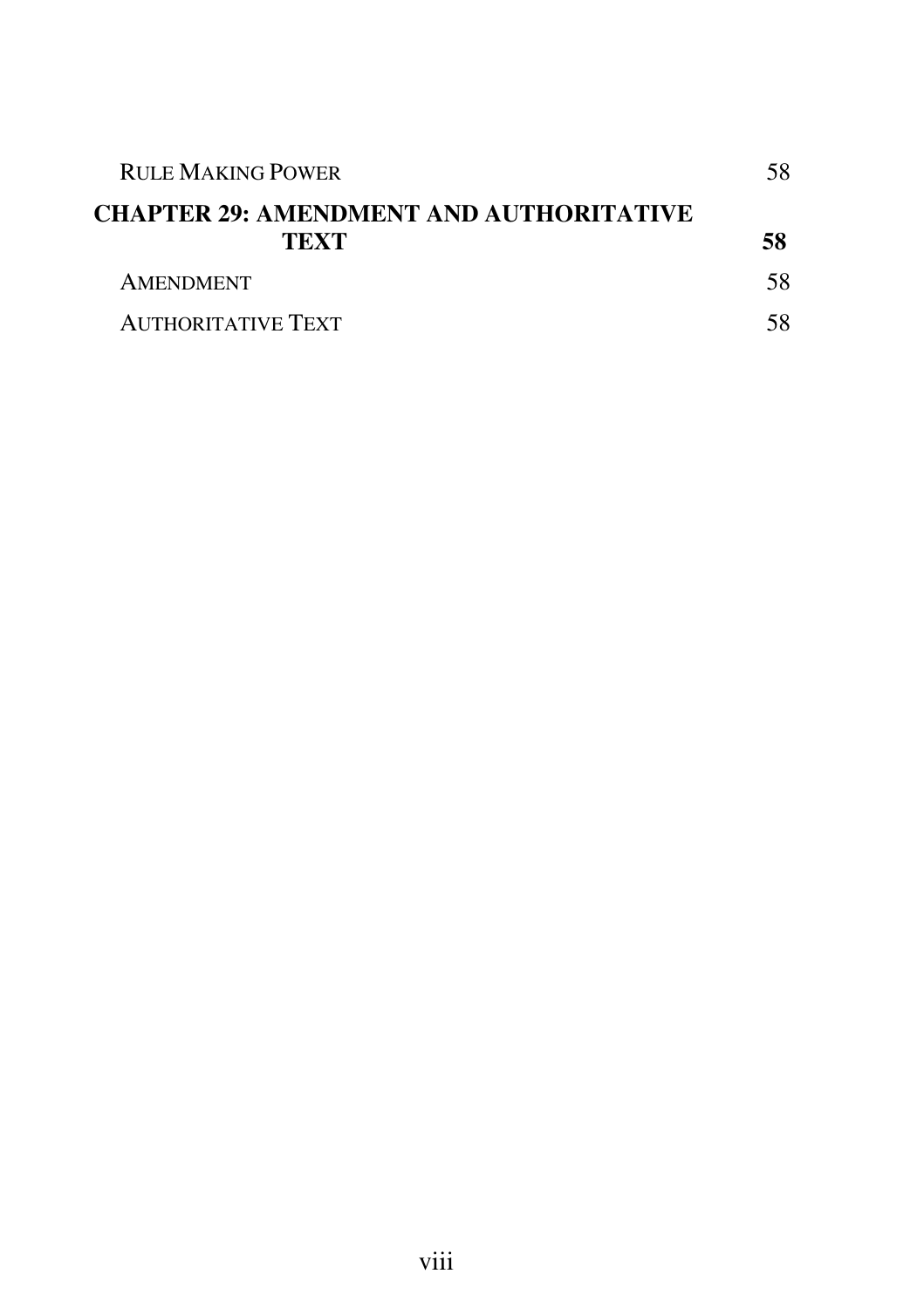Rule Making Power 58

**CHAPTER 29: AMENDMENT AND AUTHORITATIVE TEXT 58**

Amendment 58

Authoritative Text 58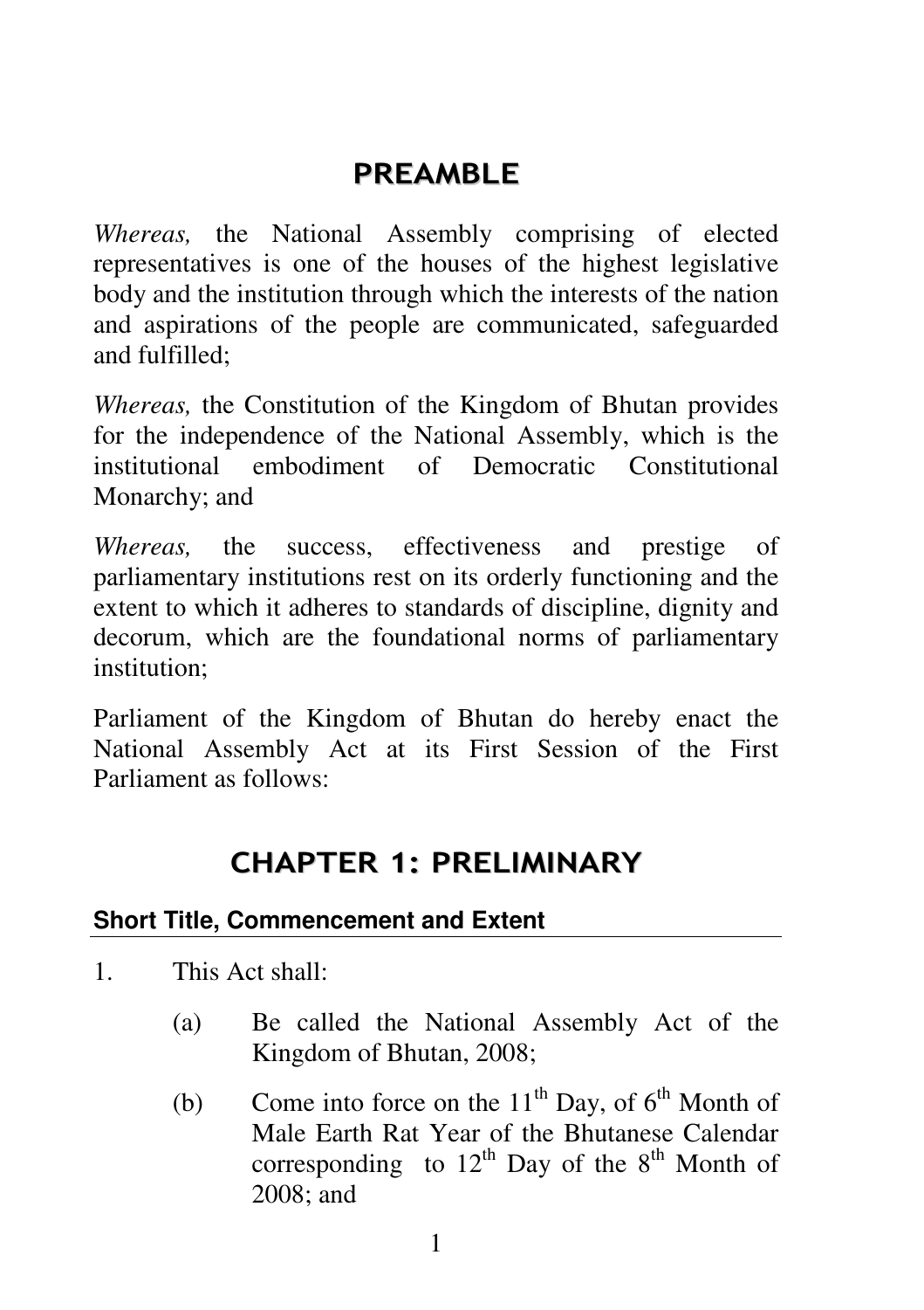# PREAMBLE

*Whereas,* the National Assembly comprising of elected representatives is one of the houses of the highest legislative body and the institution through which the interests of the nation and aspirations of the people are communicated, safeguarded and fulfilled;

*Whereas,* the Constitution of the Kingdom of Bhutan provides for the independence of the National Assembly, which is the institutional embodiment of Democratic Constitutional Monarchy; and

*Whereas,* the success, effectiveness and prestige of parliamentary institutions rest on its orderly functioning and the extent to which it adheres to standards of discipline, dignity and decorum, which are the foundational norms of parliamentary institution;

Parliament of the Kingdom of Bhutan do hereby enact the National Assembly Act at its First Session of the First Parliament as follows:

# CHAPTER 1: PRELIMINARY

### Short Title, Commencement and Extent

1. This Act shall:

    (a) Be called the National Assembly Act of the Kingdom of Bhutan, 2008;

    (b) Come into force on the 11th Day, of 6th Month of Male Earth Rat Year of the Bhutanese Calendar corresponding to 12th Day of the 8th Month of 2008; and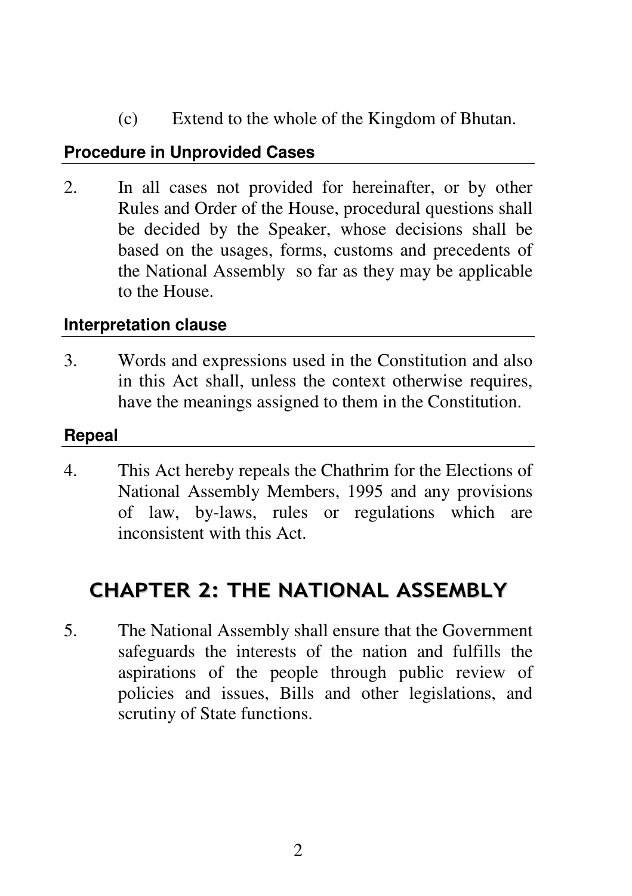(c) Extend to the whole of the Kingdom of Bhutan.

**Procedure in Unprovided Cases**

2. In all cases not provided for hereinafter, or by other Rules and Order of the House, procedural questions shall be decided by the Speaker, whose decisions shall be based on the usages, forms, customs and precedents of the National Assembly so far as they may be applicable to the House.

**Interpretation clause**

3. Words and expressions used in the Constitution and also in this Act shall, unless the context otherwise requires, have the meanings assigned to them in the Constitution.

**Repeal**

4. This Act hereby repeals the Chathrim for the Elections of National Assembly Members, 1995 and any provisions of law, by-laws, rules or regulations which are inconsistent with this Act.

## CHAPTER 2: THE NATIONAL ASSEMBLY

5. The National Assembly shall ensure that the Government safeguards the interests of the nation and fulfills the aspirations of the people through public review of policies and issues, Bills and other legislations, and scrutiny of State functions.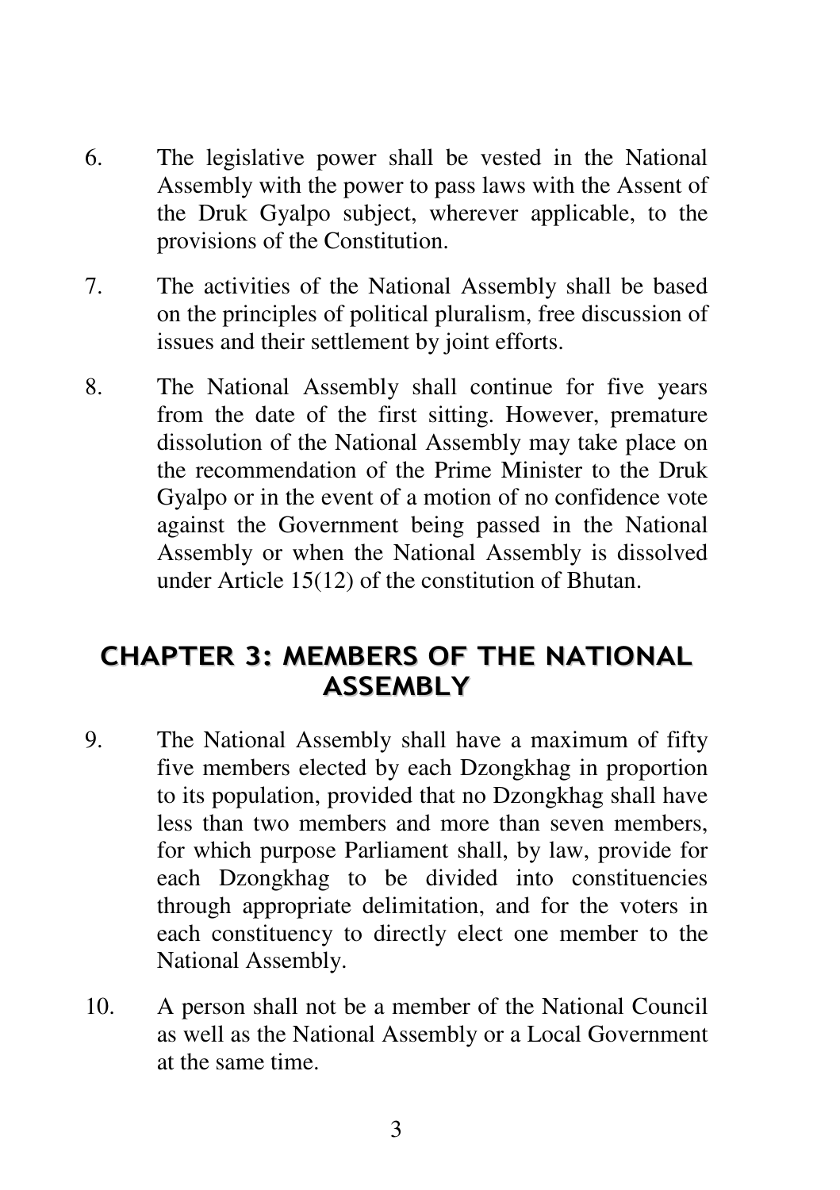6. The legislative power shall be vested in the National Assembly with the power to pass laws with the Assent of the Druk Gyalpo subject, wherever applicable, to the provisions of the Constitution.

7. The activities of the National Assembly shall be based on the principles of political pluralism, free discussion of issues and their settlement by joint efforts.

8. The National Assembly shall continue for five years from the date of the first sitting. However, premature dissolution of the National Assembly may take place on the recommendation of the Prime Minister to the Druk Gyalpo or in the event of a motion of no confidence vote against the Government being passed in the National Assembly or when the National Assembly is dissolved under Article 15(12) of the constitution of Bhutan.

## CHAPTER 3: MEMBERS OF THE NATIONAL ASSEMBLY

9. The National Assembly shall have a maximum of fifty five members elected by each Dzongkhag in proportion to its population, provided that no Dzongkhag shall have less than two members and more than seven members, for which purpose Parliament shall, by law, provide for each Dzongkhag to be divided into constituencies through appropriate delimitation, and for the voters in each constituency to directly elect one member to the National Assembly.

10. A person shall not be a member of the National Council as well as the National Assembly or a Local Government at the same time.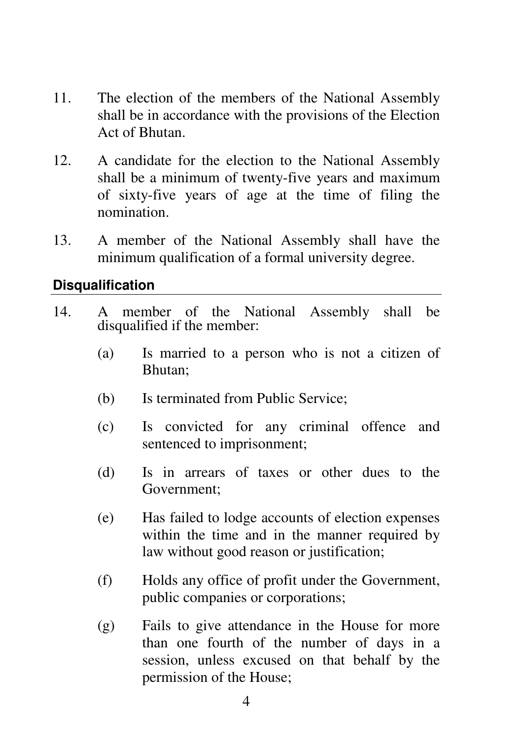11. The election of the members of the National Assembly shall be in accordance with the provisions of the Election Act of Bhutan.

12. A candidate for the election to the National Assembly shall be a minimum of twenty-five years and maximum of sixty-five years of age at the time of filing the nomination.

13. A member of the National Assembly shall have the minimum qualification of a formal university degree.

## Disqualification

14. A member of the National Assembly shall be disqualified if the member:

    (a) Is married to a person who is not a citizen of Bhutan;

    (b) Is terminated from Public Service;

    (c) Is convicted for any criminal offence and sentenced to imprisonment;

    (d) Is in arrears of taxes or other dues to the Government;

    (e) Has failed to lodge accounts of election expenses within the time and in the manner required by law without good reason or justification;

    (f) Holds any office of profit under the Government, public companies or corporations;

    (g) Fails to give attendance in the House for more than one fourth of the number of days in a session, unless excused on that behalf by the permission of the House;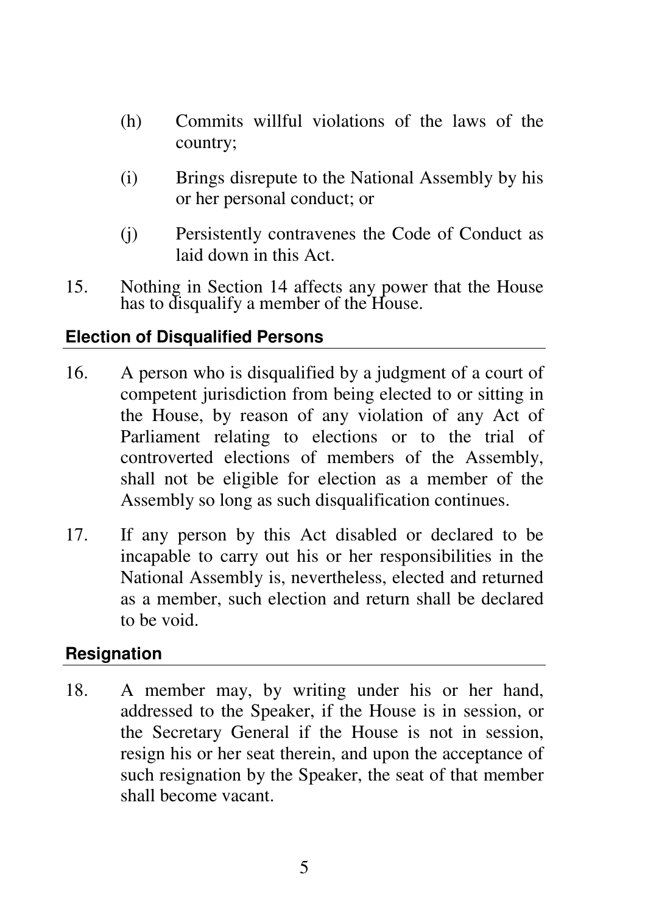(h) Commits willful violations of the laws of the country;

(i) Brings disrepute to the National Assembly by his or her personal conduct; or

(j) Persistently contravenes the Code of Conduct as laid down in this Act.

15. Nothing in Section 14 affects any power that the House has to disqualify a member of the House.

### Election of Disqualified Persons

16. A person who is disqualified by a judgment of a court of competent jurisdiction from being elected to or sitting in the House, by reason of any violation of any Act of Parliament relating to elections or to the trial of controverted elections of members of the Assembly, shall not be eligible for election as a member of the Assembly so long as such disqualification continues.

17. If any person by this Act disabled or declared to be incapable to carry out his or her responsibilities in the National Assembly is, nevertheless, elected and returned as a member, such election and return shall be declared to be void.

### Resignation

18. A member may, by writing under his or her hand, addressed to the Speaker, if the House is in session, or the Secretary General if the House is not in session, resign his or her seat therein, and upon the acceptance of such resignation by the Speaker, the seat of that member shall become vacant.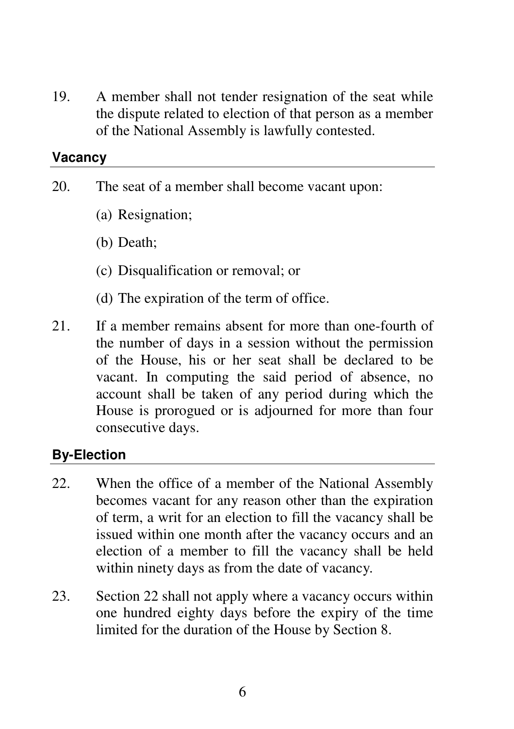19. A member shall not tender resignation of the seat while the dispute related to election of that person as a member of the National Assembly is lawfully contested.

### Vacancy

20. The seat of a member shall become vacant upon:

    (a) Resignation;

    (b) Death;

    (c) Disqualification or removal; or

    (d) The expiration of the term of office.

21. If a member remains absent for more than one-fourth of the number of days in a session without the permission of the House, his or her seat shall be declared to be vacant. In computing the said period of absence, no account shall be taken of any period during which the House is prorogued or is adjourned for more than four consecutive days.

### By-Election

22. When the office of a member of the National Assembly becomes vacant for any reason other than the expiration of term, a writ for an election to fill the vacancy shall be issued within one month after the vacancy occurs and an election of a member to fill the vacancy shall be held within ninety days as from the date of vacancy.

23. Section 22 shall not apply where a vacancy occurs within one hundred eighty days before the expiry of the time limited for the duration of the House by Section 8.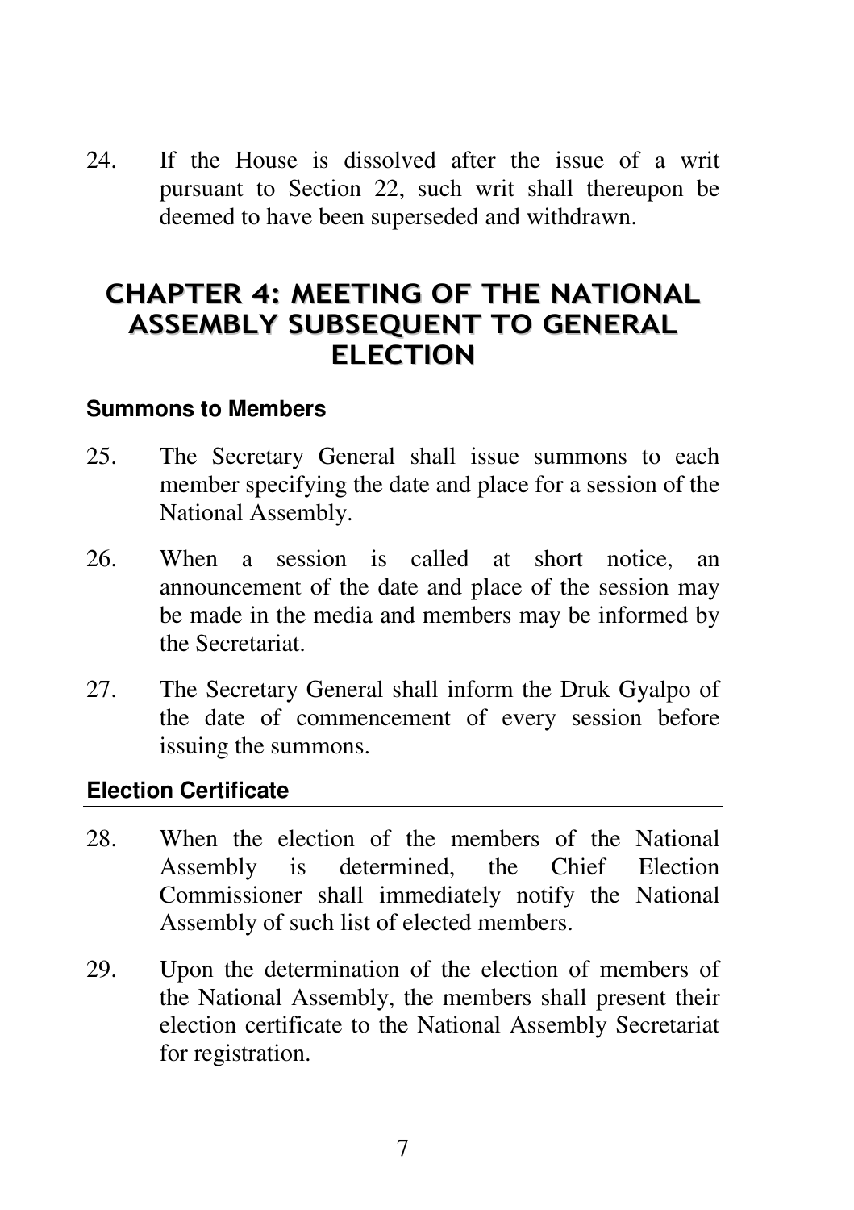24. If the House is dissolved after the issue of a writ pursuant to Section 22, such writ shall thereupon be deemed to have been superseded and withdrawn.

# CHAPTER 4: MEETING OF THE NATIONAL ASSEMBLY SUBSEQUENT TO GENERAL ELECTION

### Summons to Members

25. The Secretary General shall issue summons to each member specifying the date and place for a session of the National Assembly.

26. When a session is called at short notice, an announcement of the date and place of the session may be made in the media and members may be informed by the Secretariat.

27. The Secretary General shall inform the Druk Gyalpo of the date of commencement of every session before issuing the summons.

### Election Certificate

28. When the election of the members of the National Assembly is determined, the Chief Election Commissioner shall immediately notify the National Assembly of such list of elected members.

29. Upon the determination of the election of members of the National Assembly, the members shall present their election certificate to the National Assembly Secretariat for registration.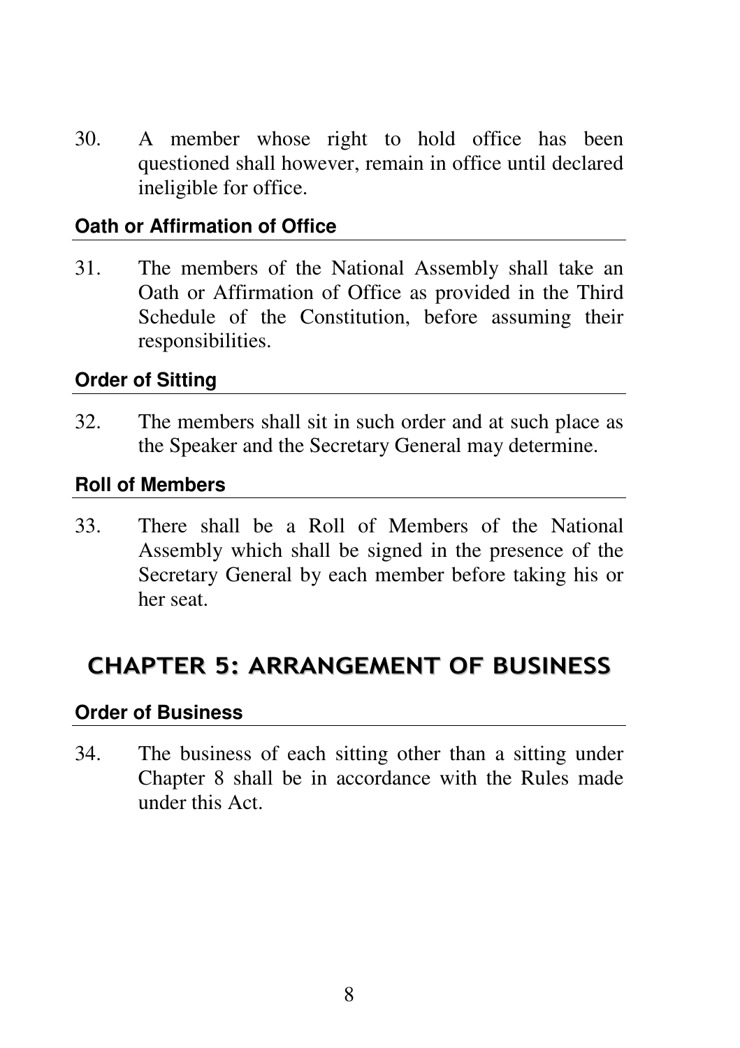30. A member whose right to hold office has been questioned shall however, remain in office until declared ineligible for office.

**Oath or Affirmation of Office**

31. The members of the National Assembly shall take an Oath or Affirmation of Office as provided in the Third Schedule of the Constitution, before assuming their responsibilities.

**Order of Sitting**

32. The members shall sit in such order and at such place as the Speaker and the Secretary General may determine.

**Roll of Members**

33. There shall be a Roll of Members of the National Assembly which shall be signed in the presence of the Secretary General by each member before taking his or her seat.

## CHAPTER 5: ARRANGEMENT OF BUSINESS

**Order of Business**

34. The business of each sitting other than a sitting under Chapter 8 shall be in accordance with the Rules made under this Act.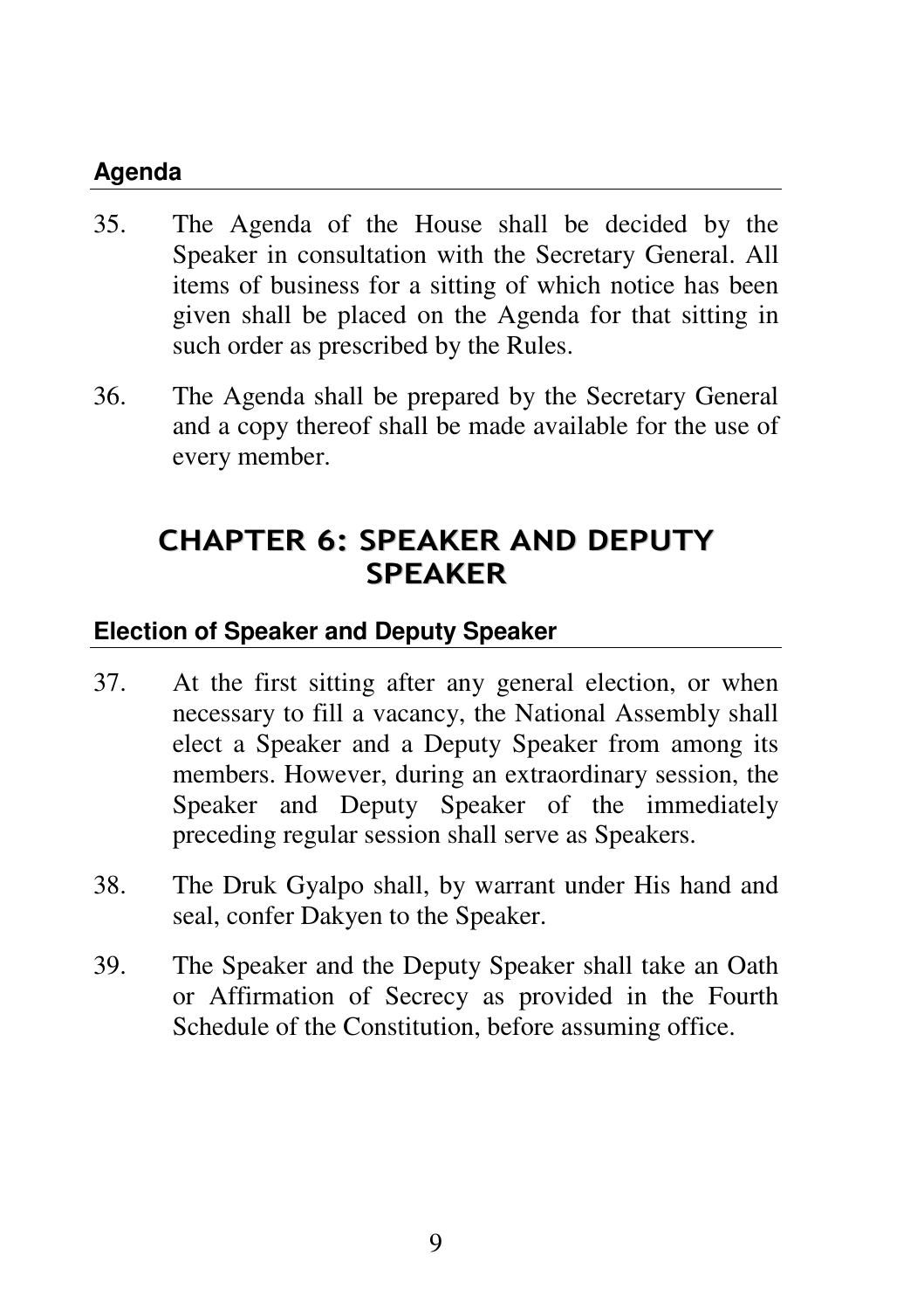### Agenda

35. The Agenda of the House shall be decided by the Speaker in consultation with the Secretary General. All items of business for a sitting of which notice has been given shall be placed on the Agenda for that sitting in such order as prescribed by the Rules.

36. The Agenda shall be prepared by the Secretary General and a copy thereof shall be made available for the use of every member.

## CHAPTER 6: SPEAKER AND DEPUTY SPEAKER

### Election of Speaker and Deputy Speaker

37. At the first sitting after any general election, or when necessary to fill a vacancy, the National Assembly shall elect a Speaker and a Deputy Speaker from among its members. However, during an extraordinary session, the Speaker and Deputy Speaker of the immediately preceding regular session shall serve as Speakers.

38. The Druk Gyalpo shall, by warrant under His hand and seal, confer Dakyen to the Speaker.

39. The Speaker and the Deputy Speaker shall take an Oath or Affirmation of Secrecy as provided in the Fourth Schedule of the Constitution, before assuming office.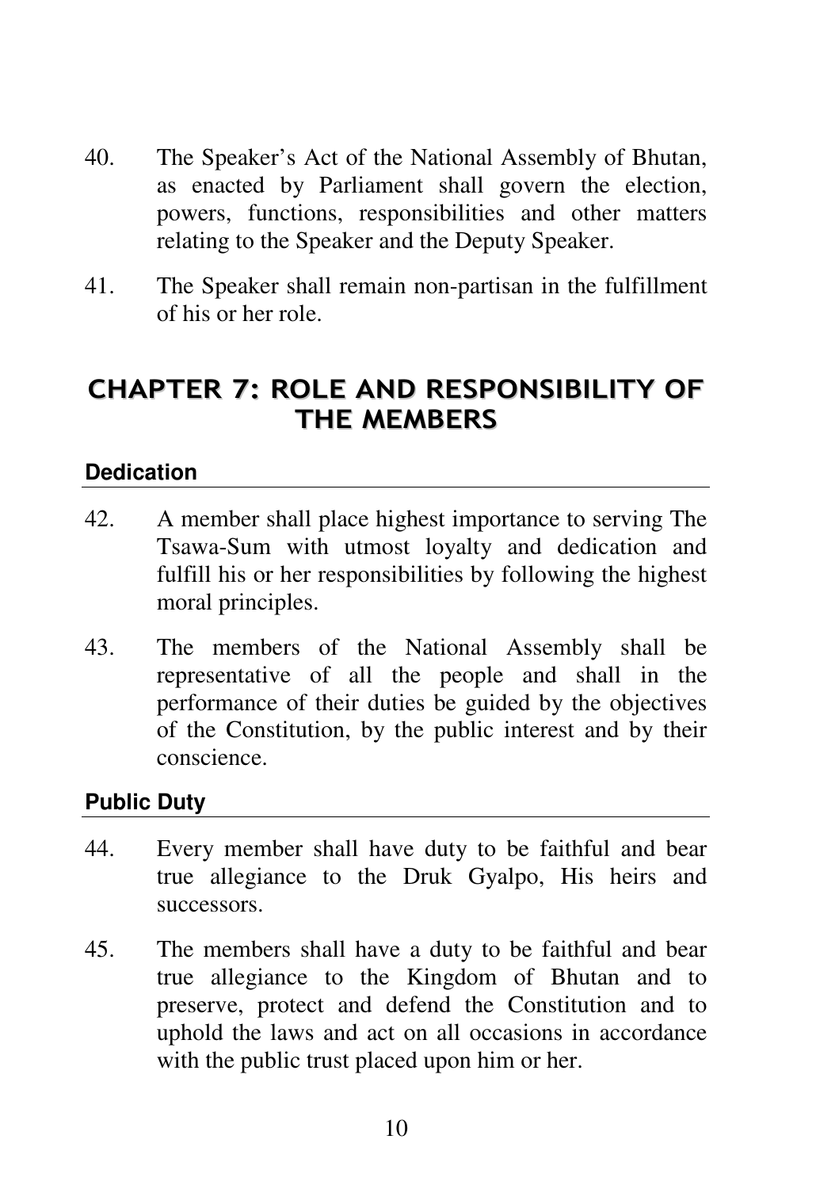40. The Speaker's Act of the National Assembly of Bhutan, as enacted by Parliament shall govern the election, powers, functions, responsibilities and other matters relating to the Speaker and the Deputy Speaker.

41. The Speaker shall remain non-partisan in the fulfillment of his or her role.

# CHAPTER 7: ROLE AND RESPONSIBILITY OF THE MEMBERS

## Dedication

42. A member shall place highest importance to serving The Tsawa-Sum with utmost loyalty and dedication and fulfill his or her responsibilities by following the highest moral principles.

43. The members of the National Assembly shall be representative of all the people and shall in the performance of their duties be guided by the objectives of the Constitution, by the public interest and by their conscience.

## Public Duty

44. Every member shall have duty to be faithful and bear true allegiance to the Druk Gyalpo, His heirs and successors.

45. The members shall have a duty to be faithful and bear true allegiance to the Kingdom of Bhutan and to preserve, protect and defend the Constitution and to uphold the laws and act on all occasions in accordance with the public trust placed upon him or her.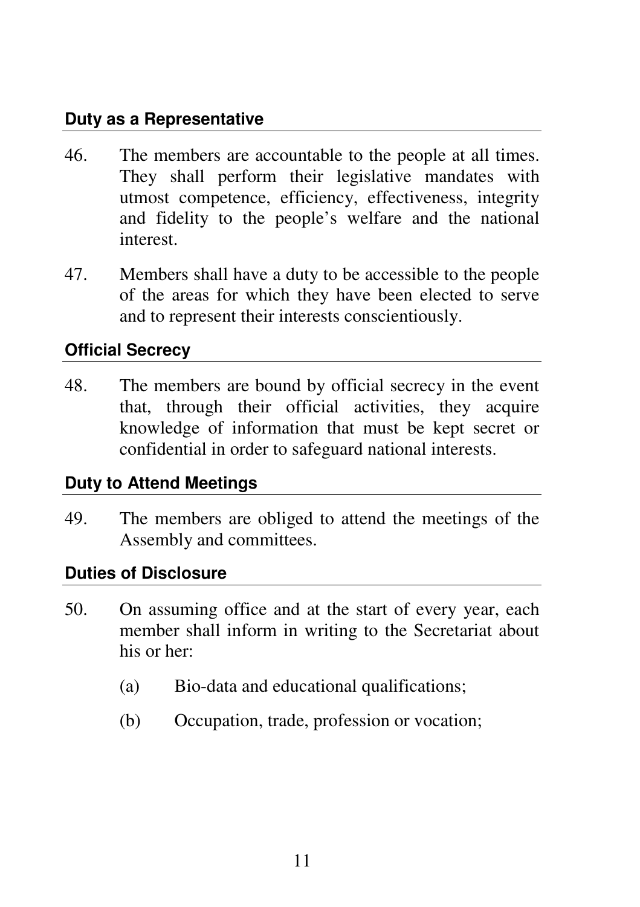### Duty as a Representative

46. The members are accountable to the people at all times. They shall perform their legislative mandates with utmost competence, efficiency, effectiveness, integrity and fidelity to the people's welfare and the national interest.

47. Members shall have a duty to be accessible to the people of the areas for which they have been elected to serve and to represent their interests conscientiously.

### Official Secrecy

48. The members are bound by official secrecy in the event that, through their official activities, they acquire knowledge of information that must be kept secret or confidential in order to safeguard national interests.

### Duty to Attend Meetings

49. The members are obliged to attend the meetings of the Assembly and committees.

### Duties of Disclosure

50. On assuming office and at the start of every year, each member shall inform in writing to the Secretariat about his or her:

    (a) Bio-data and educational qualifications;

    (b) Occupation, trade, profession or vocation;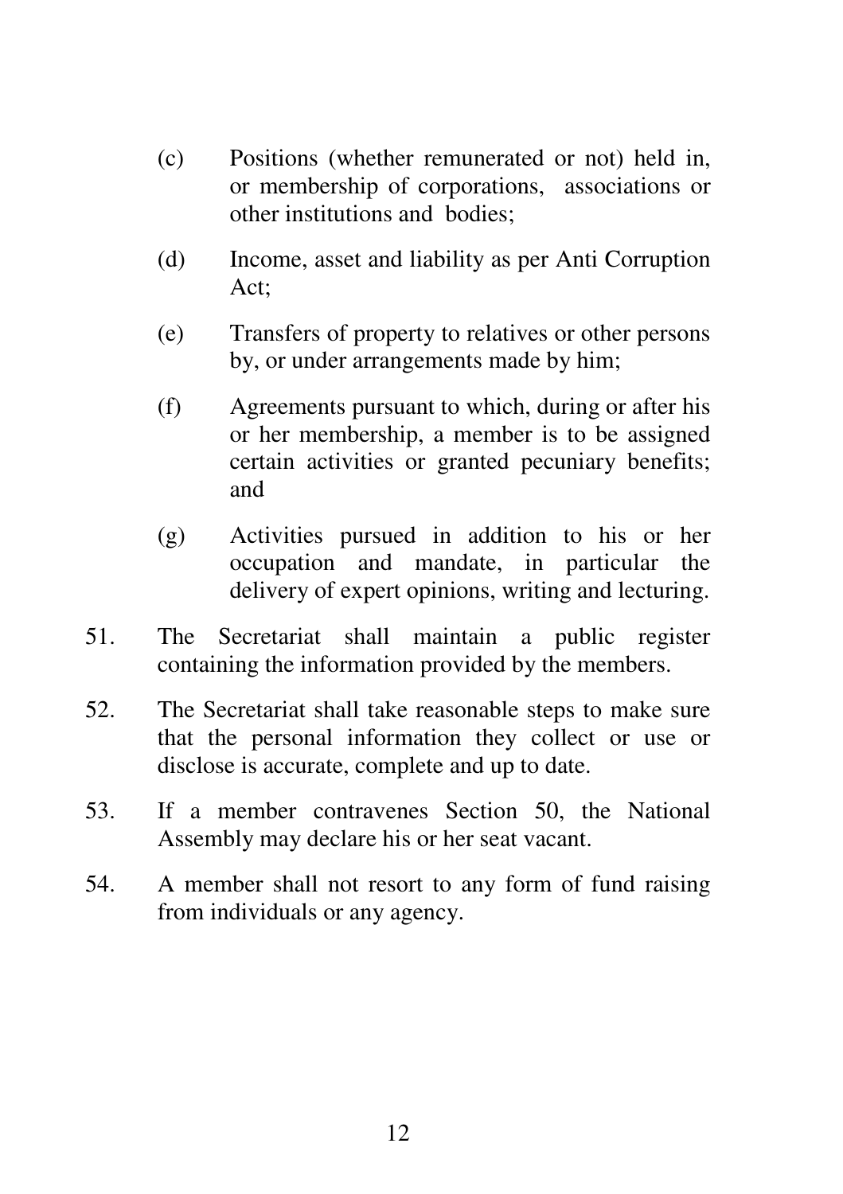(c) Positions (whether remunerated or not) held in, or membership of corporations, associations or other institutions and bodies;

(d) Income, asset and liability as per Anti Corruption Act;

(e) Transfers of property to relatives or other persons by, or under arrangements made by him;

(f) Agreements pursuant to which, during or after his or her membership, a member is to be assigned certain activities or granted pecuniary benefits; and

(g) Activities pursued in addition to his or her occupation and mandate, in particular the delivery of expert opinions, writing and lecturing.

51. The Secretariat shall maintain a public register containing the information provided by the members.

52. The Secretariat shall take reasonable steps to make sure that the personal information they collect or use or disclose is accurate, complete and up to date.

53. If a member contravenes Section 50, the National Assembly may declare his or her seat vacant.

54. A member shall not resort to any form of fund raising from individuals or any agency.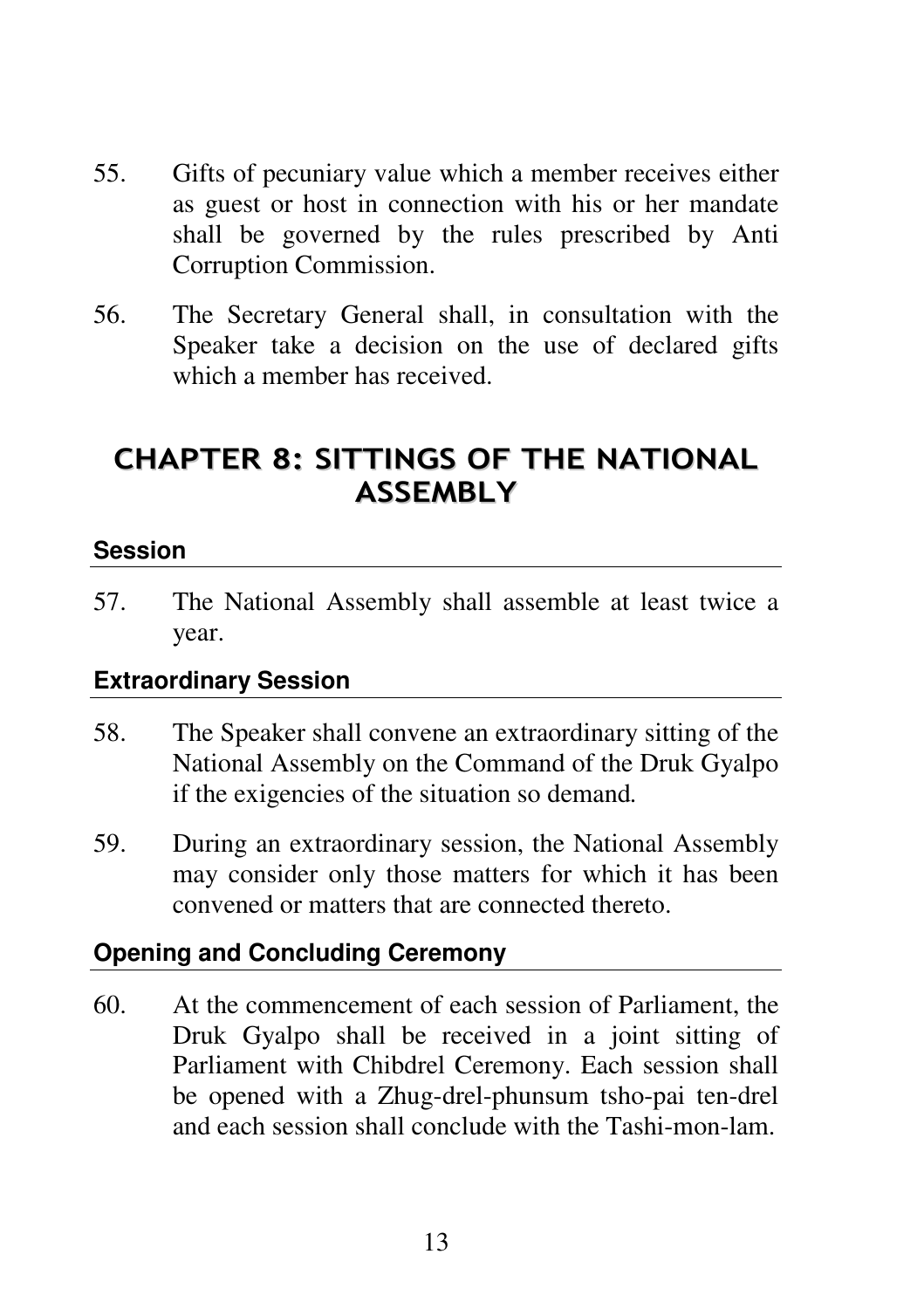55. Gifts of pecuniary value which a member receives either as guest or host in connection with his or her mandate shall be governed by the rules prescribed by Anti Corruption Commission.

56. The Secretary General shall, in consultation with the Speaker take a decision on the use of declared gifts which a member has received.

## CHAPTER 8: SITTINGS OF THE NATIONAL ASSEMBLY

### Session

57. The National Assembly shall assemble at least twice a year.

### Extraordinary Session

58. The Speaker shall convene an extraordinary sitting of the National Assembly on the Command of the Druk Gyalpo if the exigencies of the situation so demand.

59. During an extraordinary session, the National Assembly may consider only those matters for which it has been convened or matters that are connected thereto.

### Opening and Concluding Ceremony

60. At the commencement of each session of Parliament, the Druk Gyalpo shall be received in a joint sitting of Parliament with Chibdrel Ceremony. Each session shall be opened with a Zhug-drel-phunsum tsho-pai ten-drel and each session shall conclude with the Tashi-mon-lam.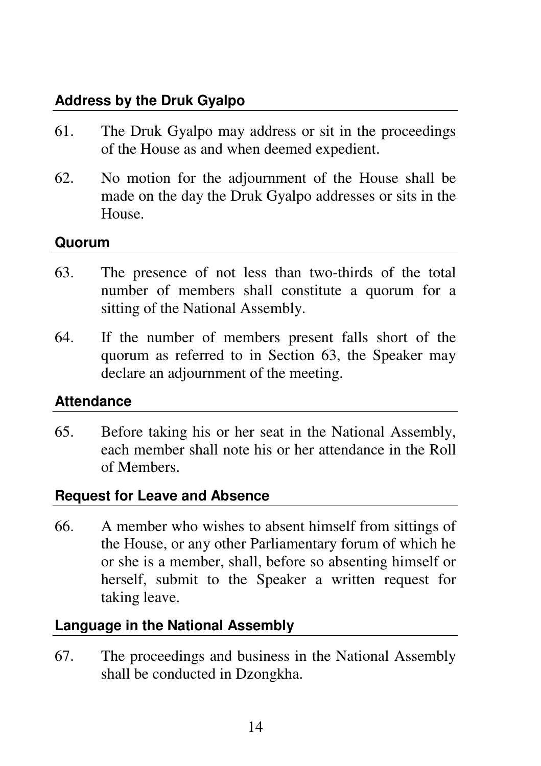### Address by the Druk Gyalpo

61. The Druk Gyalpo may address or sit in the proceedings of the House as and when deemed expedient.

62. No motion for the adjournment of the House shall be made on the day the Druk Gyalpo addresses or sits in the House.

### Quorum

63. The presence of not less than two-thirds of the total number of members shall constitute a quorum for a sitting of the National Assembly.

64. If the number of members present falls short of the quorum as referred to in Section 63, the Speaker may declare an adjournment of the meeting.

### Attendance

65. Before taking his or her seat in the National Assembly, each member shall note his or her attendance in the Roll of Members.

### Request for Leave and Absence

66. A member who wishes to absent himself from sittings of the House, or any other Parliamentary forum of which he or she is a member, shall, before so absenting himself or herself, submit to the Speaker a written request for taking leave.

### Language in the National Assembly

67. The proceedings and business in the National Assembly shall be conducted in Dzongkha.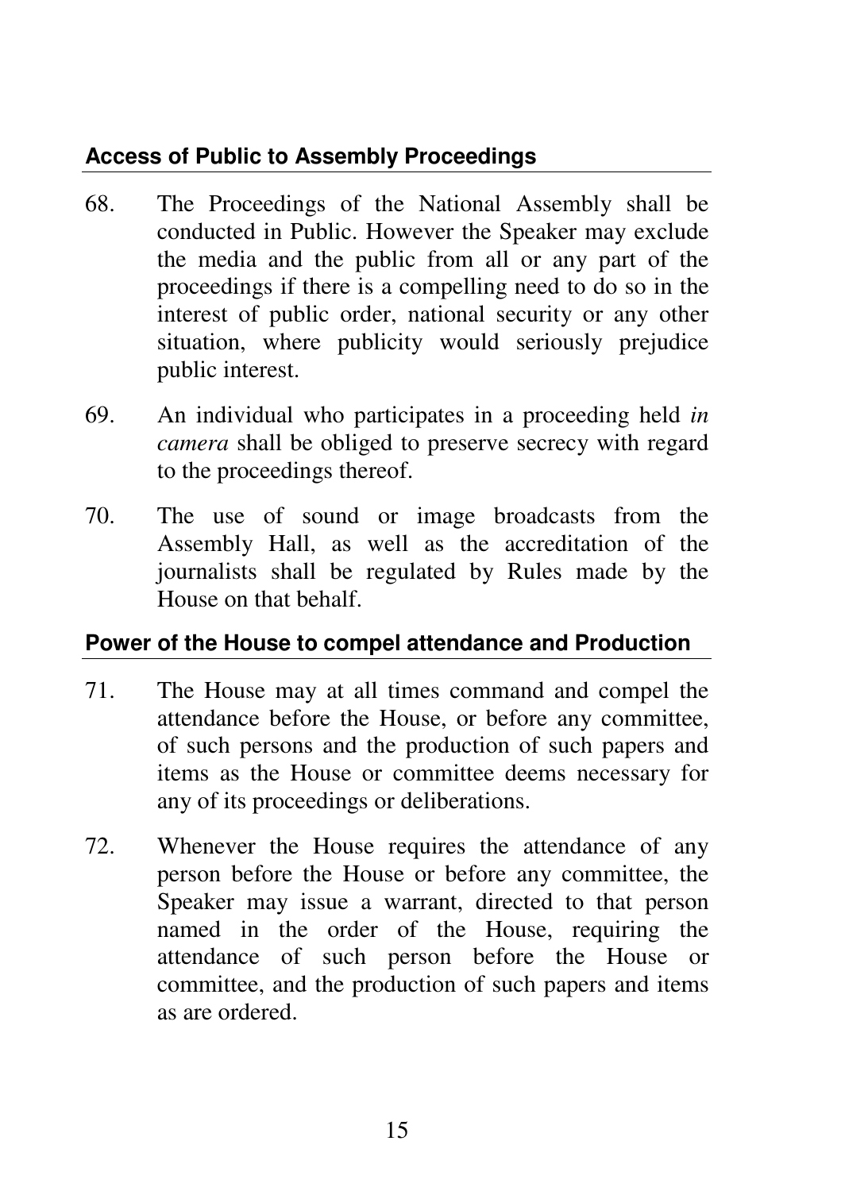### Access of Public to Assembly Proceedings

68. The Proceedings of the National Assembly shall be conducted in Public. However the Speaker may exclude the media and the public from all or any part of the proceedings if there is a compelling need to do so in the interest of public order, national security or any other situation, where publicity would seriously prejudice public interest.

69. An individual who participates in a proceeding held *in camera* shall be obliged to preserve secrecy with regard to the proceedings thereof.

70. The use of sound or image broadcasts from the Assembly Hall, as well as the accreditation of the journalists shall be regulated by Rules made by the House on that behalf.

### Power of the House to compel attendance and Production

71. The House may at all times command and compel the attendance before the House, or before any committee, of such persons and the production of such papers and items as the House or committee deems necessary for any of its proceedings or deliberations.

72. Whenever the House requires the attendance of any person before the House or before any committee, the Speaker may issue a warrant, directed to that person named in the order of the House, requiring the attendance of such person before the House or committee, and the production of such papers and items as are ordered.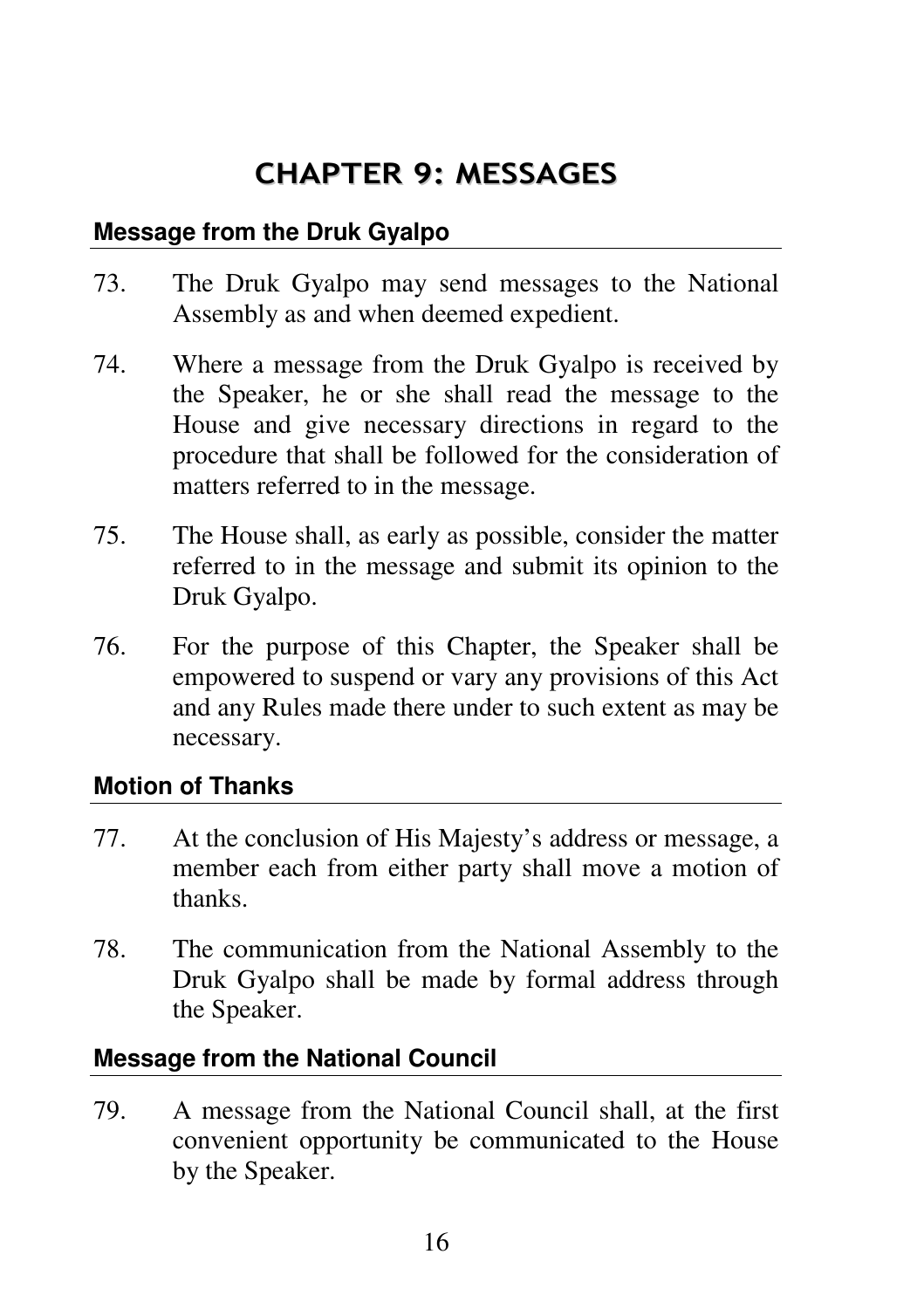# CHAPTER 9: MESSAGES

### Message from the Druk Gyalpo

73. The Druk Gyalpo may send messages to the National Assembly as and when deemed expedient.

74. Where a message from the Druk Gyalpo is received by the Speaker, he or she shall read the message to the House and give necessary directions in regard to the procedure that shall be followed for the consideration of matters referred to in the message.

75. The House shall, as early as possible, consider the matter referred to in the message and submit its opinion to the Druk Gyalpo.

76. For the purpose of this Chapter, the Speaker shall be empowered to suspend or vary any provisions of this Act and any Rules made there under to such extent as may be necessary.

### Motion of Thanks

77. At the conclusion of His Majesty's address or message, a member each from either party shall move a motion of thanks.

78. The communication from the National Assembly to the Druk Gyalpo shall be made by formal address through the Speaker.

### Message from the National Council

79. A message from the National Council shall, at the first convenient opportunity be communicated to the House by the Speaker.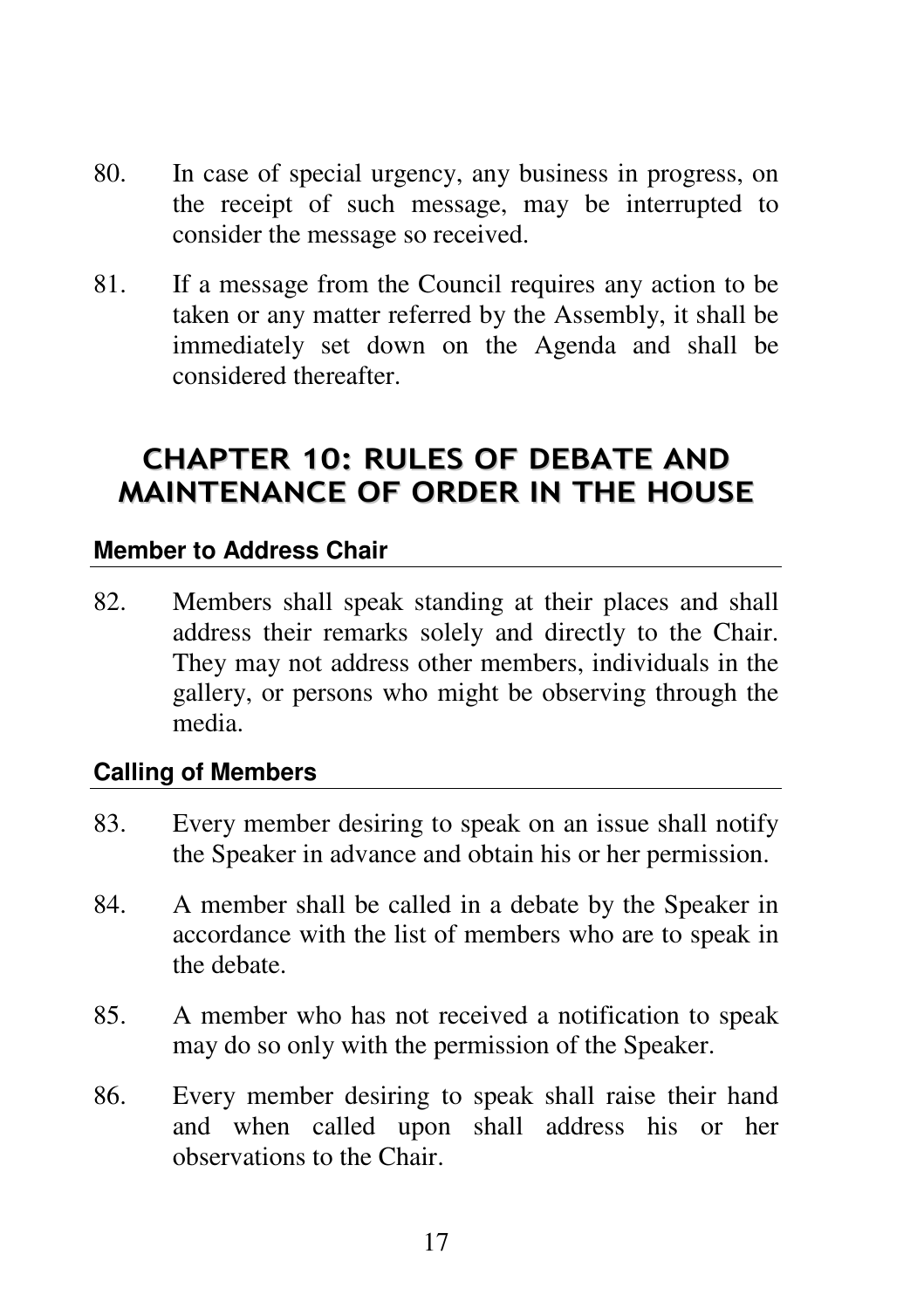80. In case of special urgency, any business in progress, on the receipt of such message, may be interrupted to consider the message so received.

81. If a message from the Council requires any action to be taken or any matter referred by the Assembly, it shall be immediately set down on the Agenda and shall be considered thereafter.

# CHAPTER 10: RULES OF DEBATE AND MAINTENANCE OF ORDER IN THE HOUSE

### Member to Address Chair

82. Members shall speak standing at their places and shall address their remarks solely and directly to the Chair. They may not address other members, individuals in the gallery, or persons who might be observing through the media.

### Calling of Members

83. Every member desiring to speak on an issue shall notify the Speaker in advance and obtain his or her permission.

84. A member shall be called in a debate by the Speaker in accordance with the list of members who are to speak in the debate.

85. A member who has not received a notification to speak may do so only with the permission of the Speaker.

86. Every member desiring to speak shall raise their hand and when called upon shall address his or her observations to the Chair.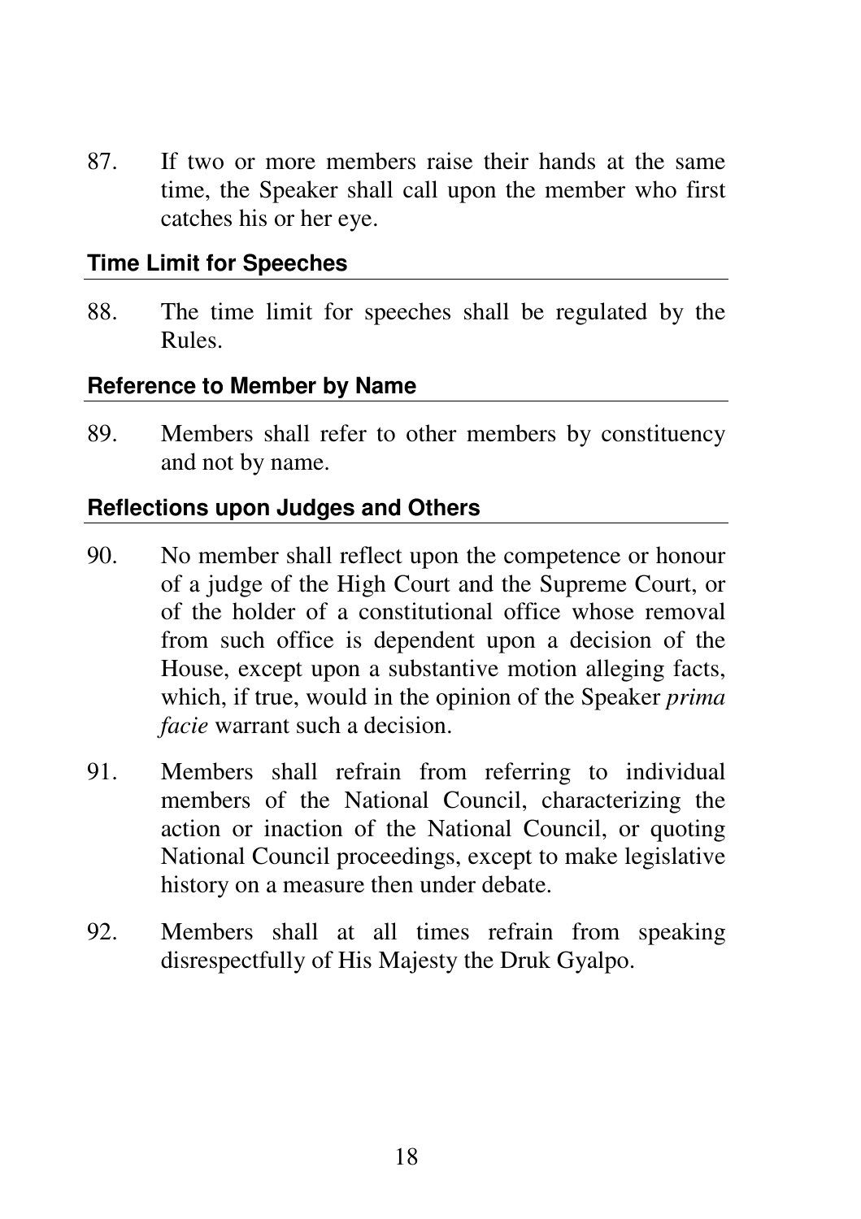87. If two or more members raise their hands at the same time, the Speaker shall call upon the member who first catches his or her eye.

### Time Limit for Speeches

88. The time limit for speeches shall be regulated by the Rules.

### Reference to Member by Name

89. Members shall refer to other members by constituency and not by name.

### Reflections upon Judges and Others

90. No member shall reflect upon the competence or honour of a judge of the High Court and the Supreme Court, or of the holder of a constitutional office whose removal from such office is dependent upon a decision of the House, except upon a substantive motion alleging facts, which, if true, would in the opinion of the Speaker *prima facie* warrant such a decision.

91. Members shall refrain from referring to individual members of the National Council, characterizing the action or inaction of the National Council, or quoting National Council proceedings, except to make legislative history on a measure then under debate.

92. Members shall at all times refrain from speaking disrespectfully of His Majesty the Druk Gyalpo.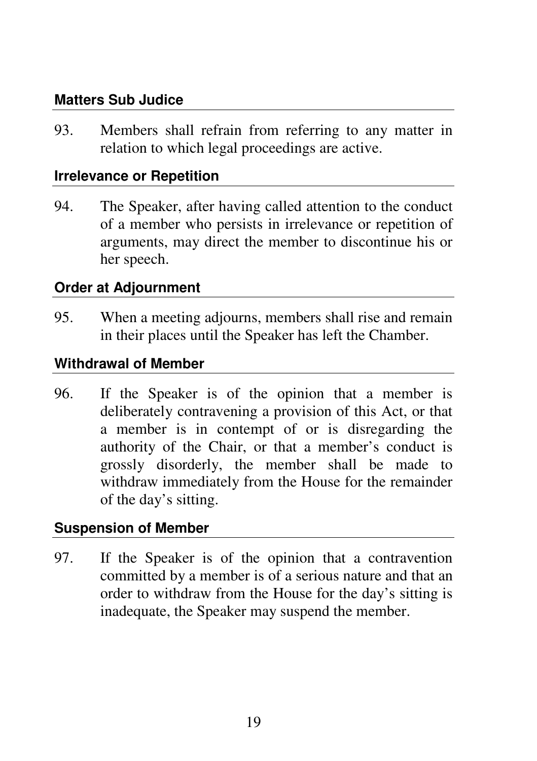### Matters Sub Judice

93. Members shall refrain from referring to any matter in relation to which legal proceedings are active.

### Irrelevance or Repetition

94. The Speaker, after having called attention to the conduct of a member who persists in irrelevance or repetition of arguments, may direct the member to discontinue his or her speech.

### Order at Adjournment

95. When a meeting adjourns, members shall rise and remain in their places until the Speaker has left the Chamber.

### Withdrawal of Member

96. If the Speaker is of the opinion that a member is deliberately contravening a provision of this Act, or that a member is in contempt of or is disregarding the authority of the Chair, or that a member's conduct is grossly disorderly, the member shall be made to withdraw immediately from the House for the remainder of the day's sitting.

### Suspension of Member

97. If the Speaker is of the opinion that a contravention committed by a member is of a serious nature and that an order to withdraw from the House for the day's sitting is inadequate, the Speaker may suspend the member.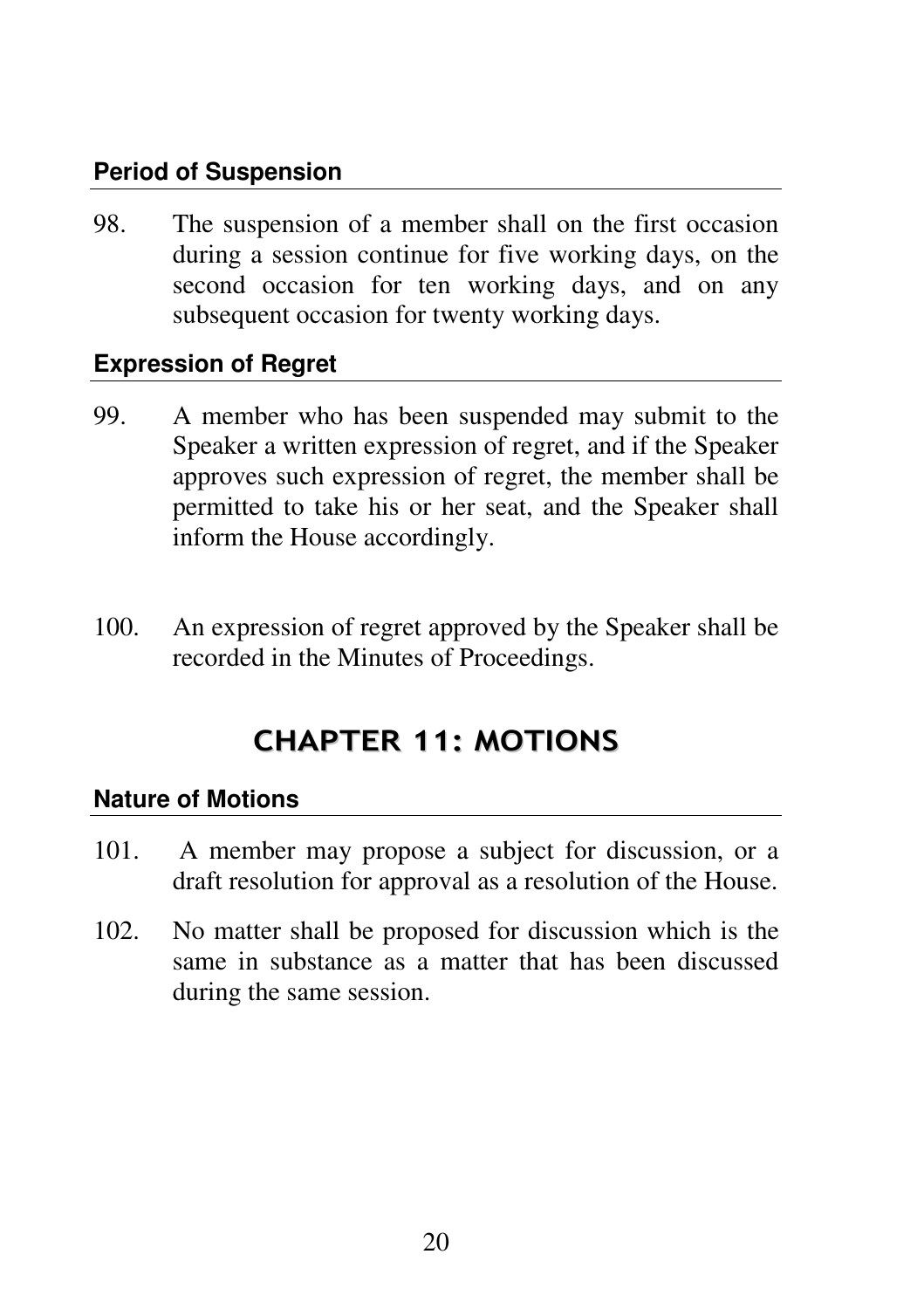### Period of Suspension

98. The suspension of a member shall on the first occasion during a session continue for five working days, on the second occasion for ten working days, and on any subsequent occasion for twenty working days.

### Expression of Regret

99. A member who has been suspended may submit to the Speaker a written expression of regret, and if the Speaker approves such expression of regret, the member shall be permitted to take his or her seat, and the Speaker shall inform the House accordingly.

100. An expression of regret approved by the Speaker shall be recorded in the Minutes of Proceedings.

## CHAPTER 11: MOTIONS

### Nature of Motions

101. A member may propose a subject for discussion, or a draft resolution for approval as a resolution of the House.

102. No matter shall be proposed for discussion which is the same in substance as a matter that has been discussed during the same session.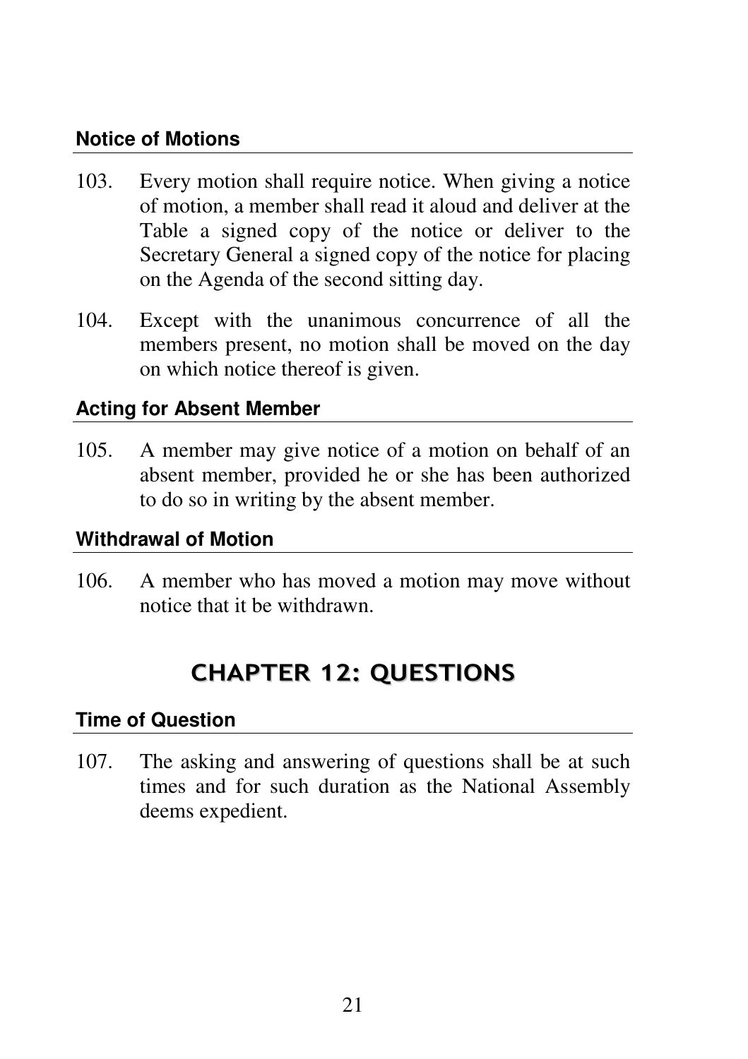### Notice of Motions

103. Every motion shall require notice. When giving a notice of motion, a member shall read it aloud and deliver at the Table a signed copy of the notice or deliver to the Secretary General a signed copy of the notice for placing on the Agenda of the second sitting day.

104. Except with the unanimous concurrence of all the members present, no motion shall be moved on the day on which notice thereof is given.

### Acting for Absent Member

105. A member may give notice of a motion on behalf of an absent member, provided he or she has been authorized to do so in writing by the absent member.

### Withdrawal of Motion

106. A member who has moved a motion may move without notice that it be withdrawn.

## CHAPTER 12: QUESTIONS

### Time of Question

107. The asking and answering of questions shall be at such times and for such duration as the National Assembly deems expedient.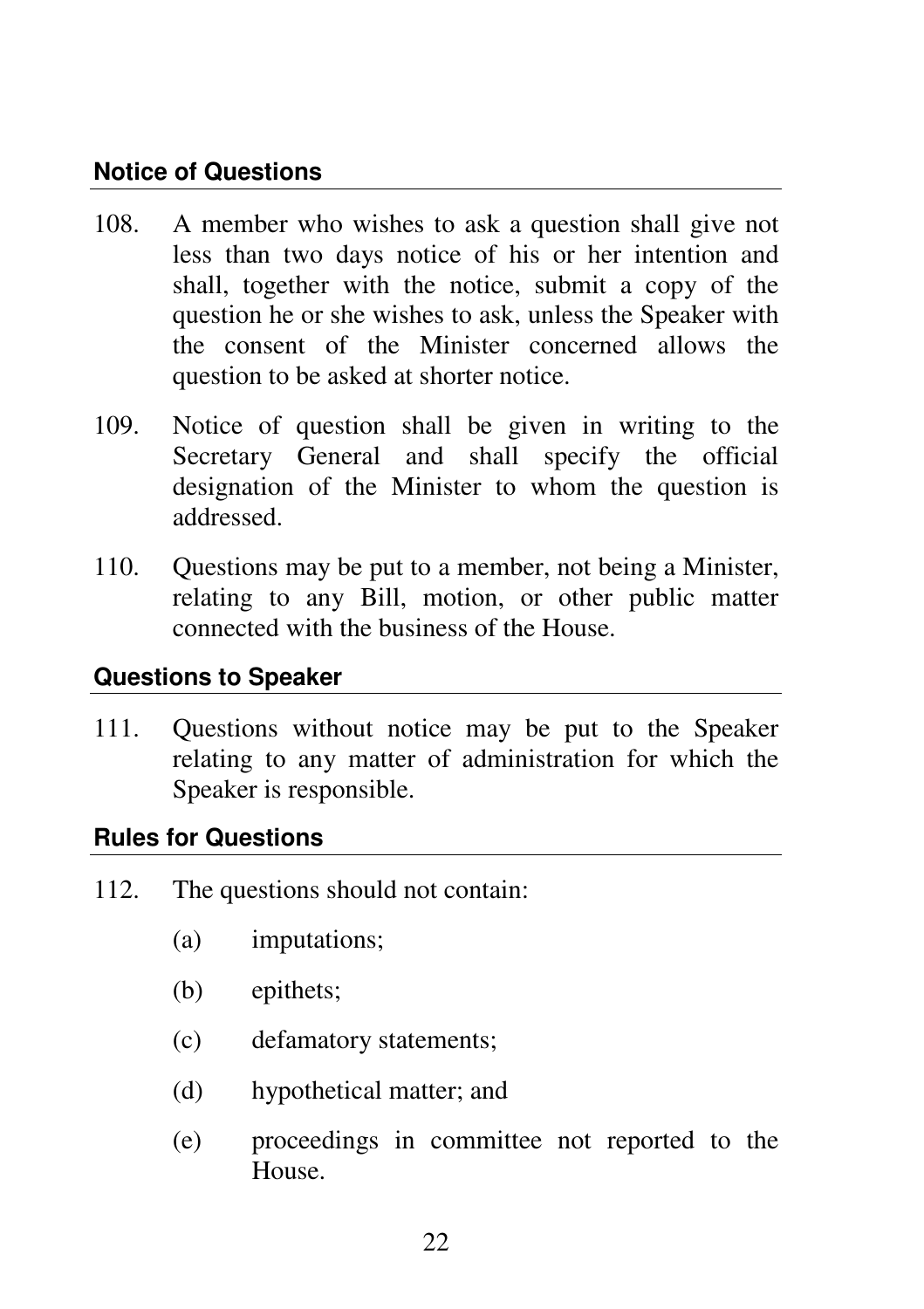### Notice of Questions

108. A member who wishes to ask a question shall give not less than two days notice of his or her intention and shall, together with the notice, submit a copy of the question he or she wishes to ask, unless the Speaker with the consent of the Minister concerned allows the question to be asked at shorter notice.

109. Notice of question shall be given in writing to the Secretary General and shall specify the official designation of the Minister to whom the question is addressed.

110. Questions may be put to a member, not being a Minister, relating to any Bill, motion, or other public matter connected with the business of the House.

### Questions to Speaker

111. Questions without notice may be put to the Speaker relating to any matter of administration for which the Speaker is responsible.

### Rules for Questions

112. The questions should not contain:

   (a) imputations;

   (b) epithets;

   (c) defamatory statements;

   (d) hypothetical matter; and

   (e) proceedings in committee not reported to the House.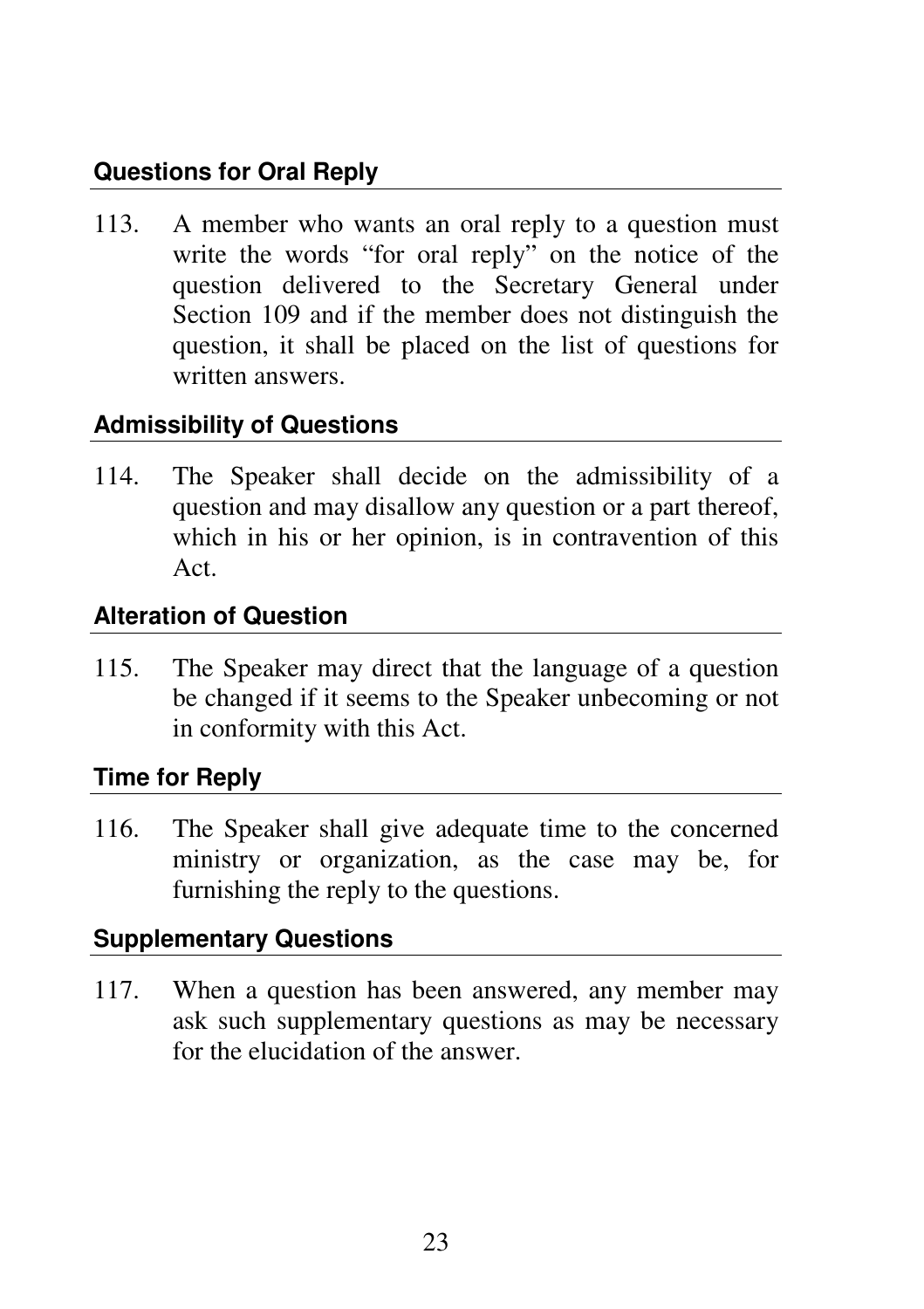### Questions for Oral Reply

113. A member who wants an oral reply to a question must write the words "for oral reply" on the notice of the question delivered to the Secretary General under Section 109 and if the member does not distinguish the question, it shall be placed on the list of questions for written answers.

### Admissibility of Questions

114. The Speaker shall decide on the admissibility of a question and may disallow any question or a part thereof, which in his or her opinion, is in contravention of this Act.

### Alteration of Question

115. The Speaker may direct that the language of a question be changed if it seems to the Speaker unbecoming or not in conformity with this Act.

### Time for Reply

116. The Speaker shall give adequate time to the concerned ministry or organization, as the case may be, for furnishing the reply to the questions.

### Supplementary Questions

117. When a question has been answered, any member may ask such supplementary questions as may be necessary for the elucidation of the answer.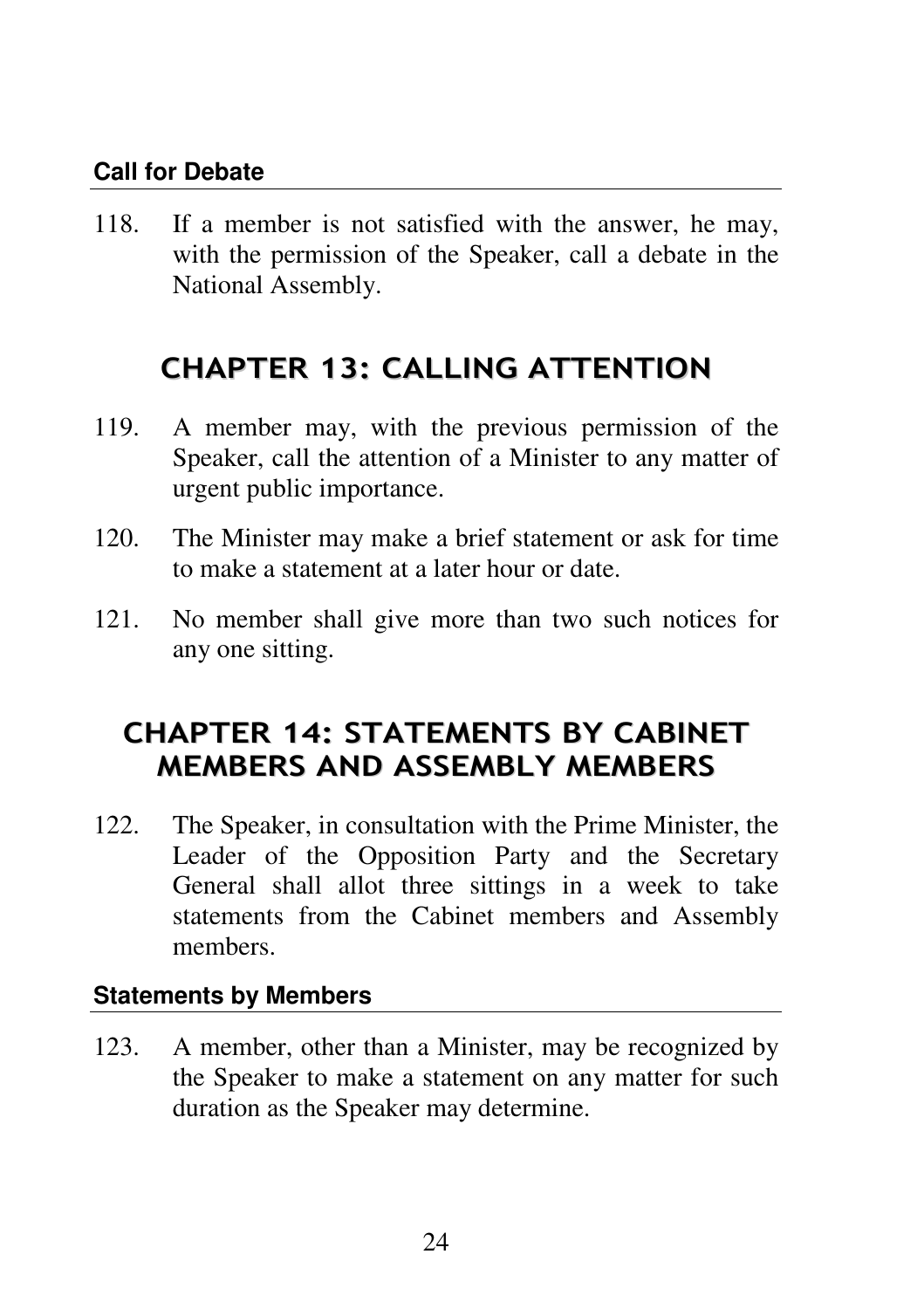### Call for Debate

118. If a member is not satisfied with the answer, he may, with the permission of the Speaker, call a debate in the National Assembly.

## CHAPTER 13: CALLING ATTENTION

119. A member may, with the previous permission of the Speaker, call the attention of a Minister to any matter of urgent public importance.

120. The Minister may make a brief statement or ask for time to make a statement at a later hour or date.

121. No member shall give more than two such notices for any one sitting.

## CHAPTER 14: STATEMENTS BY CABINET MEMBERS AND ASSEMBLY MEMBERS

122. The Speaker, in consultation with the Prime Minister, the Leader of the Opposition Party and the Secretary General shall allot three sittings in a week to take statements from the Cabinet members and Assembly members.

### Statements by Members

123. A member, other than a Minister, may be recognized by the Speaker to make a statement on any matter for such duration as the Speaker may determine.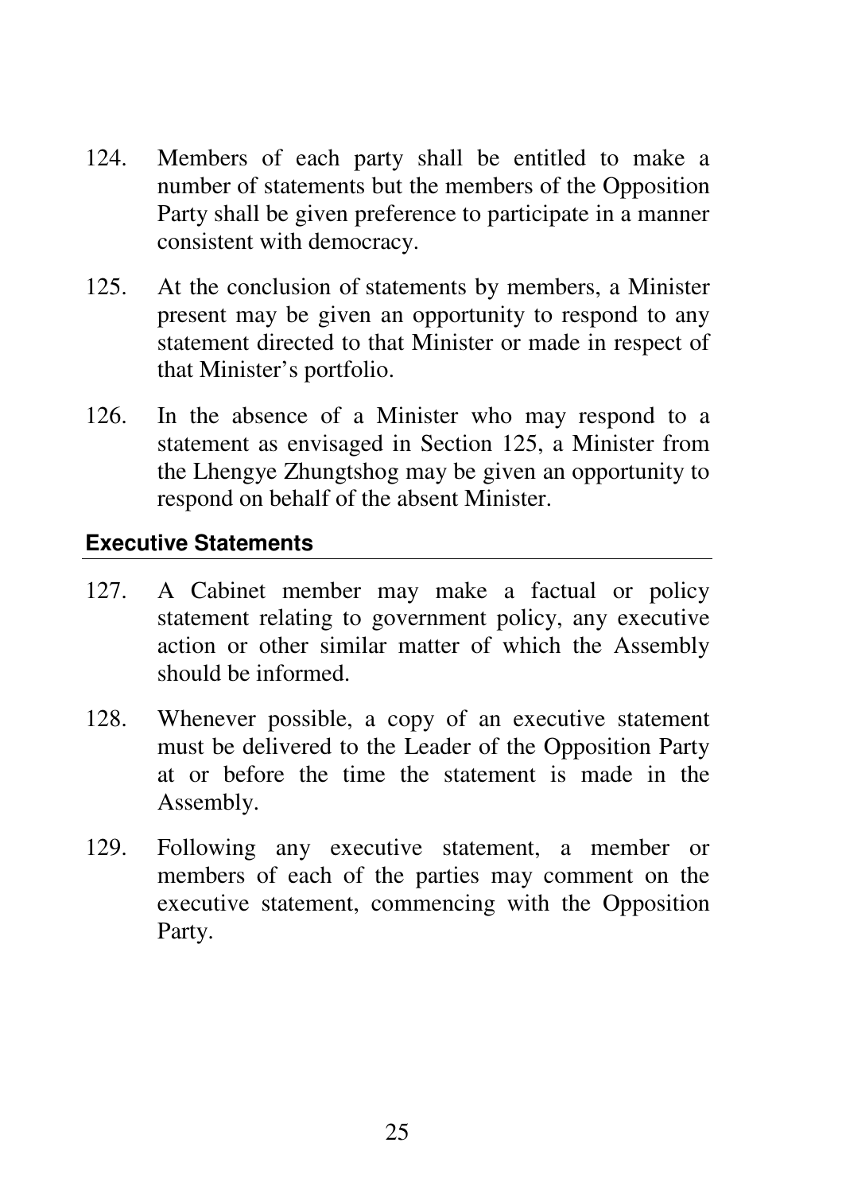124. Members of each party shall be entitled to make a number of statements but the members of the Opposition Party shall be given preference to participate in a manner consistent with democracy.

125. At the conclusion of statements by members, a Minister present may be given an opportunity to respond to any statement directed to that Minister or made in respect of that Minister's portfolio.

126. In the absence of a Minister who may respond to a statement as envisaged in Section 125, a Minister from the Lhengye Zhungtshog may be given an opportunity to respond on behalf of the absent Minister.

### Executive Statements

127. A Cabinet member may make a factual or policy statement relating to government policy, any executive action or other similar matter of which the Assembly should be informed.

128. Whenever possible, a copy of an executive statement must be delivered to the Leader of the Opposition Party at or before the time the statement is made in the Assembly.

129. Following any executive statement, a member or members of each of the parties may comment on the executive statement, commencing with the Opposition Party.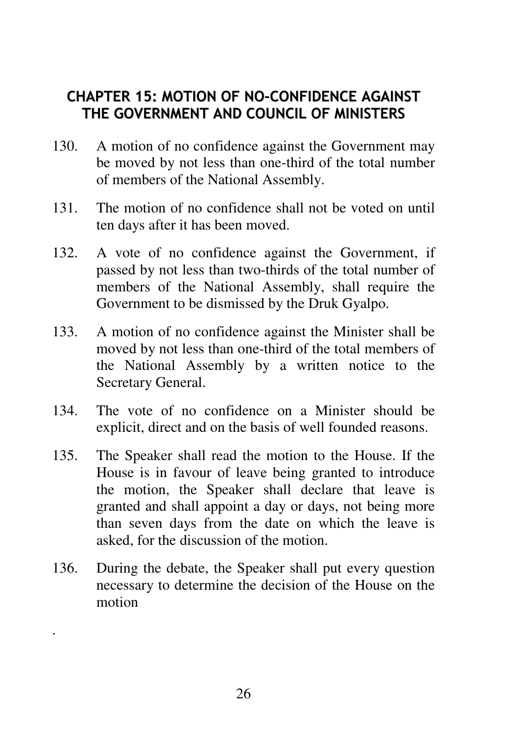## CHAPTER 15: MOTION OF NO-CONFIDENCE AGAINST THE GOVERNMENT AND COUNCIL OF MINISTERS

130. A motion of no confidence against the Government may be moved by not less than one-third of the total number of members of the National Assembly.

131. The motion of no confidence shall not be voted on until ten days after it has been moved.

132. A vote of no confidence against the Government, if passed by not less than two-thirds of the total number of members of the National Assembly, shall require the Government to be dismissed by the Druk Gyalpo.

133. A motion of no confidence against the Minister shall be moved by not less than one-third of the total members of the National Assembly by a written notice to the Secretary General.

134. The vote of no confidence on a Minister should be explicit, direct and on the basis of well founded reasons.

135. The Speaker shall read the motion to the House. If the House is in favour of leave being granted to introduce the motion, the Speaker shall declare that leave is granted and shall appoint a day or days, not being more than seven days from the date on which the leave is asked, for the discussion of the motion.

136. During the debate, the Speaker shall put every question necessary to determine the decision of the House on the motion

.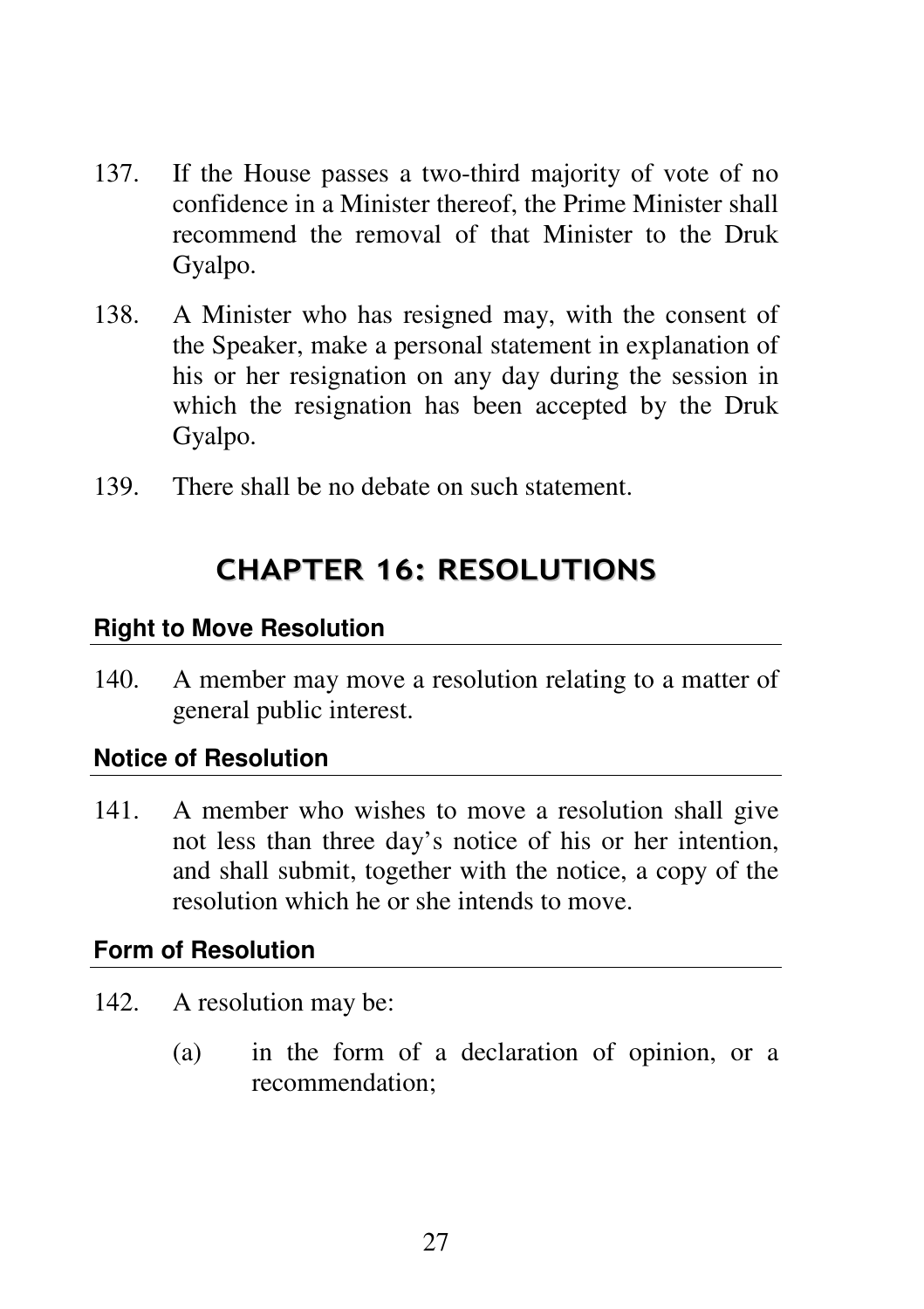137. If the House passes a two-third majority of vote of no confidence in a Minister thereof, the Prime Minister shall recommend the removal of that Minister to the Druk Gyalpo.

138. A Minister who has resigned may, with the consent of the Speaker, make a personal statement in explanation of his or her resignation on any day during the session in which the resignation has been accepted by the Druk Gyalpo.

139. There shall be no debate on such statement.

## CHAPTER 16: RESOLUTIONS

### Right to Move Resolution

140. A member may move a resolution relating to a matter of general public interest.

### Notice of Resolution

141. A member who wishes to move a resolution shall give not less than three day's notice of his or her intention, and shall submit, together with the notice, a copy of the resolution which he or she intends to move.

### Form of Resolution

142. A resolution may be:

    (a) in the form of a declaration of opinion, or a recommendation;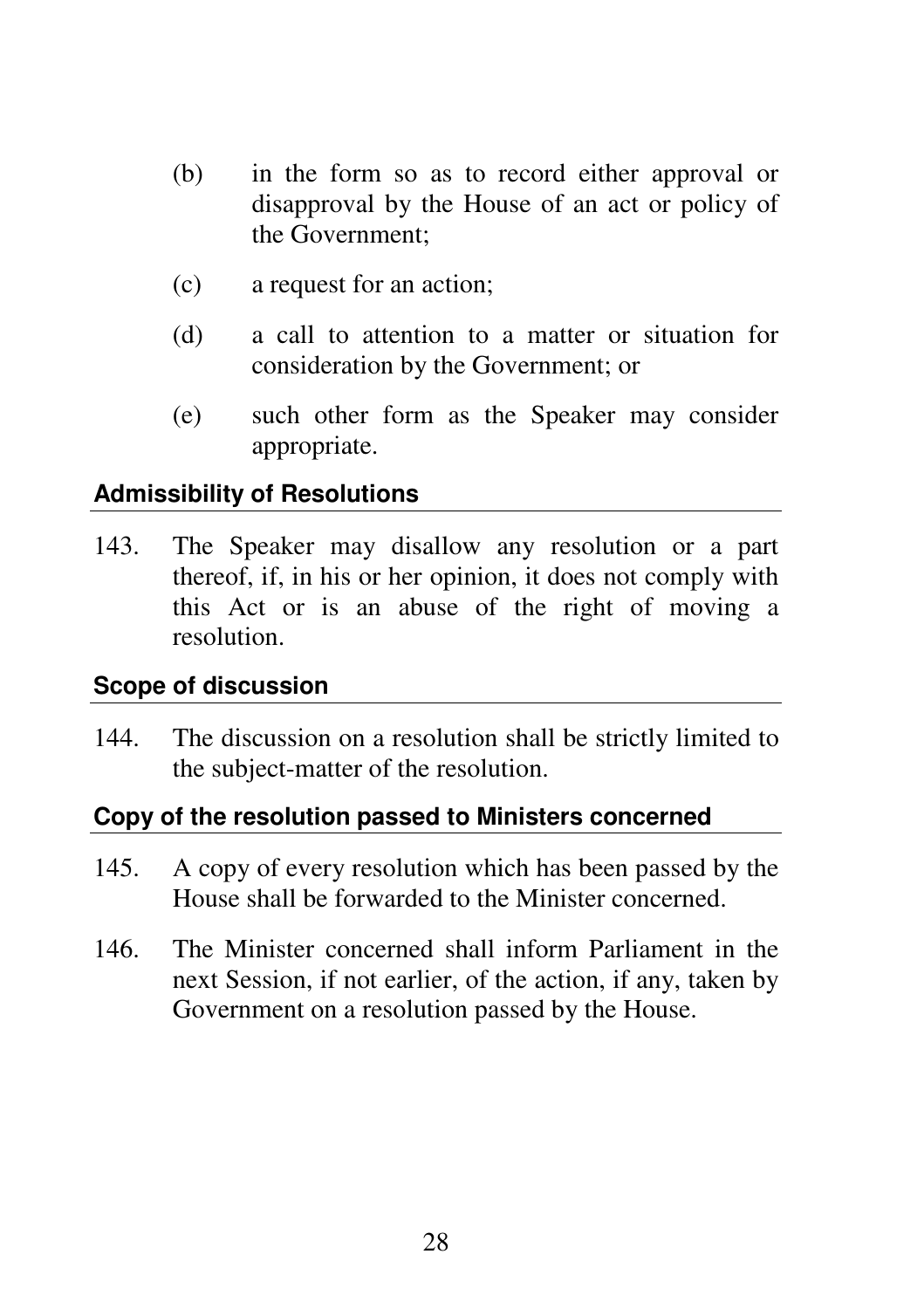(b) in the form so as to record either approval or disapproval by the House of an act or policy of the Government;

(c) a request for an action;

(d) a call to attention to a matter or situation for consideration by the Government; or

(e) such other form as the Speaker may consider appropriate.

### Admissibility of Resolutions

143. The Speaker may disallow any resolution or a part thereof, if, in his or her opinion, it does not comply with this Act or is an abuse of the right of moving a resolution.

### Scope of discussion

144. The discussion on a resolution shall be strictly limited to the subject-matter of the resolution.

### Copy of the resolution passed to Ministers concerned

145. A copy of every resolution which has been passed by the House shall be forwarded to the Minister concerned.

146. The Minister concerned shall inform Parliament in the next Session, if not earlier, of the action, if any, taken by Government on a resolution passed by the House.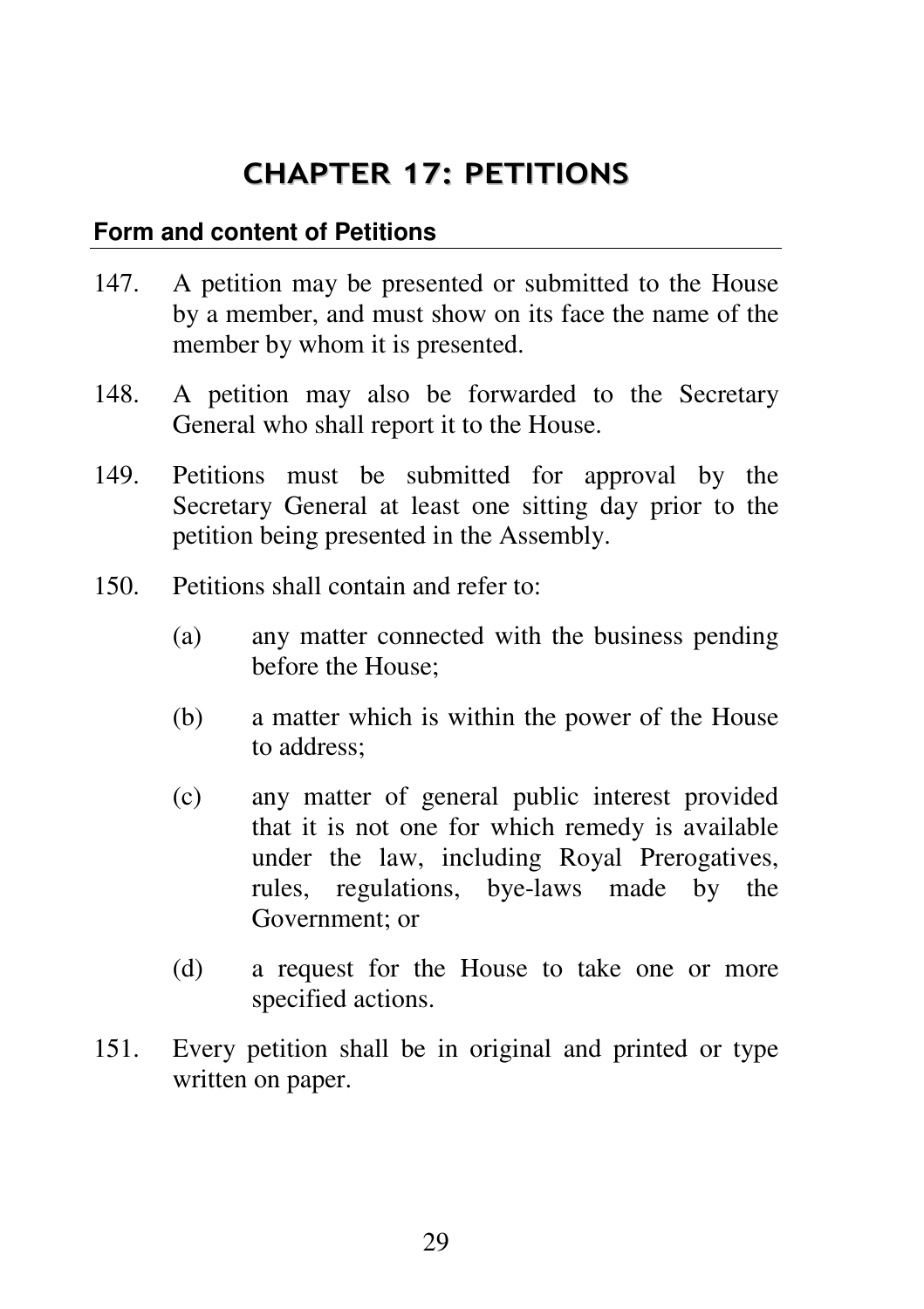# CHAPTER 17: PETITIONS

### Form and content of Petitions

147. A petition may be presented or submitted to the House by a member, and must show on its face the name of the member by whom it is presented.

148. A petition may also be forwarded to the Secretary General who shall report it to the House.

149. Petitions must be submitted for approval by the Secretary General at least one sitting day prior to the petition being presented in the Assembly.

150. Petitions shall contain and refer to:

    (a) any matter connected with the business pending before the House;

    (b) a matter which is within the power of the House to address;

    (c) any matter of general public interest provided that it is not one for which remedy is available under the law, including Royal Prerogatives, rules, regulations, bye-laws made by the Government; or

    (d) a request for the House to take one or more specified actions.

151. Every petition shall be in original and printed or type written on paper.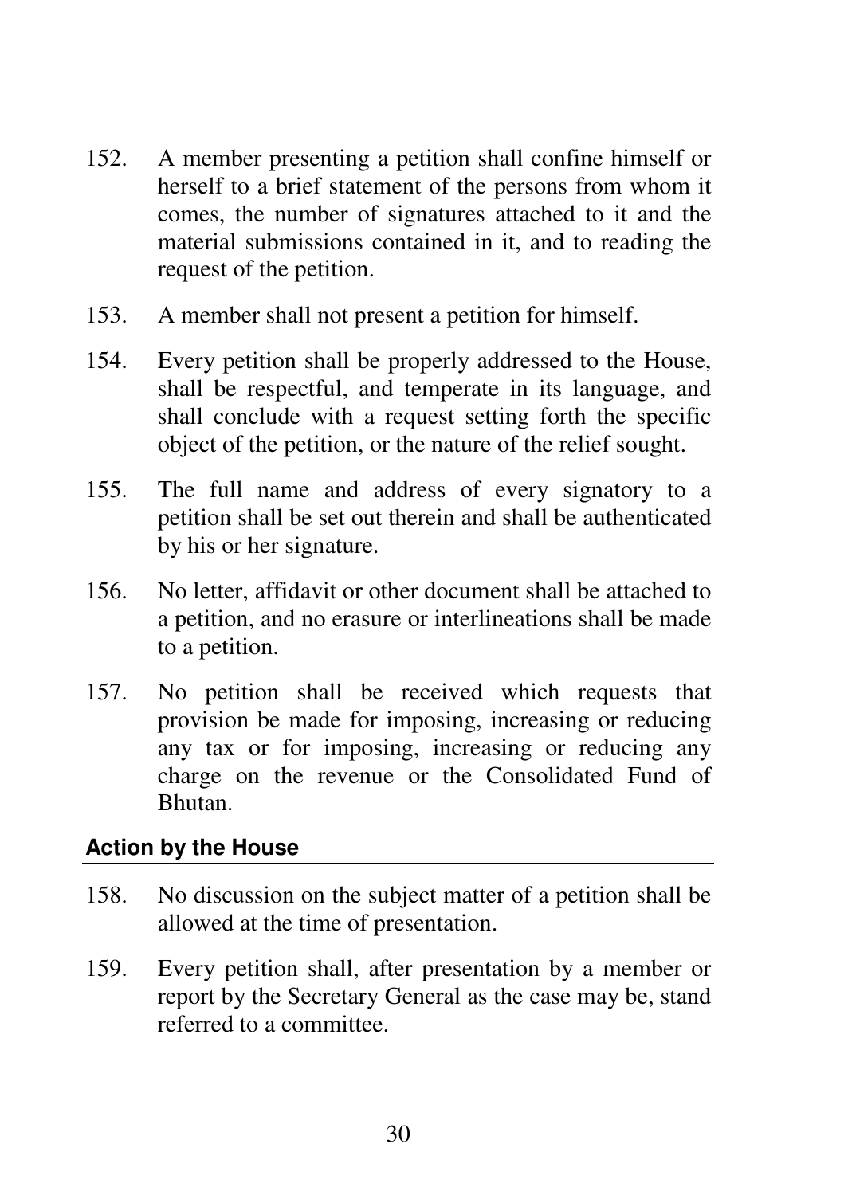152. A member presenting a petition shall confine himself or herself to a brief statement of the persons from whom it comes, the number of signatures attached to it and the material submissions contained in it, and to reading the request of the petition.

153. A member shall not present a petition for himself.

154. Every petition shall be properly addressed to the House, shall be respectful, and temperate in its language, and shall conclude with a request setting forth the specific object of the petition, or the nature of the relief sought.

155. The full name and address of every signatory to a petition shall be set out therein and shall be authenticated by his or her signature.

156. No letter, affidavit or other document shall be attached to a petition, and no erasure or interlineations shall be made to a petition.

157. No petition shall be received which requests that provision be made for imposing, increasing or reducing any tax or for imposing, increasing or reducing any charge on the revenue or the Consolidated Fund of Bhutan.

#### Action by the House

158. No discussion on the subject matter of a petition shall be allowed at the time of presentation.

159. Every petition shall, after presentation by a member or report by the Secretary General as the case may be, stand referred to a committee.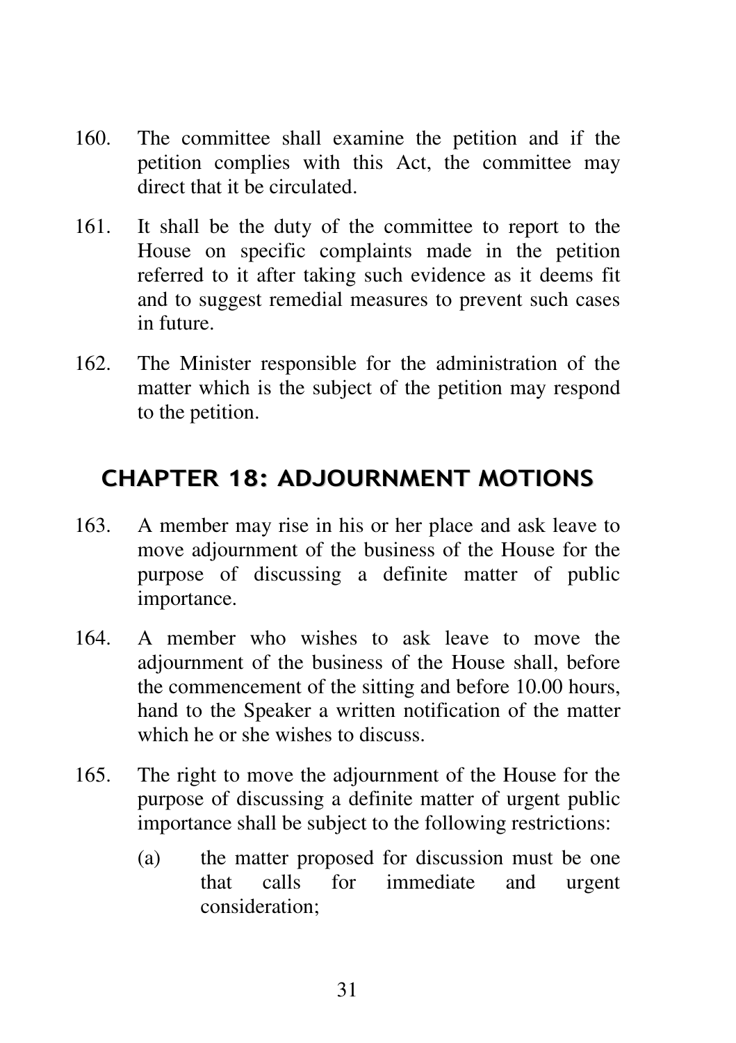160. The committee shall examine the petition and if the petition complies with this Act, the committee may direct that it be circulated.

161. It shall be the duty of the committee to report to the House on specific complaints made in the petition referred to it after taking such evidence as it deems fit and to suggest remedial measures to prevent such cases in future.

162. The Minister responsible for the administration of the matter which is the subject of the petition may respond to the petition.

## CHAPTER 18: ADJOURNMENT MOTIONS

163. A member may rise in his or her place and ask leave to move adjournment of the business of the House for the purpose of discussing a definite matter of public importance.

164. A member who wishes to ask leave to move the adjournment of the business of the House shall, before the commencement of the sitting and before 10.00 hours, hand to the Speaker a written notification of the matter which he or she wishes to discuss.

165. The right to move the adjournment of the House for the purpose of discussing a definite matter of urgent public importance shall be subject to the following restrictions:

    (a) the matter proposed for discussion must be one that calls for immediate and urgent consideration;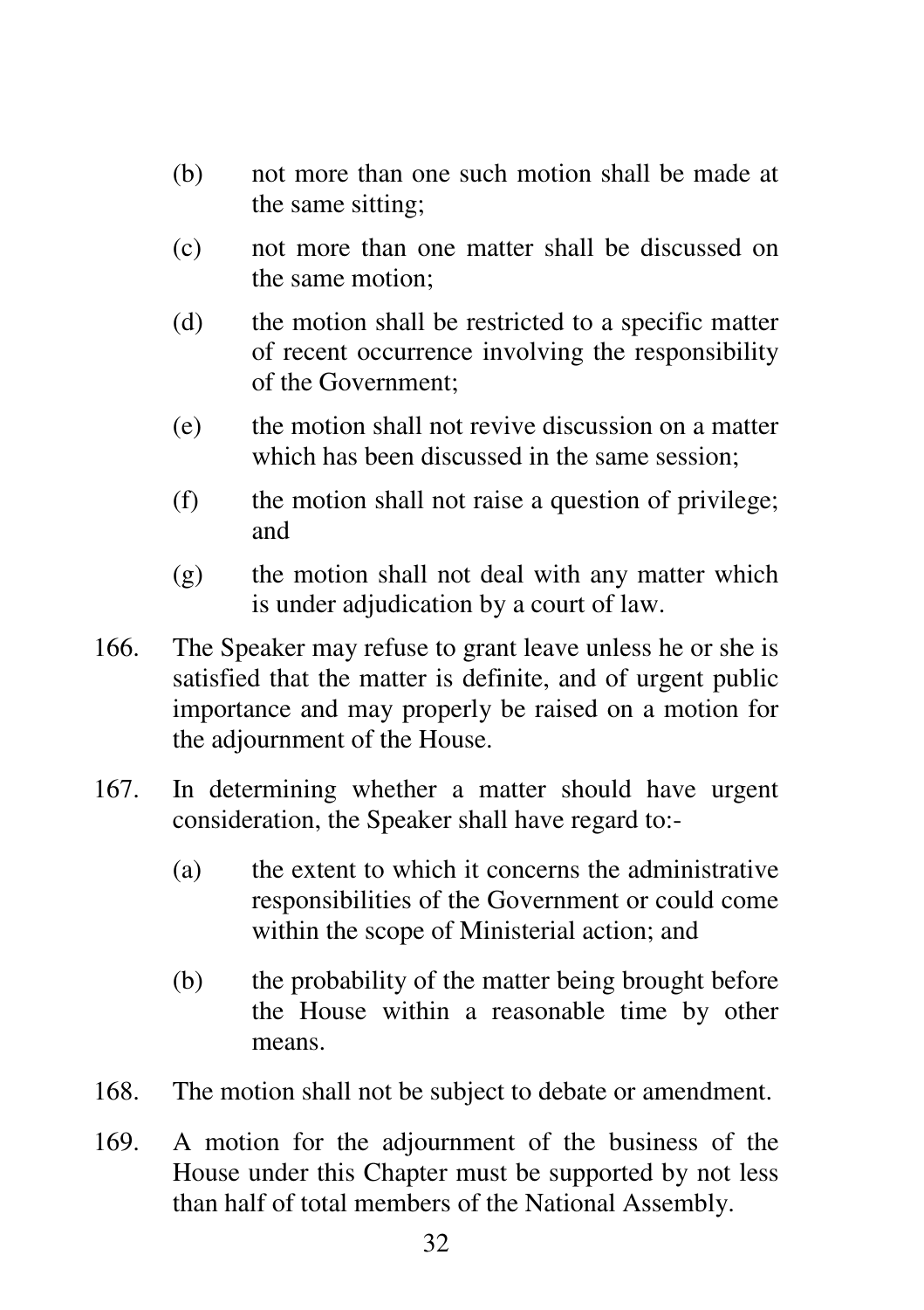(b) not more than one such motion shall be made at the same sitting;

(c) not more than one matter shall be discussed on the same motion;

(d) the motion shall be restricted to a specific matter of recent occurrence involving the responsibility of the Government;

(e) the motion shall not revive discussion on a matter which has been discussed in the same session;

(f) the motion shall not raise a question of privilege; and

(g) the motion shall not deal with any matter which is under adjudication by a court of law.

166. The Speaker may refuse to grant leave unless he or she is satisfied that the matter is definite, and of urgent public importance and may properly be raised on a motion for the adjournment of the House.

167. In determining whether a matter should have urgent consideration, the Speaker shall have regard to:-

(a) the extent to which it concerns the administrative responsibilities of the Government or could come within the scope of Ministerial action; and

(b) the probability of the matter being brought before the House within a reasonable time by other means.

168. The motion shall not be subject to debate or amendment.

169. A motion for the adjournment of the business of the House under this Chapter must be supported by not less than half of total members of the National Assembly.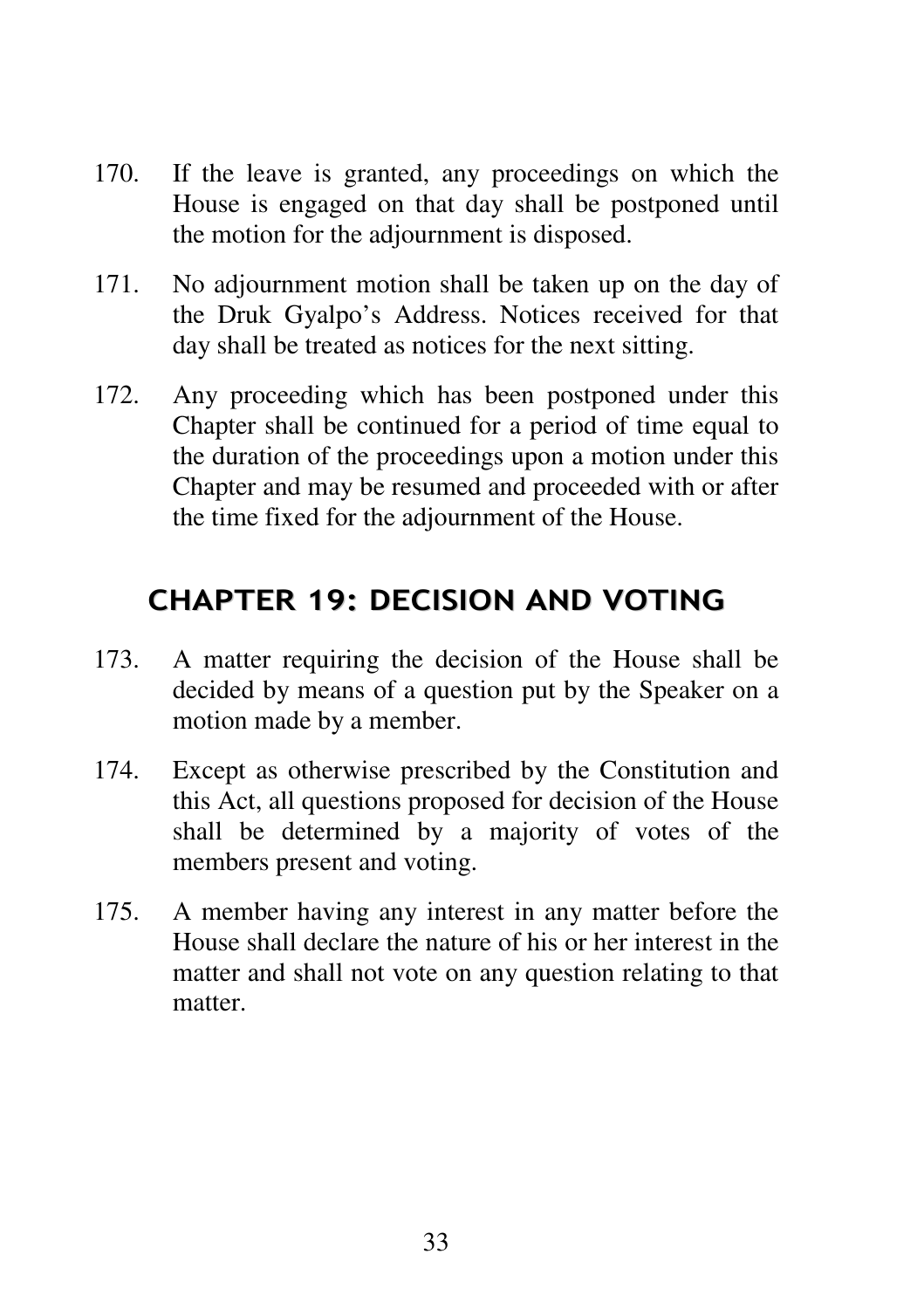170. If the leave is granted, any proceedings on which the House is engaged on that day shall be postponed until the motion for the adjournment is disposed.

171. No adjournment motion shall be taken up on the day of the Druk Gyalpo's Address. Notices received for that day shall be treated as notices for the next sitting.

172. Any proceeding which has been postponed under this Chapter shall be continued for a period of time equal to the duration of the proceedings upon a motion under this Chapter and may be resumed and proceeded with or after the time fixed for the adjournment of the House.

## CHAPTER 19: DECISION AND VOTING

173. A matter requiring the decision of the House shall be decided by means of a question put by the Speaker on a motion made by a member.

174. Except as otherwise prescribed by the Constitution and this Act, all questions proposed for decision of the House shall be determined by a majority of votes of the members present and voting.

175. A member having any interest in any matter before the House shall declare the nature of his or her interest in the matter and shall not vote on any question relating to that matter.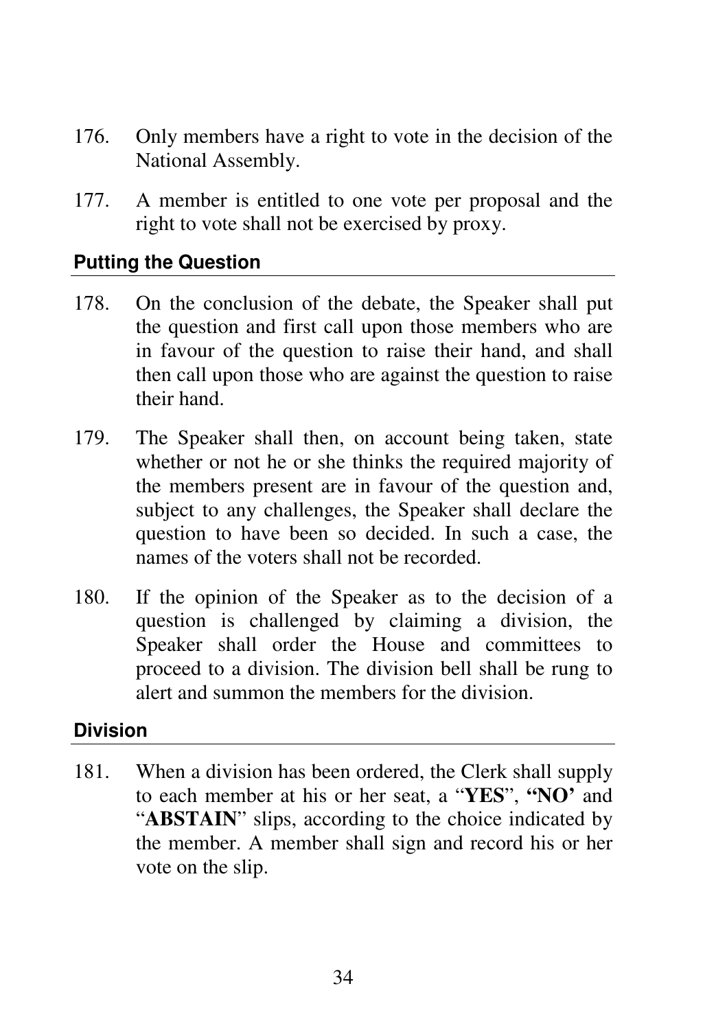176. Only members have a right to vote in the decision of the National Assembly.

177. A member is entitled to one vote per proposal and the right to vote shall not be exercised by proxy.

### Putting the Question

178. On the conclusion of the debate, the Speaker shall put the question and first call upon those members who are in favour of the question to raise their hand, and shall then call upon those who are against the question to raise their hand.

179. The Speaker shall then, on account being taken, state whether or not he or she thinks the required majority of the members present are in favour of the question and, subject to any challenges, the Speaker shall declare the question to have been so decided. In such a case, the names of the voters shall not be recorded.

180. If the opinion of the Speaker as to the decision of a question is challenged by claiming a division, the Speaker shall order the House and committees to proceed to a division. The division bell shall be rung to alert and summon the members for the division.

### Division

181. When a division has been ordered, the Clerk shall supply to each member at his or her seat, a "**YES**", **"NO'** and "**ABSTAIN**" slips, according to the choice indicated by the member. A member shall sign and record his or her vote on the slip.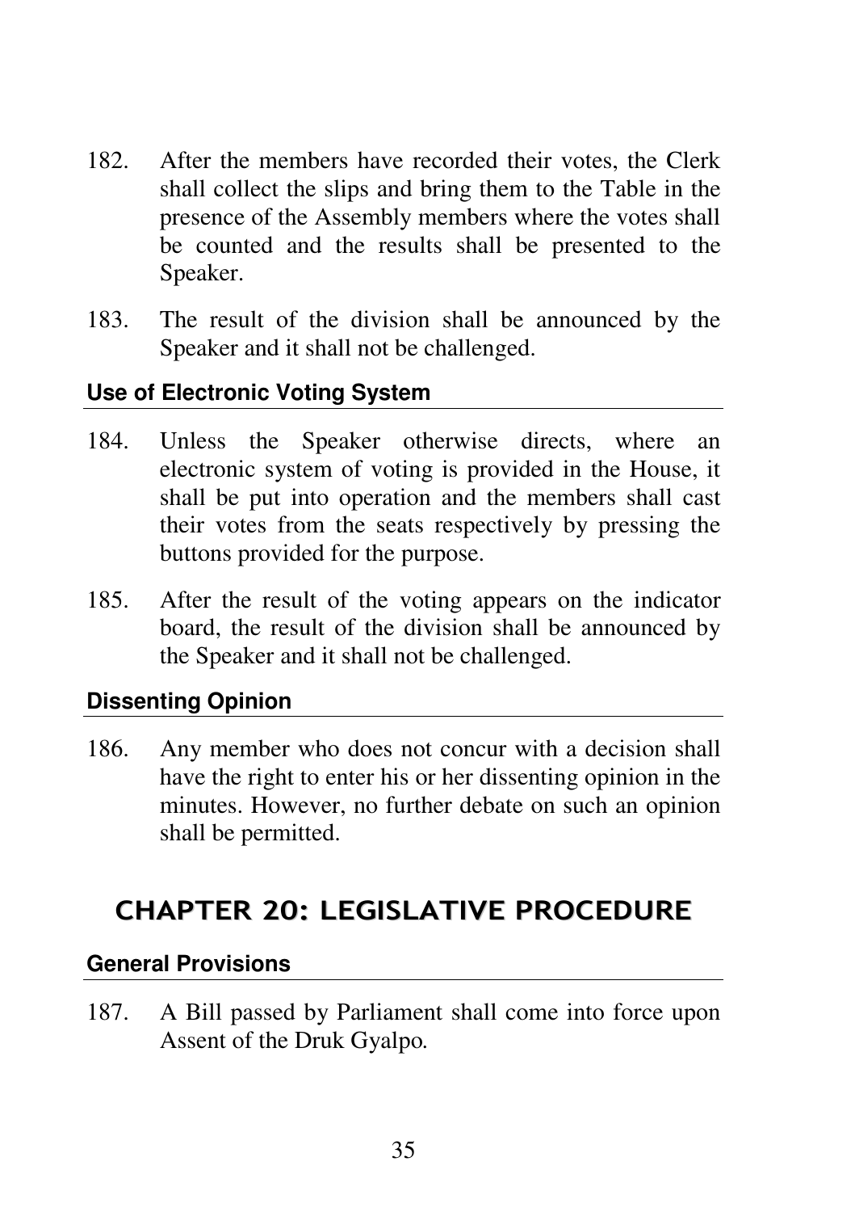182. After the members have recorded their votes, the Clerk shall collect the slips and bring them to the Table in the presence of the Assembly members where the votes shall be counted and the results shall be presented to the Speaker.

183. The result of the division shall be announced by the Speaker and it shall not be challenged.

### Use of Electronic Voting System

184. Unless the Speaker otherwise directs, where an electronic system of voting is provided in the House, it shall be put into operation and the members shall cast their votes from the seats respectively by pressing the buttons provided for the purpose.

185. After the result of the voting appears on the indicator board, the result of the division shall be announced by the Speaker and it shall not be challenged.

### Dissenting Opinion

186. Any member who does not concur with a decision shall have the right to enter his or her dissenting opinion in the minutes. However, no further debate on such an opinion shall be permitted.

## CHAPTER 20: LEGISLATIVE PROCEDURE

### General Provisions

187. A Bill passed by Parliament shall come into force upon Assent of the Druk Gyalpo.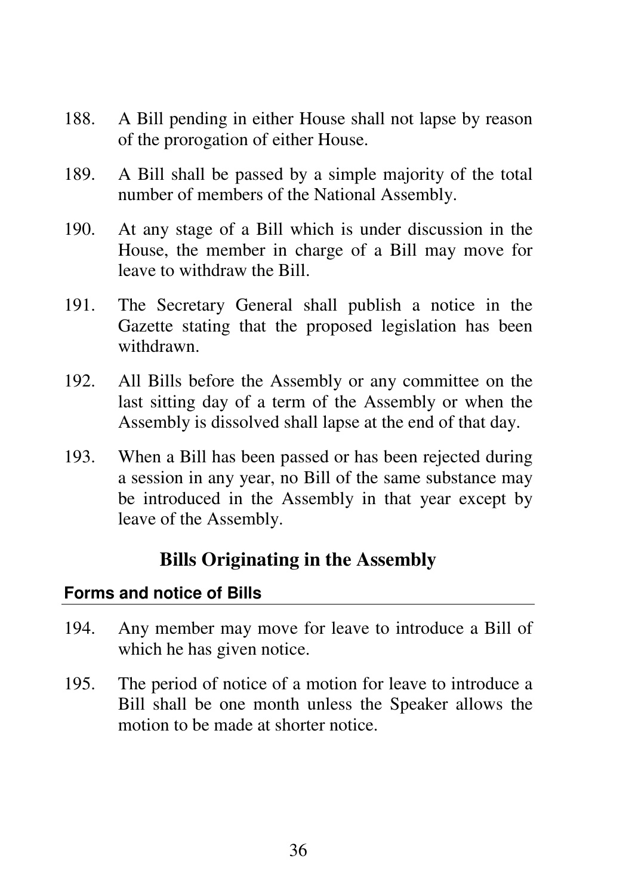188. A Bill pending in either House shall not lapse by reason of the prorogation of either House.

189. A Bill shall be passed by a simple majority of the total number of members of the National Assembly.

190. At any stage of a Bill which is under discussion in the House, the member in charge of a Bill may move for leave to withdraw the Bill.

191. The Secretary General shall publish a notice in the Gazette stating that the proposed legislation has been withdrawn.

192. All Bills before the Assembly or any committee on the last sitting day of a term of the Assembly or when the Assembly is dissolved shall lapse at the end of that day.

193. When a Bill has been passed or has been rejected during a session in any year, no Bill of the same substance may be introduced in the Assembly in that year except by leave of the Assembly.

## Bills Originating in the Assembly

### Forms and notice of Bills

194. Any member may move for leave to introduce a Bill of which he has given notice.

195. The period of notice of a motion for leave to introduce a Bill shall be one month unless the Speaker allows the motion to be made at shorter notice.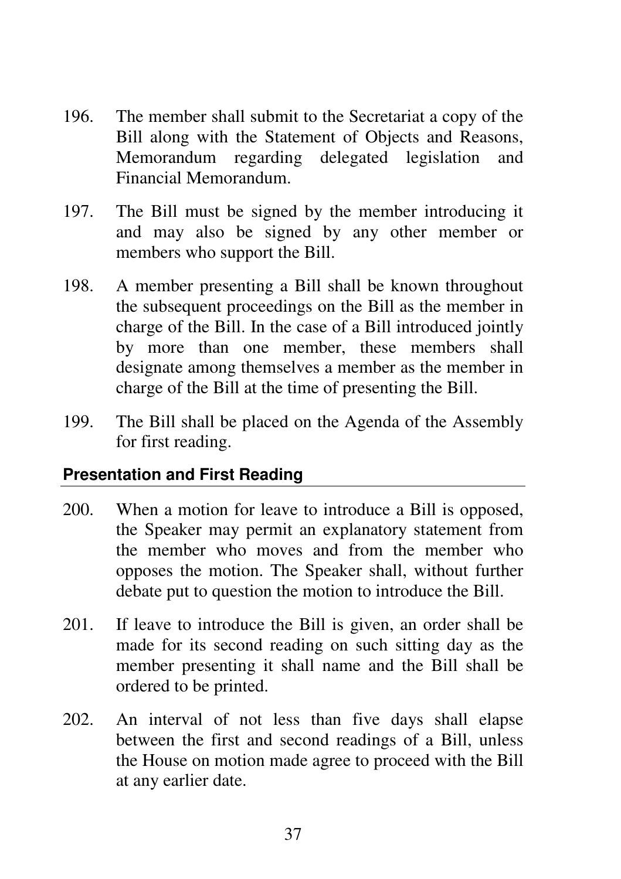196. The member shall submit to the Secretariat a copy of the Bill along with the Statement of Objects and Reasons, Memorandum regarding delegated legislation and Financial Memorandum.

197. The Bill must be signed by the member introducing it and may also be signed by any other member or members who support the Bill.

198. A member presenting a Bill shall be known throughout the subsequent proceedings on the Bill as the member in charge of the Bill. In the case of a Bill introduced jointly by more than one member, these members shall designate among themselves a member as the member in charge of the Bill at the time of presenting the Bill.

199. The Bill shall be placed on the Agenda of the Assembly for first reading.

### Presentation and First Reading

200. When a motion for leave to introduce a Bill is opposed, the Speaker may permit an explanatory statement from the member who moves and from the member who opposes the motion. The Speaker shall, without further debate put to question the motion to introduce the Bill.

201. If leave to introduce the Bill is given, an order shall be made for its second reading on such sitting day as the member presenting it shall name and the Bill shall be ordered to be printed.

202. An interval of not less than five days shall elapse between the first and second readings of a Bill, unless the House on motion made agree to proceed with the Bill at any earlier date.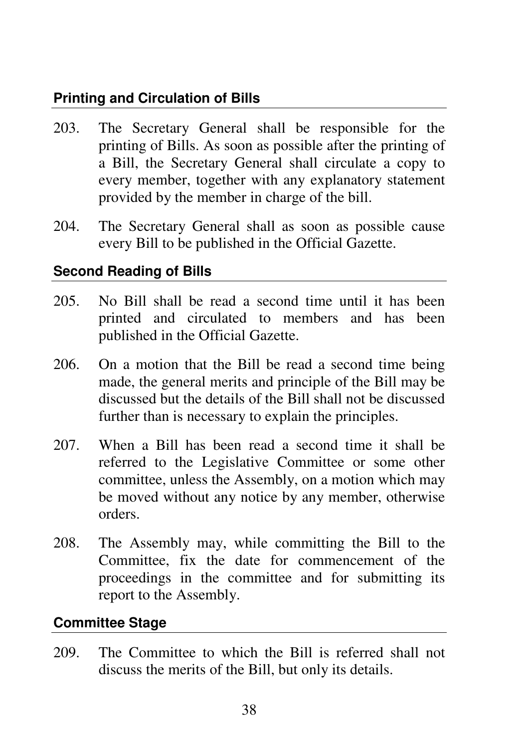### Printing and Circulation of Bills

203. The Secretary General shall be responsible for the printing of Bills. As soon as possible after the printing of a Bill, the Secretary General shall circulate a copy to every member, together with any explanatory statement provided by the member in charge of the bill.

204. The Secretary General shall as soon as possible cause every Bill to be published in the Official Gazette.

### Second Reading of Bills

205. No Bill shall be read a second time until it has been printed and circulated to members and has been published in the Official Gazette.

206. On a motion that the Bill be read a second time being made, the general merits and principle of the Bill may be discussed but the details of the Bill shall not be discussed further than is necessary to explain the principles.

207. When a Bill has been read a second time it shall be referred to the Legislative Committee or some other committee, unless the Assembly, on a motion which may be moved without any notice by any member, otherwise orders.

208. The Assembly may, while committing the Bill to the Committee, fix the date for commencement of the proceedings in the committee and for submitting its report to the Assembly.

### Committee Stage

209. The Committee to which the Bill is referred shall not discuss the merits of the Bill, but only its details.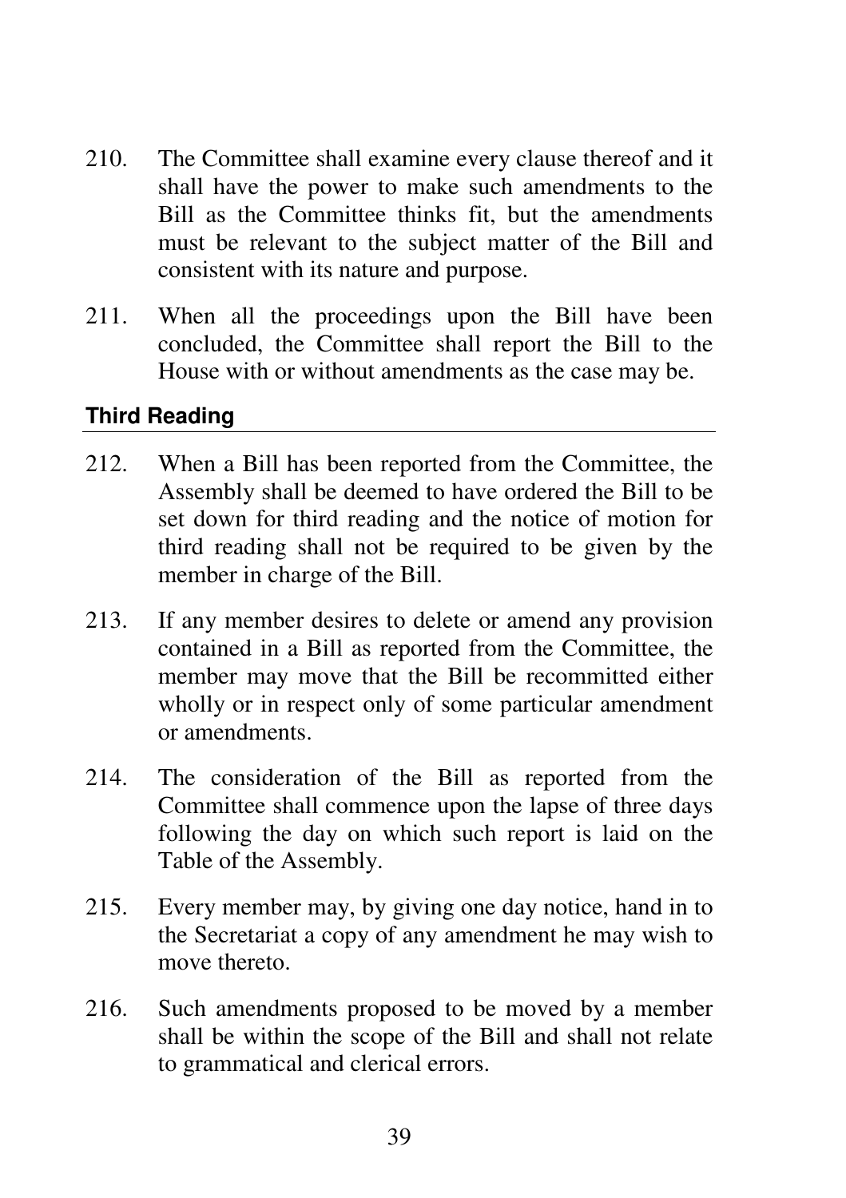210. The Committee shall examine every clause thereof and it shall have the power to make such amendments to the Bill as the Committee thinks fit, but the amendments must be relevant to the subject matter of the Bill and consistent with its nature and purpose.

211. When all the proceedings upon the Bill have been concluded, the Committee shall report the Bill to the House with or without amendments as the case may be.

### Third Reading

212. When a Bill has been reported from the Committee, the Assembly shall be deemed to have ordered the Bill to be set down for third reading and the notice of motion for third reading shall not be required to be given by the member in charge of the Bill.

213. If any member desires to delete or amend any provision contained in a Bill as reported from the Committee, the member may move that the Bill be recommitted either wholly or in respect only of some particular amendment or amendments.

214. The consideration of the Bill as reported from the Committee shall commence upon the lapse of three days following the day on which such report is laid on the Table of the Assembly.

215. Every member may, by giving one day notice, hand in to the Secretariat a copy of any amendment he may wish to move thereto.

216. Such amendments proposed to be moved by a member shall be within the scope of the Bill and shall not relate to grammatical and clerical errors.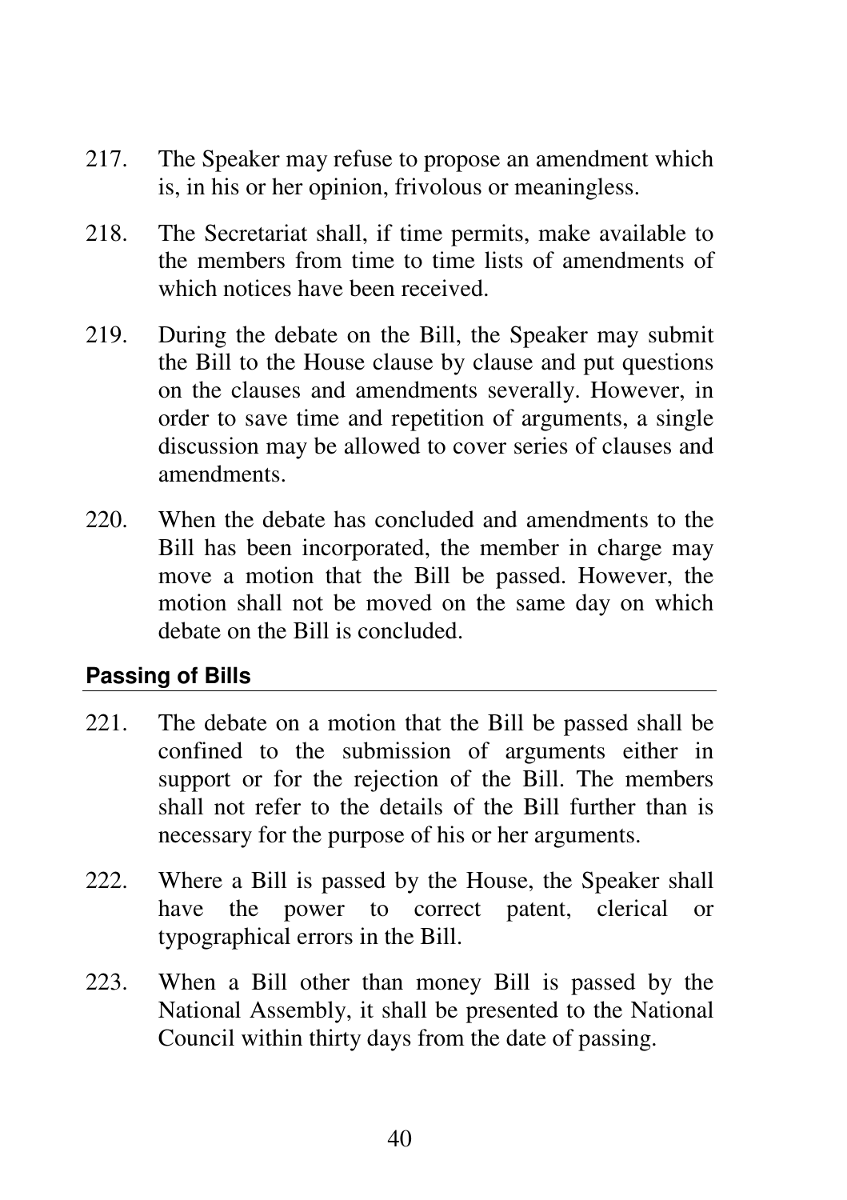217. The Speaker may refuse to propose an amendment which is, in his or her opinion, frivolous or meaningless.

218. The Secretariat shall, if time permits, make available to the members from time to time lists of amendments of which notices have been received.

219. During the debate on the Bill, the Speaker may submit the Bill to the House clause by clause and put questions on the clauses and amendments severally. However, in order to save time and repetition of arguments, a single discussion may be allowed to cover series of clauses and amendments.

220. When the debate has concluded and amendments to the Bill has been incorporated, the member in charge may move a motion that the Bill be passed. However, the motion shall not be moved on the same day on which debate on the Bill is concluded.

## Passing of Bills

221. The debate on a motion that the Bill be passed shall be confined to the submission of arguments either in support or for the rejection of the Bill. The members shall not refer to the details of the Bill further than is necessary for the purpose of his or her arguments.

222. Where a Bill is passed by the House, the Speaker shall have the power to correct patent, clerical or typographical errors in the Bill.

223. When a Bill other than money Bill is passed by the National Assembly, it shall be presented to the National Council within thirty days from the date of passing.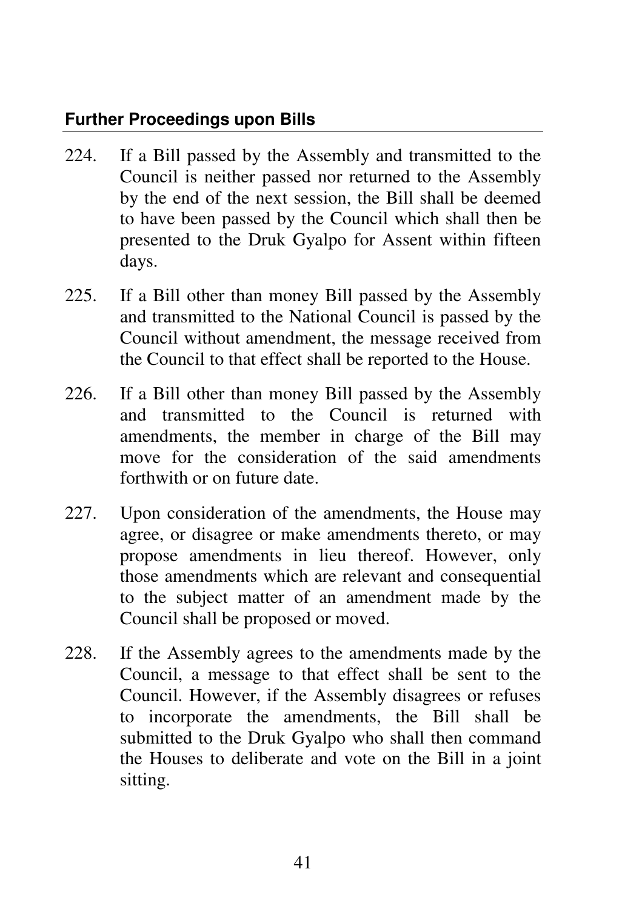## Further Proceedings upon Bills

224. If a Bill passed by the Assembly and transmitted to the Council is neither passed nor returned to the Assembly by the end of the next session, the Bill shall be deemed to have been passed by the Council which shall then be presented to the Druk Gyalpo for Assent within fifteen days.

225. If a Bill other than money Bill passed by the Assembly and transmitted to the National Council is passed by the Council without amendment, the message received from the Council to that effect shall be reported to the House.

226. If a Bill other than money Bill passed by the Assembly and transmitted to the Council is returned with amendments, the member in charge of the Bill may move for the consideration of the said amendments forthwith or on future date.

227. Upon consideration of the amendments, the House may agree, or disagree or make amendments thereto, or may propose amendments in lieu thereof. However, only those amendments which are relevant and consequential to the subject matter of an amendment made by the Council shall be proposed or moved.

228. If the Assembly agrees to the amendments made by the Council, a message to that effect shall be sent to the Council. However, if the Assembly disagrees or refuses to incorporate the amendments, the Bill shall be submitted to the Druk Gyalpo who shall then command the Houses to deliberate and vote on the Bill in a joint sitting.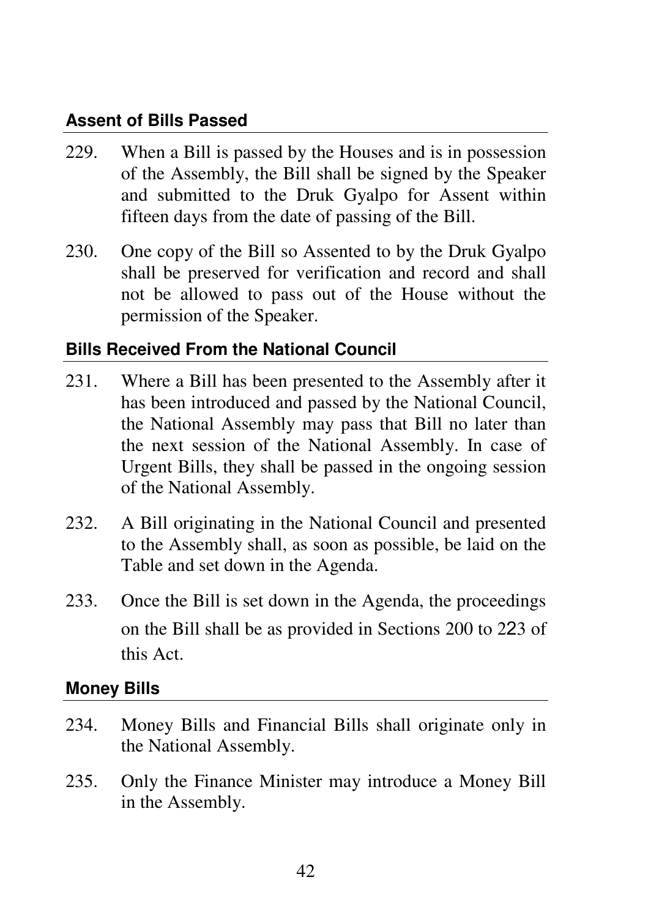### Assent of Bills Passed

229. When a Bill is passed by the Houses and is in possession of the Assembly, the Bill shall be signed by the Speaker and submitted to the Druk Gyalpo for Assent within fifteen days from the date of passing of the Bill.

230. One copy of the Bill so Assented to by the Druk Gyalpo shall be preserved for verification and record and shall not be allowed to pass out of the House without the permission of the Speaker.

### Bills Received From the National Council

231. Where a Bill has been presented to the Assembly after it has been introduced and passed by the National Council, the National Assembly may pass that Bill no later than the next session of the National Assembly. In case of Urgent Bills, they shall be passed in the ongoing session of the National Assembly.

232. A Bill originating in the National Council and presented to the Assembly shall, as soon as possible, be laid on the Table and set down in the Agenda.

233. Once the Bill is set down in the Agenda, the proceedings on the Bill shall be as provided in Sections 200 to 223 of this Act.

### Money Bills

234. Money Bills and Financial Bills shall originate only in the National Assembly.

235. Only the Finance Minister may introduce a Money Bill in the Assembly.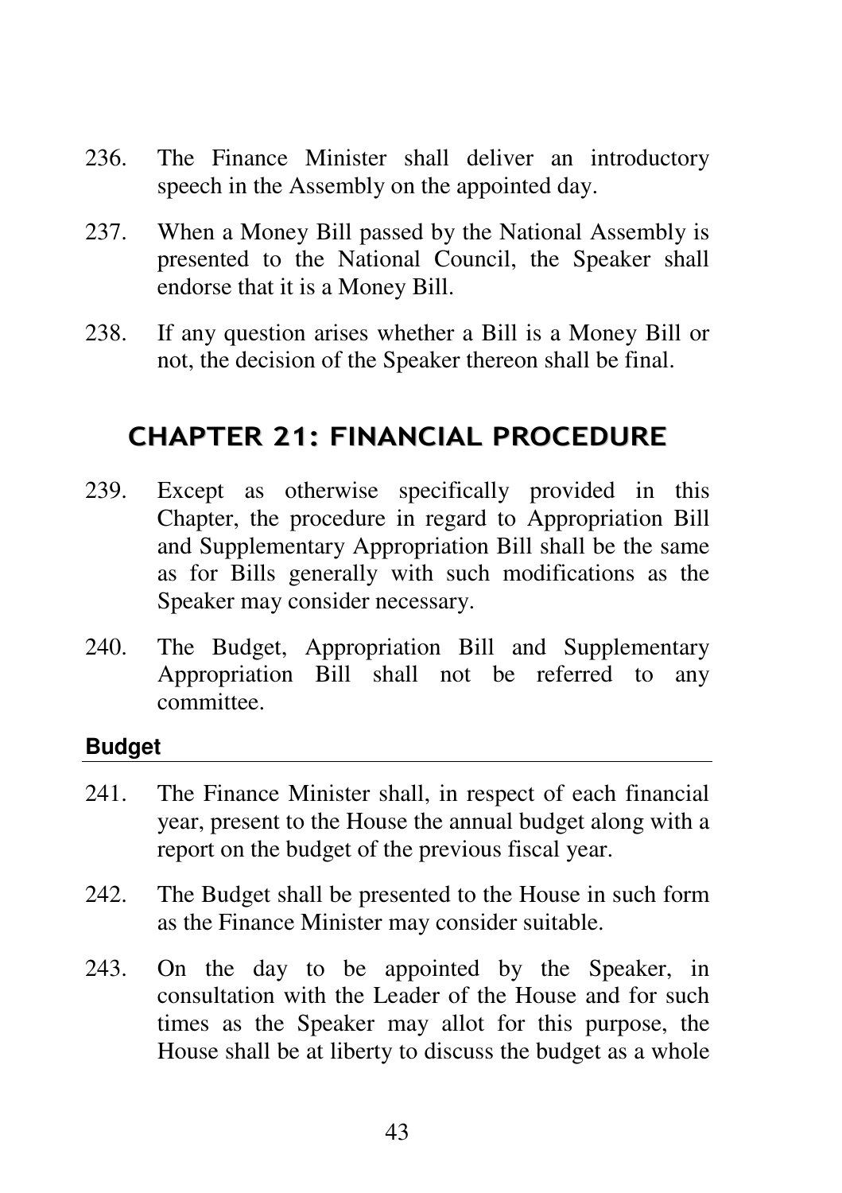236. The Finance Minister shall deliver an introductory speech in the Assembly on the appointed day.

237. When a Money Bill passed by the National Assembly is presented to the National Council, the Speaker shall endorse that it is a Money Bill.

238. If any question arises whether a Bill is a Money Bill or not, the decision of the Speaker thereon shall be final.

## CHAPTER 21: FINANCIAL PROCEDURE

239. Except as otherwise specifically provided in this Chapter, the procedure in regard to Appropriation Bill and Supplementary Appropriation Bill shall be the same as for Bills generally with such modifications as the Speaker may consider necessary.

240. The Budget, Appropriation Bill and Supplementary Appropriation Bill shall not be referred to any committee.

### Budget

241. The Finance Minister shall, in respect of each financial year, present to the House the annual budget along with a report on the budget of the previous fiscal year.

242. The Budget shall be presented to the House in such form as the Finance Minister may consider suitable.

243. On the day to be appointed by the Speaker, in consultation with the Leader of the House and for such times as the Speaker may allot for this purpose, the House shall be at liberty to discuss the budget as a whole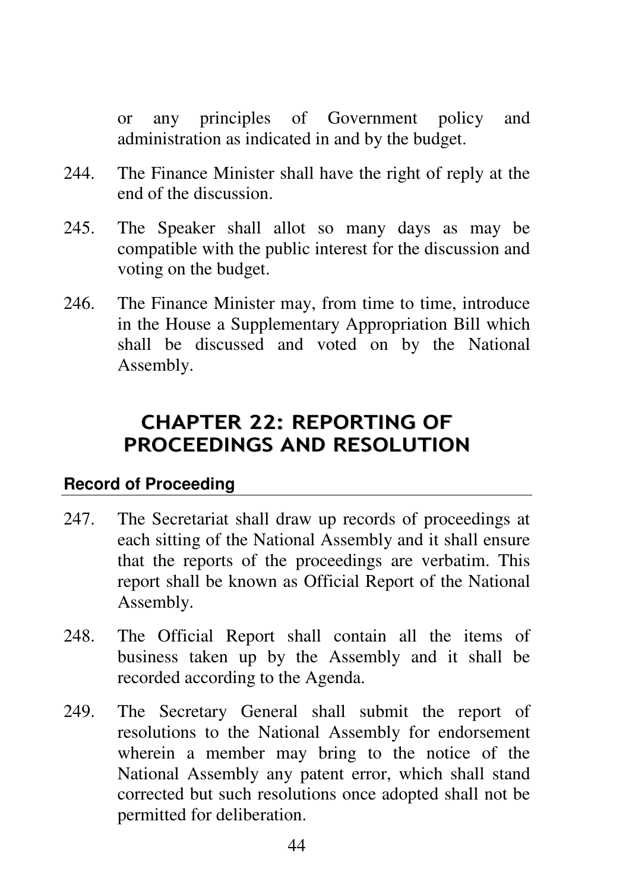or any principles of Government policy and administration as indicated in and by the budget.

244. The Finance Minister shall have the right of reply at the end of the discussion.

245. The Speaker shall allot so many days as may be compatible with the public interest for the discussion and voting on the budget.

246. The Finance Minister may, from time to time, introduce in the House a Supplementary Appropriation Bill which shall be discussed and voted on by the National Assembly.

# CHAPTER 22: REPORTING OF PROCEEDINGS AND RESOLUTION

### Record of Proceeding

247. The Secretariat shall draw up records of proceedings at each sitting of the National Assembly and it shall ensure that the reports of the proceedings are verbatim. This report shall be known as Official Report of the National Assembly.

248. The Official Report shall contain all the items of business taken up by the Assembly and it shall be recorded according to the Agenda.

249. The Secretary General shall submit the report of resolutions to the National Assembly for endorsement wherein a member may bring to the notice of the National Assembly any patent error, which shall stand corrected but such resolutions once adopted shall not be permitted for deliberation.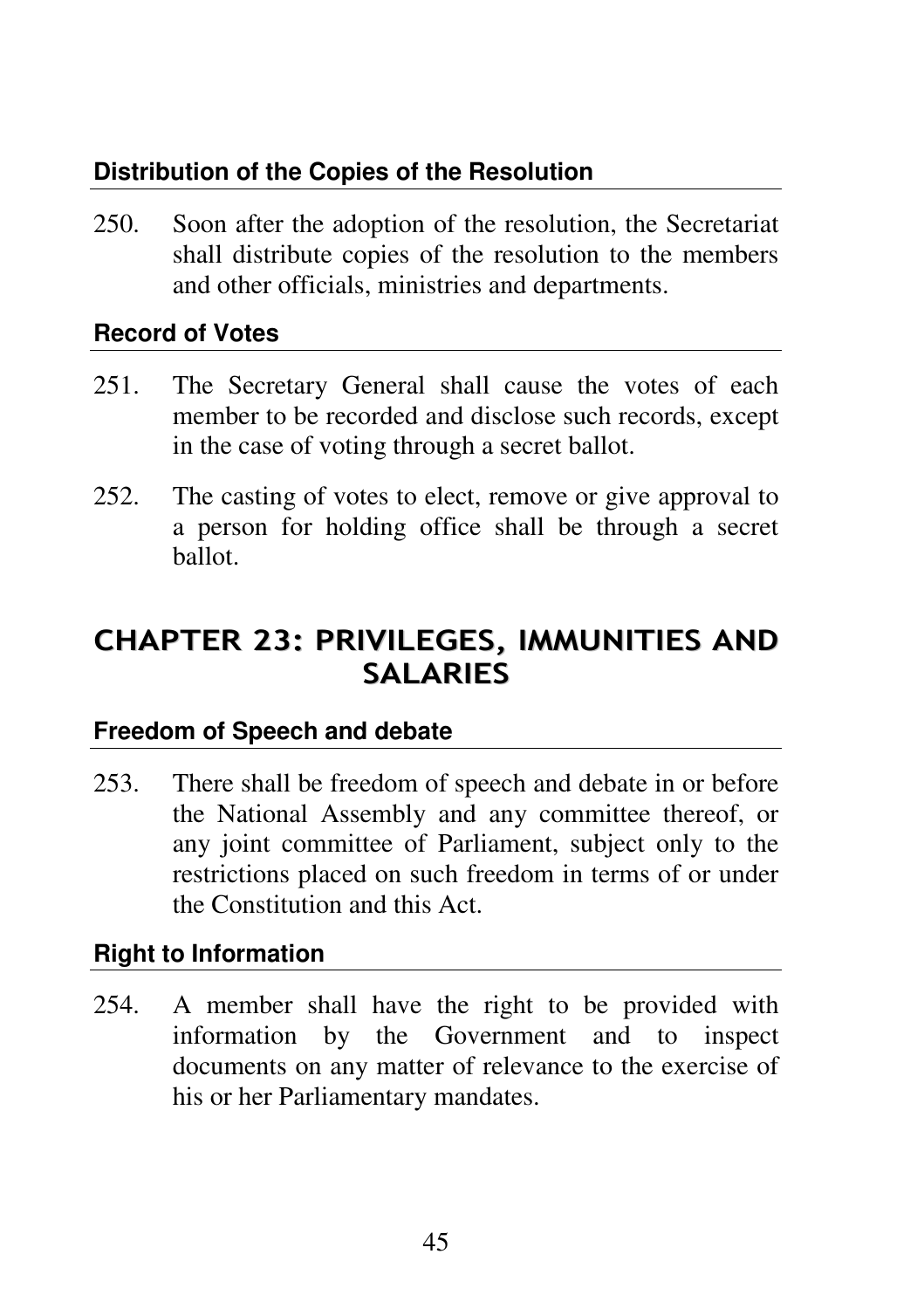### Distribution of the Copies of the Resolution

250. Soon after the adoption of the resolution, the Secretariat shall distribute copies of the resolution to the members and other officials, ministries and departments.

### Record of Votes

251. The Secretary General shall cause the votes of each member to be recorded and disclose such records, except in the case of voting through a secret ballot.

252. The casting of votes to elect, remove or give approval to a person for holding office shall be through a secret ballot.

## CHAPTER 23: PRIVILEGES, IMMUNITIES AND SALARIES

### Freedom of Speech and debate

253. There shall be freedom of speech and debate in or before the National Assembly and any committee thereof, or any joint committee of Parliament, subject only to the restrictions placed on such freedom in terms of or under the Constitution and this Act.

### Right to Information

254. A member shall have the right to be provided with information by the Government and to inspect documents on any matter of relevance to the exercise of his or her Parliamentary mandates.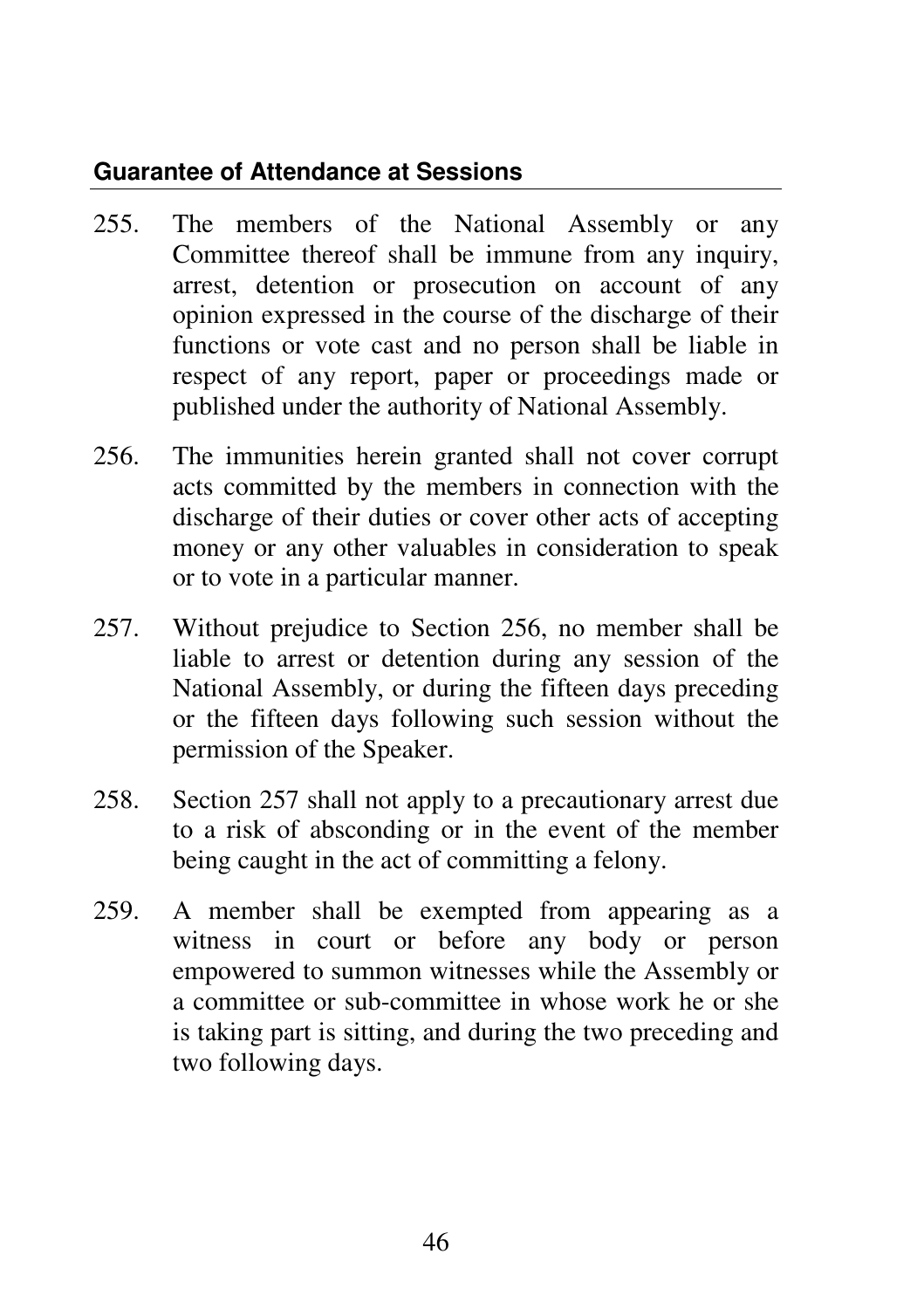### Guarantee of Attendance at Sessions

255. The members of the National Assembly or any Committee thereof shall be immune from any inquiry, arrest, detention or prosecution on account of any opinion expressed in the course of the discharge of their functions or vote cast and no person shall be liable in respect of any report, paper or proceedings made or published under the authority of National Assembly.

256. The immunities herein granted shall not cover corrupt acts committed by the members in connection with the discharge of their duties or cover other acts of accepting money or any other valuables in consideration to speak or to vote in a particular manner.

257. Without prejudice to Section 256, no member shall be liable to arrest or detention during any session of the National Assembly, or during the fifteen days preceding or the fifteen days following such session without the permission of the Speaker.

258. Section 257 shall not apply to a precautionary arrest due to a risk of absconding or in the event of the member being caught in the act of committing a felony.

259. A member shall be exempted from appearing as a witness in court or before any body or person empowered to summon witnesses while the Assembly or a committee or sub-committee in whose work he or she is taking part is sitting, and during the two preceding and two following days.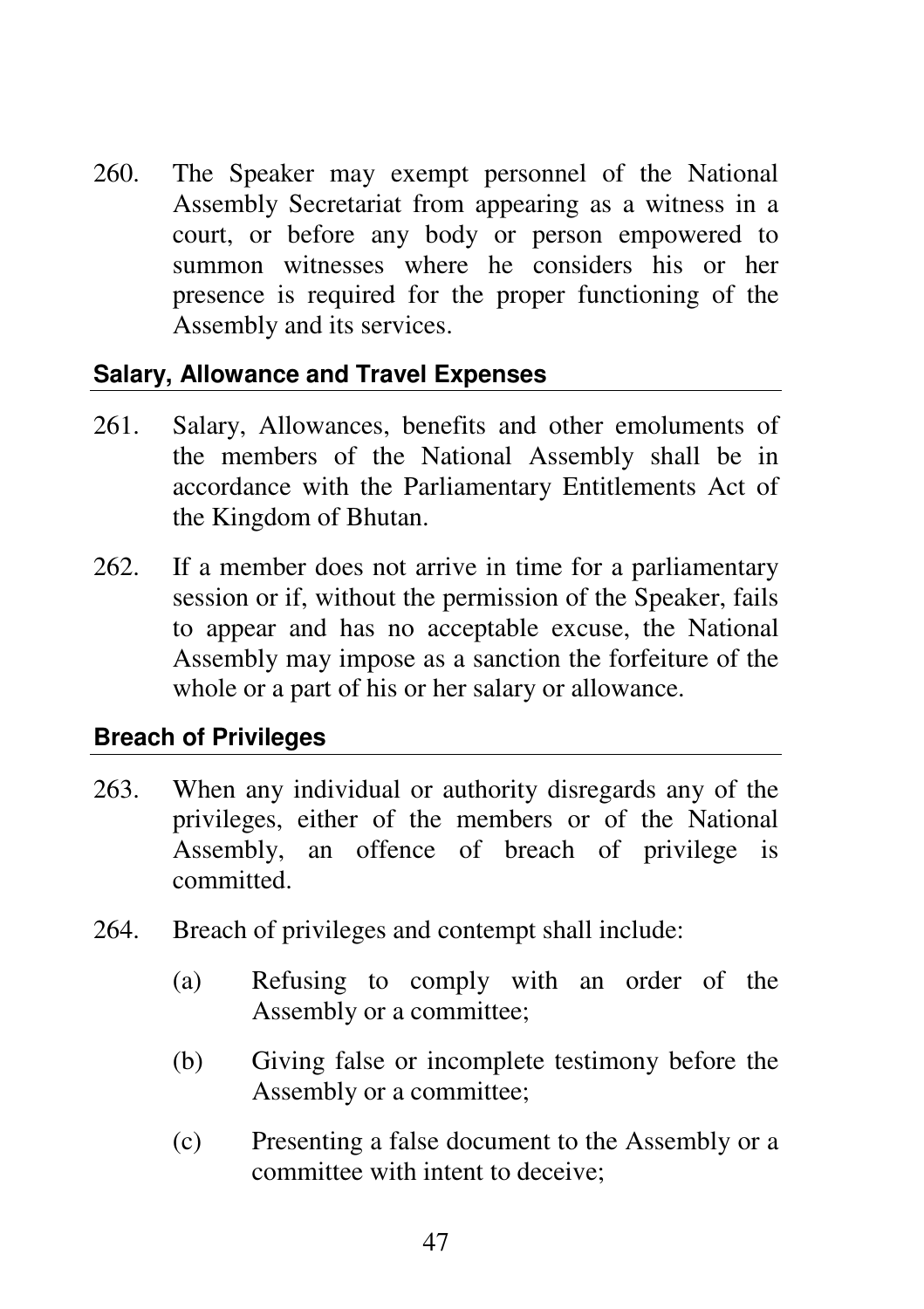260. The Speaker may exempt personnel of the National Assembly Secretariat from appearing as a witness in a court, or before any body or person empowered to summon witnesses where he considers his or her presence is required for the proper functioning of the Assembly and its services.

### Salary, Allowance and Travel Expenses

261. Salary, Allowances, benefits and other emoluments of the members of the National Assembly shall be in accordance with the Parliamentary Entitlements Act of the Kingdom of Bhutan.

262. If a member does not arrive in time for a parliamentary session or if, without the permission of the Speaker, fails to appear and has no acceptable excuse, the National Assembly may impose as a sanction the forfeiture of the whole or a part of his or her salary or allowance.

### Breach of Privileges

263. When any individual or authority disregards any of the privileges, either of the members or of the National Assembly, an offence of breach of privilege is committed.

264. Breach of privileges and contempt shall include:

   (a) Refusing to comply with an order of the Assembly or a committee;

   (b) Giving false or incomplete testimony before the Assembly or a committee;

   (c) Presenting a false document to the Assembly or a committee with intent to deceive;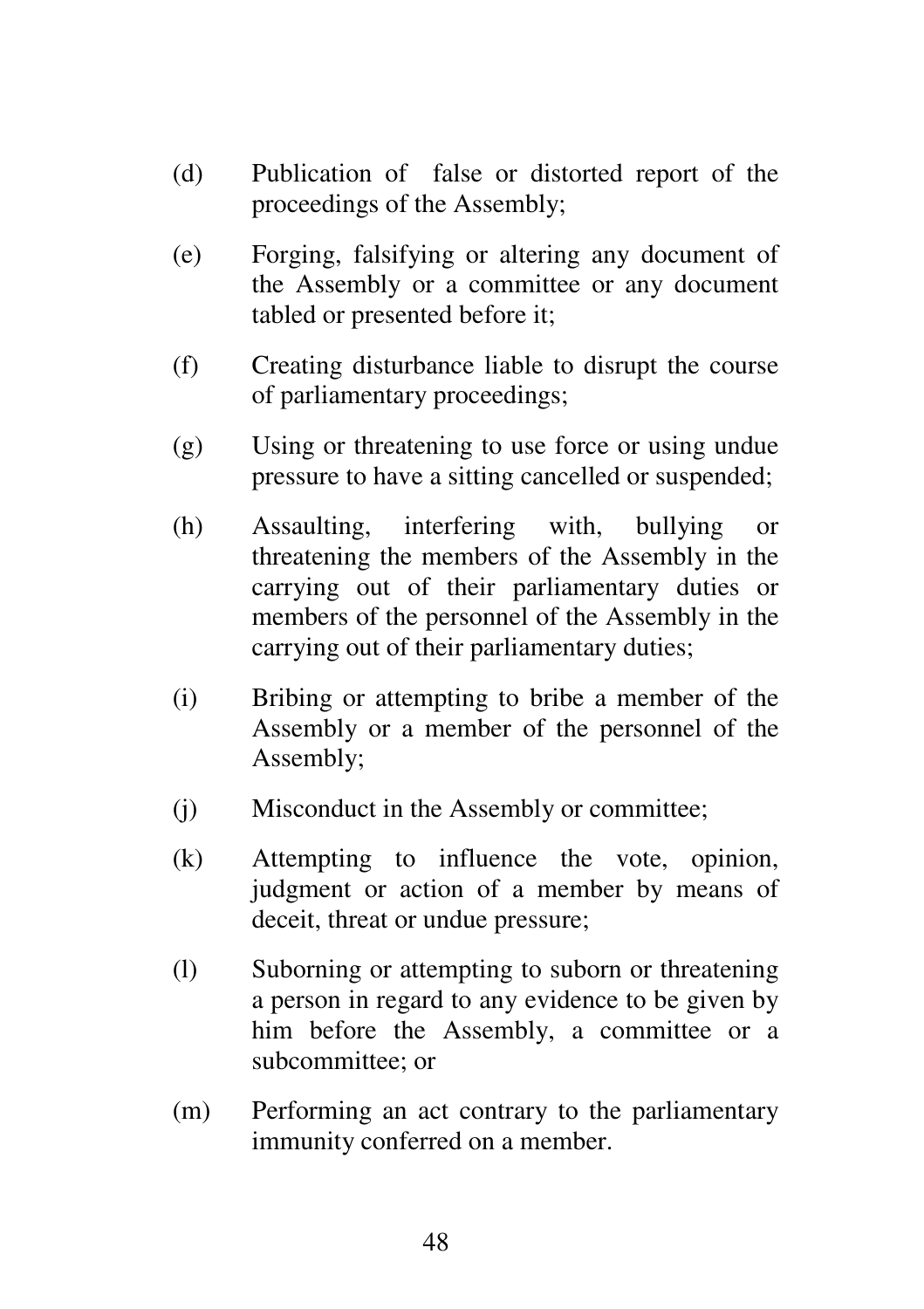(d) Publication of false or distorted report of the proceedings of the Assembly;

(e) Forging, falsifying or altering any document of the Assembly or a committee or any document tabled or presented before it;

(f) Creating disturbance liable to disrupt the course of parliamentary proceedings;

(g) Using or threatening to use force or using undue pressure to have a sitting cancelled or suspended;

(h) Assaulting, interfering with, bullying or threatening the members of the Assembly in the carrying out of their parliamentary duties or members of the personnel of the Assembly in the carrying out of their parliamentary duties;

(i) Bribing or attempting to bribe a member of the Assembly or a member of the personnel of the Assembly;

(j) Misconduct in the Assembly or committee;

(k) Attempting to influence the vote, opinion, judgment or action of a member by means of deceit, threat or undue pressure;

(l) Suborning or attempting to suborn or threatening a person in regard to any evidence to be given by him before the Assembly, a committee or a subcommittee; or

(m) Performing an act contrary to the parliamentary immunity conferred on a member.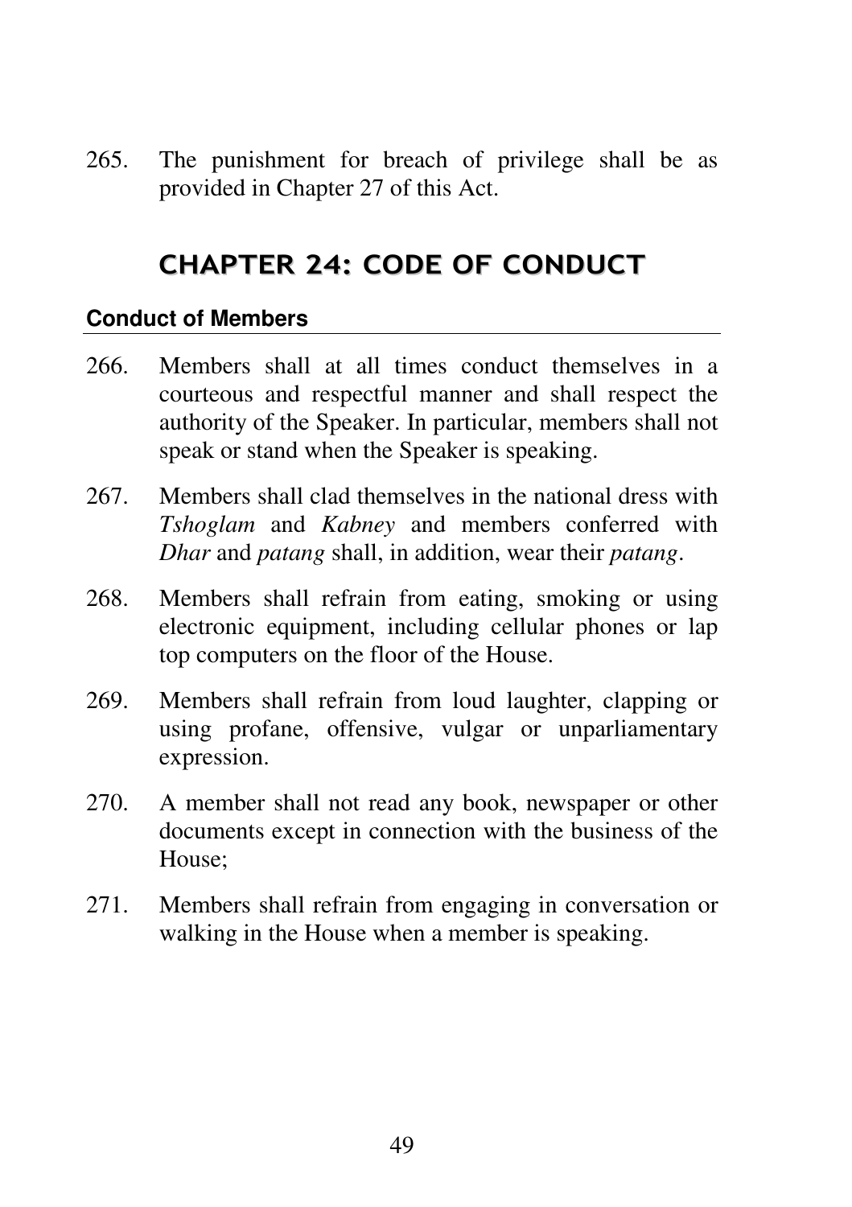265. The punishment for breach of privilege shall be as provided in Chapter 27 of this Act.

## CHAPTER 24: CODE OF CONDUCT

### Conduct of Members

266. Members shall at all times conduct themselves in a courteous and respectful manner and shall respect the authority of the Speaker. In particular, members shall not speak or stand when the Speaker is speaking.

267. Members shall clad themselves in the national dress with *Tshoglam* and *Kabney* and members conferred with *Dhar* and *patang* shall, in addition, wear their *patang*.

268. Members shall refrain from eating, smoking or using electronic equipment, including cellular phones or lap top computers on the floor of the House.

269. Members shall refrain from loud laughter, clapping or using profane, offensive, vulgar or unparliamentary expression.

270. A member shall not read any book, newspaper or other documents except in connection with the business of the House;

271. Members shall refrain from engaging in conversation or walking in the House when a member is speaking.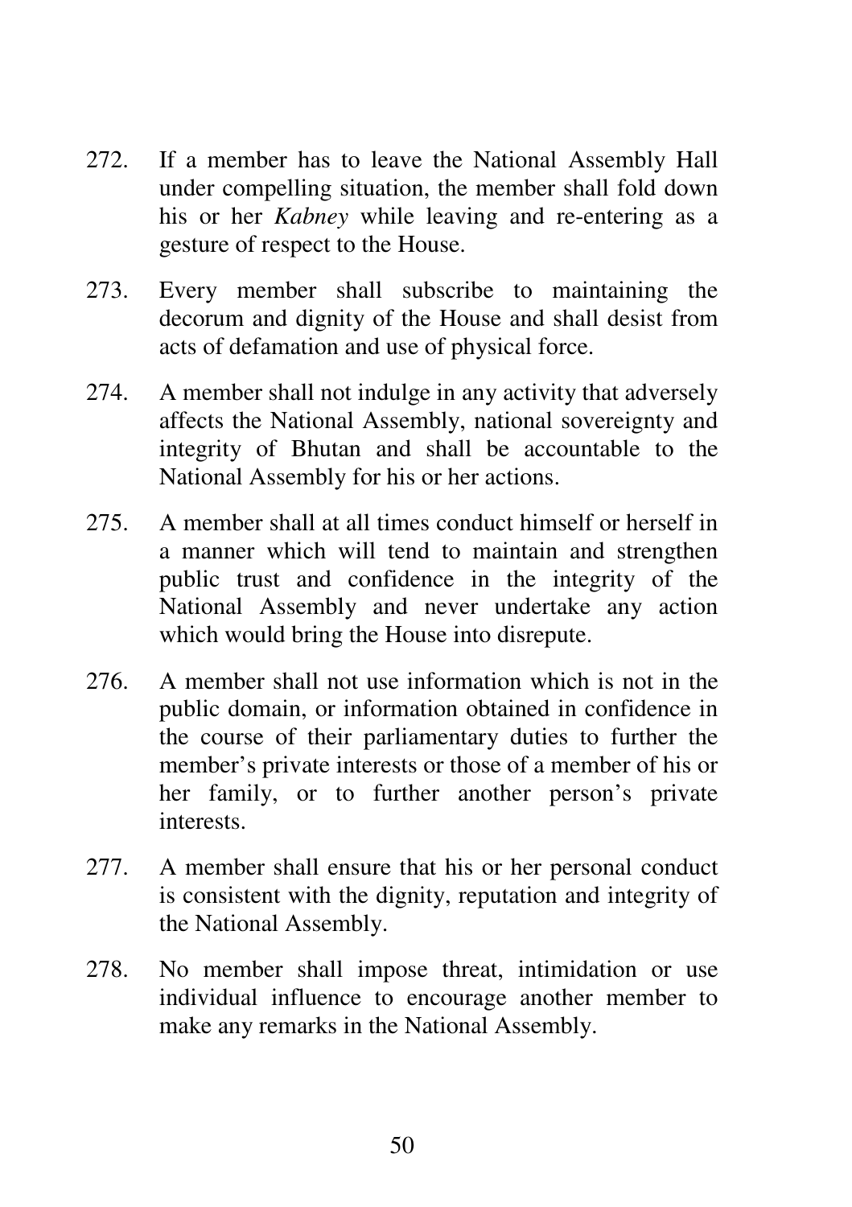272. If a member has to leave the National Assembly Hall under compelling situation, the member shall fold down his or her *Kabney* while leaving and re-entering as a gesture of respect to the House.

273. Every member shall subscribe to maintaining the decorum and dignity of the House and shall desist from acts of defamation and use of physical force.

274. A member shall not indulge in any activity that adversely affects the National Assembly, national sovereignty and integrity of Bhutan and shall be accountable to the National Assembly for his or her actions.

275. A member shall at all times conduct himself or herself in a manner which will tend to maintain and strengthen public trust and confidence in the integrity of the National Assembly and never undertake any action which would bring the House into disrepute.

276. A member shall not use information which is not in the public domain, or information obtained in confidence in the course of their parliamentary duties to further the member's private interests or those of a member of his or her family, or to further another person's private interests.

277. A member shall ensure that his or her personal conduct is consistent with the dignity, reputation and integrity of the National Assembly.

278. No member shall impose threat, intimidation or use individual influence to encourage another member to make any remarks in the National Assembly.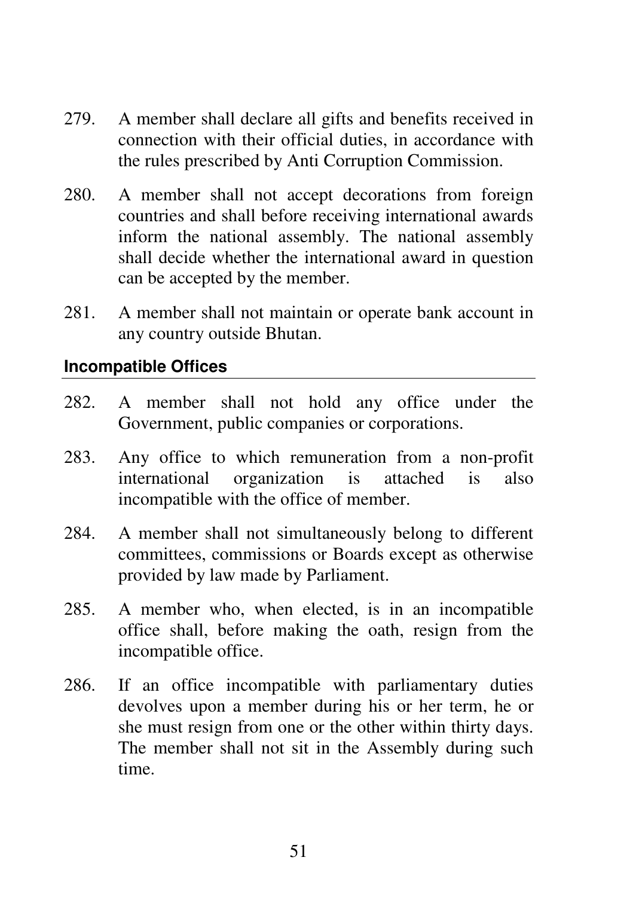279. A member shall declare all gifts and benefits received in connection with their official duties, in accordance with the rules prescribed by Anti Corruption Commission.

280. A member shall not accept decorations from foreign countries and shall before receiving international awards inform the national assembly. The national assembly shall decide whether the international award in question can be accepted by the member.

281. A member shall not maintain or operate bank account in any country outside Bhutan.

## Incompatible Offices

282. A member shall not hold any office under the Government, public companies or corporations.

283. Any office to which remuneration from a non-profit international organization is attached is also incompatible with the office of member.

284. A member shall not simultaneously belong to different committees, commissions or Boards except as otherwise provided by law made by Parliament.

285. A member who, when elected, is in an incompatible office shall, before making the oath, resign from the incompatible office.

286. If an office incompatible with parliamentary duties devolves upon a member during his or her term, he or she must resign from one or the other within thirty days. The member shall not sit in the Assembly during such time.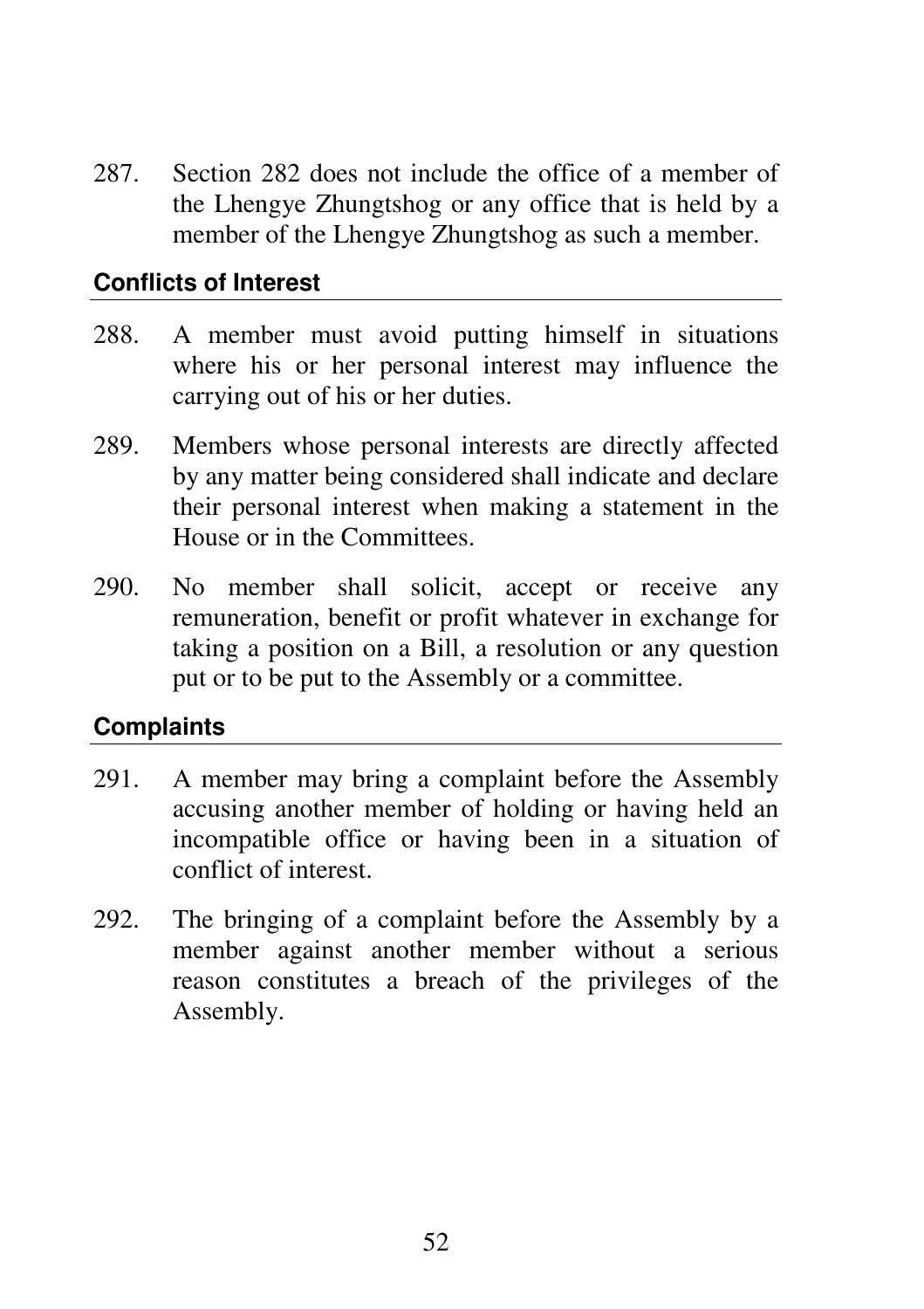287. Section 282 does not include the office of a member of the Lhengye Zhungtshog or any office that is held by a member of the Lhengye Zhungtshog as such a member.

### Conflicts of Interest

288. A member must avoid putting himself in situations where his or her personal interest may influence the carrying out of his or her duties.

289. Members whose personal interests are directly affected by any matter being considered shall indicate and declare their personal interest when making a statement in the House or in the Committees.

290. No member shall solicit, accept or receive any remuneration, benefit or profit whatever in exchange for taking a position on a Bill, a resolution or any question put or to be put to the Assembly or a committee.

### Complaints

291. A member may bring a complaint before the Assembly accusing another member of holding or having held an incompatible office or having been in a situation of conflict of interest.

292. The bringing of a complaint before the Assembly by a member against another member without a serious reason constitutes a breach of the privileges of the Assembly.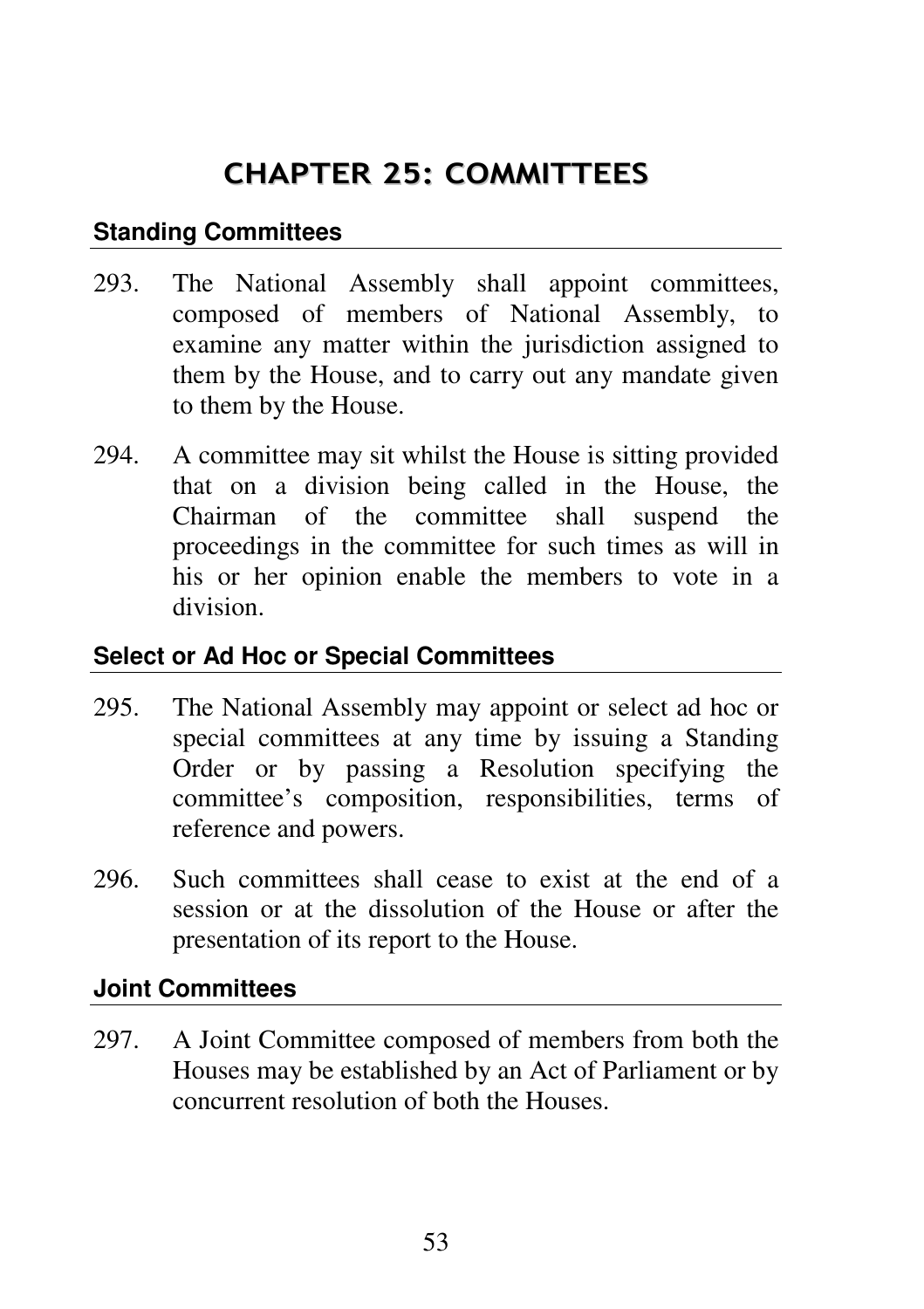# CHAPTER 25: COMMITTEES

### Standing Committees

293. The National Assembly shall appoint committees, composed of members of National Assembly, to examine any matter within the jurisdiction assigned to them by the House, and to carry out any mandate given to them by the House.

294. A committee may sit whilst the House is sitting provided that on a division being called in the House, the Chairman of the committee shall suspend the proceedings in the committee for such times as will in his or her opinion enable the members to vote in a division.

### Select or Ad Hoc or Special Committees

295. The National Assembly may appoint or select ad hoc or special committees at any time by issuing a Standing Order or by passing a Resolution specifying the committee's composition, responsibilities, terms of reference and powers.

296. Such committees shall cease to exist at the end of a session or at the dissolution of the House or after the presentation of its report to the House.

### Joint Committees

297. A Joint Committee composed of members from both the Houses may be established by an Act of Parliament or by concurrent resolution of both the Houses.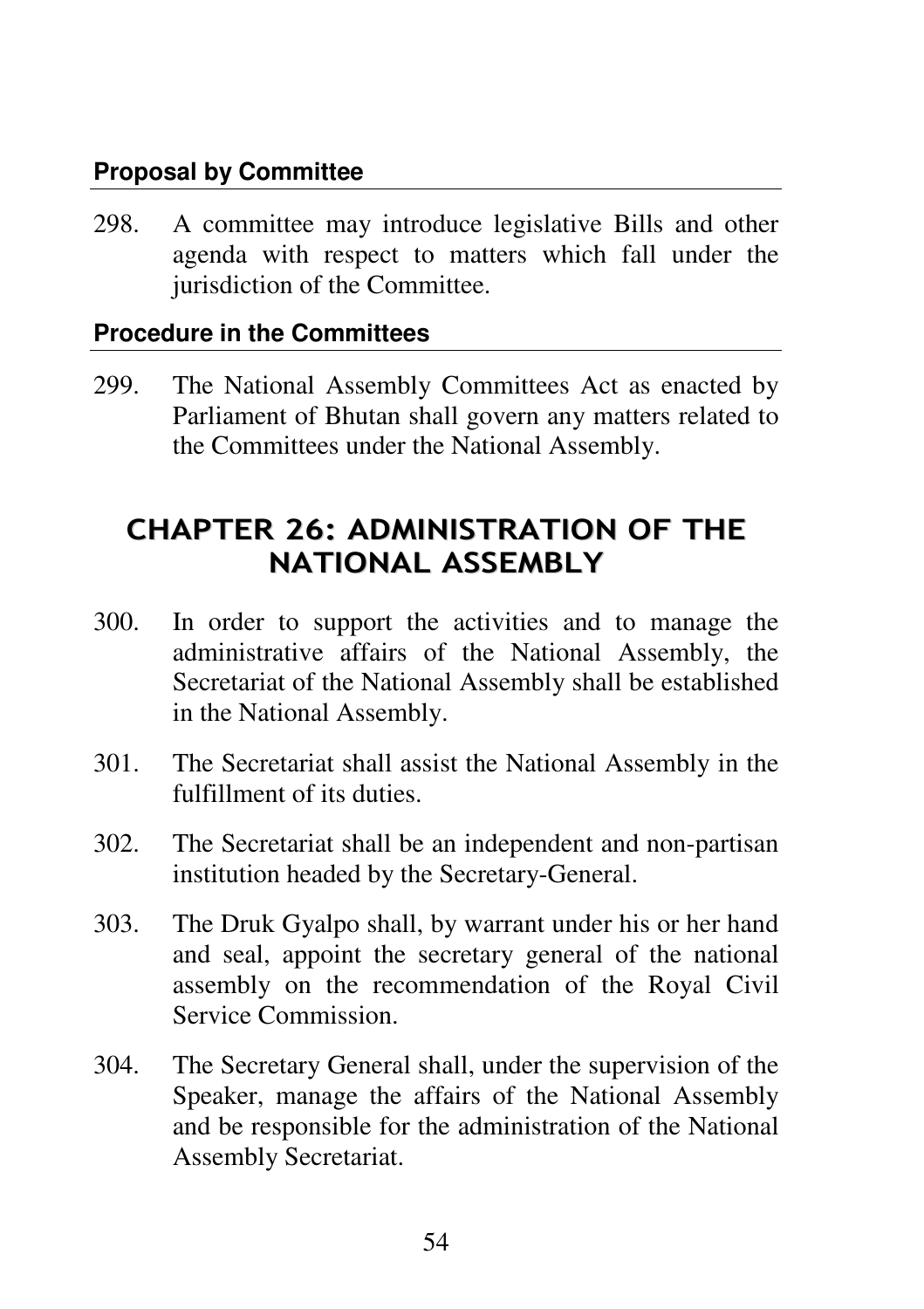### Proposal by Committee

298. A committee may introduce legislative Bills and other agenda with respect to matters which fall under the jurisdiction of the Committee.

### Procedure in the Committees

299. The National Assembly Committees Act as enacted by Parliament of Bhutan shall govern any matters related to the Committees under the National Assembly.

## CHAPTER 26: ADMINISTRATION OF THE NATIONAL ASSEMBLY

300. In order to support the activities and to manage the administrative affairs of the National Assembly, the Secretariat of the National Assembly shall be established in the National Assembly.

301. The Secretariat shall assist the National Assembly in the fulfillment of its duties.

302. The Secretariat shall be an independent and non-partisan institution headed by the Secretary-General.

303. The Druk Gyalpo shall, by warrant under his or her hand and seal, appoint the secretary general of the national assembly on the recommendation of the Royal Civil Service Commission.

304. The Secretary General shall, under the supervision of the Speaker, manage the affairs of the National Assembly and be responsible for the administration of the National Assembly Secretariat.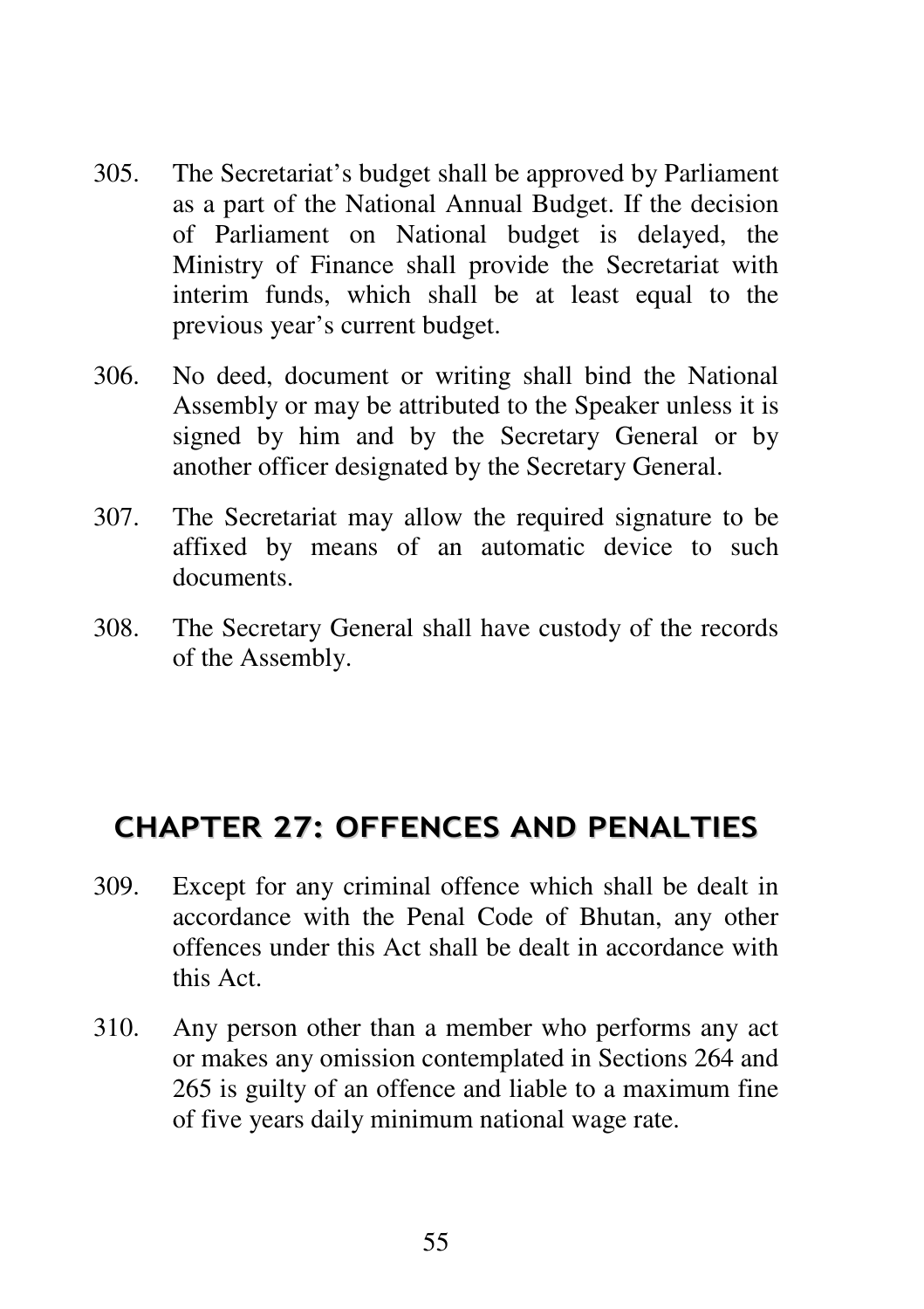305. The Secretariat's budget shall be approved by Parliament as a part of the National Annual Budget. If the decision of Parliament on National budget is delayed, the Ministry of Finance shall provide the Secretariat with interim funds, which shall be at least equal to the previous year's current budget.

306. No deed, document or writing shall bind the National Assembly or may be attributed to the Speaker unless it is signed by him and by the Secretary General or by another officer designated by the Secretary General.

307. The Secretariat may allow the required signature to be affixed by means of an automatic device to such documents.

308. The Secretary General shall have custody of the records of the Assembly.

## CHAPTER 27: OFFENCES AND PENALTIES

309. Except for any criminal offence which shall be dealt in accordance with the Penal Code of Bhutan, any other offences under this Act shall be dealt in accordance with this Act.

310. Any person other than a member who performs any act or makes any omission contemplated in Sections 264 and 265 is guilty of an offence and liable to a maximum fine of five years daily minimum national wage rate.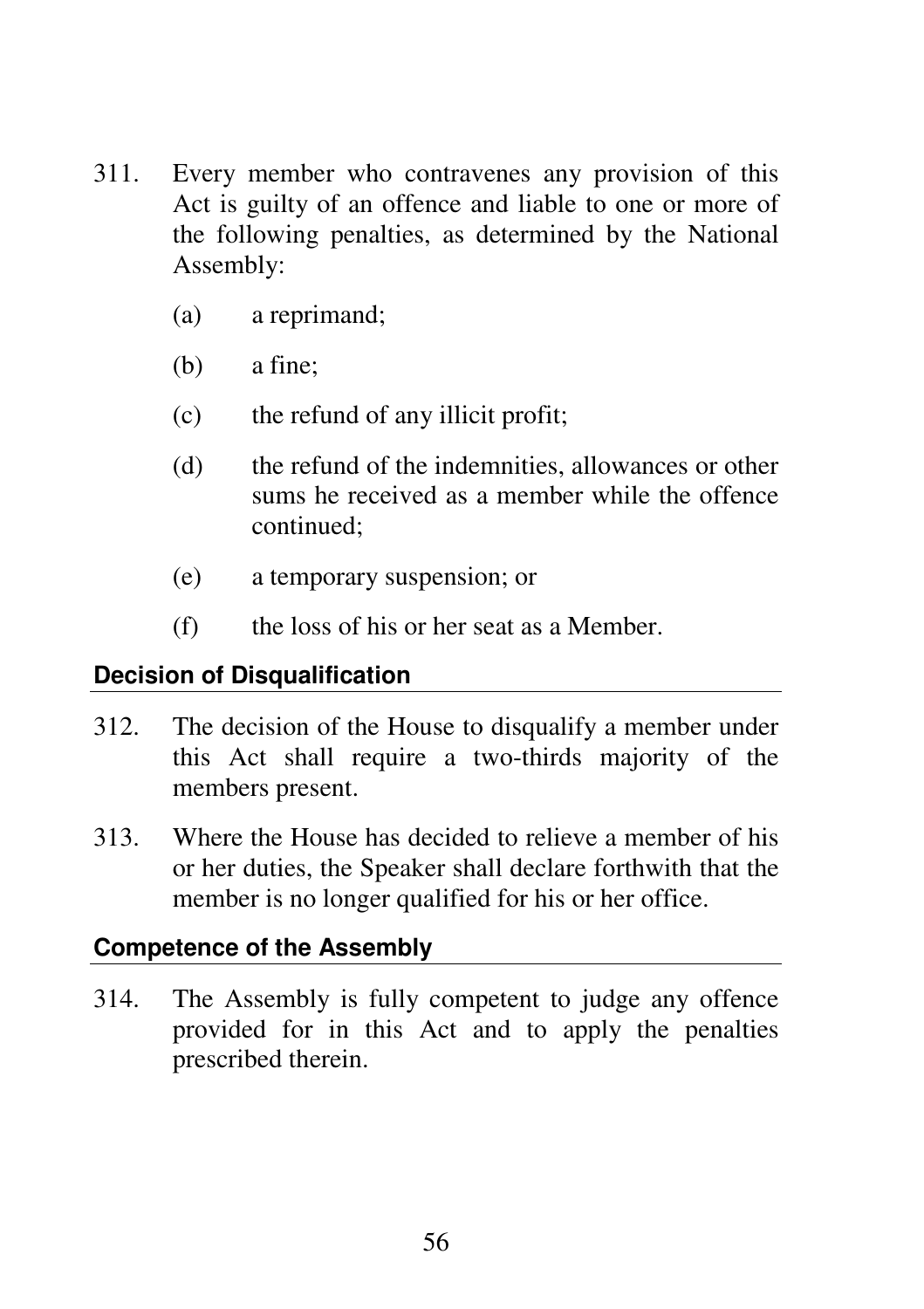311. Every member who contravenes any provision of this Act is guilty of an offence and liable to one or more of the following penalties, as determined by the National Assembly:

   (a) a reprimand;

   (b) a fine;

   (c) the refund of any illicit profit;

   (d) the refund of the indemnities, allowances or other sums he received as a member while the offence continued;

   (e) a temporary suspension; or

   (f) the loss of his or her seat as a Member.

#### Decision of Disqualification

312. The decision of the House to disqualify a member under this Act shall require a two-thirds majority of the members present.

313. Where the House has decided to relieve a member of his or her duties, the Speaker shall declare forthwith that the member is no longer qualified for his or her office.

#### Competence of the Assembly

314. The Assembly is fully competent to judge any offence provided for in this Act and to apply the penalties prescribed therein.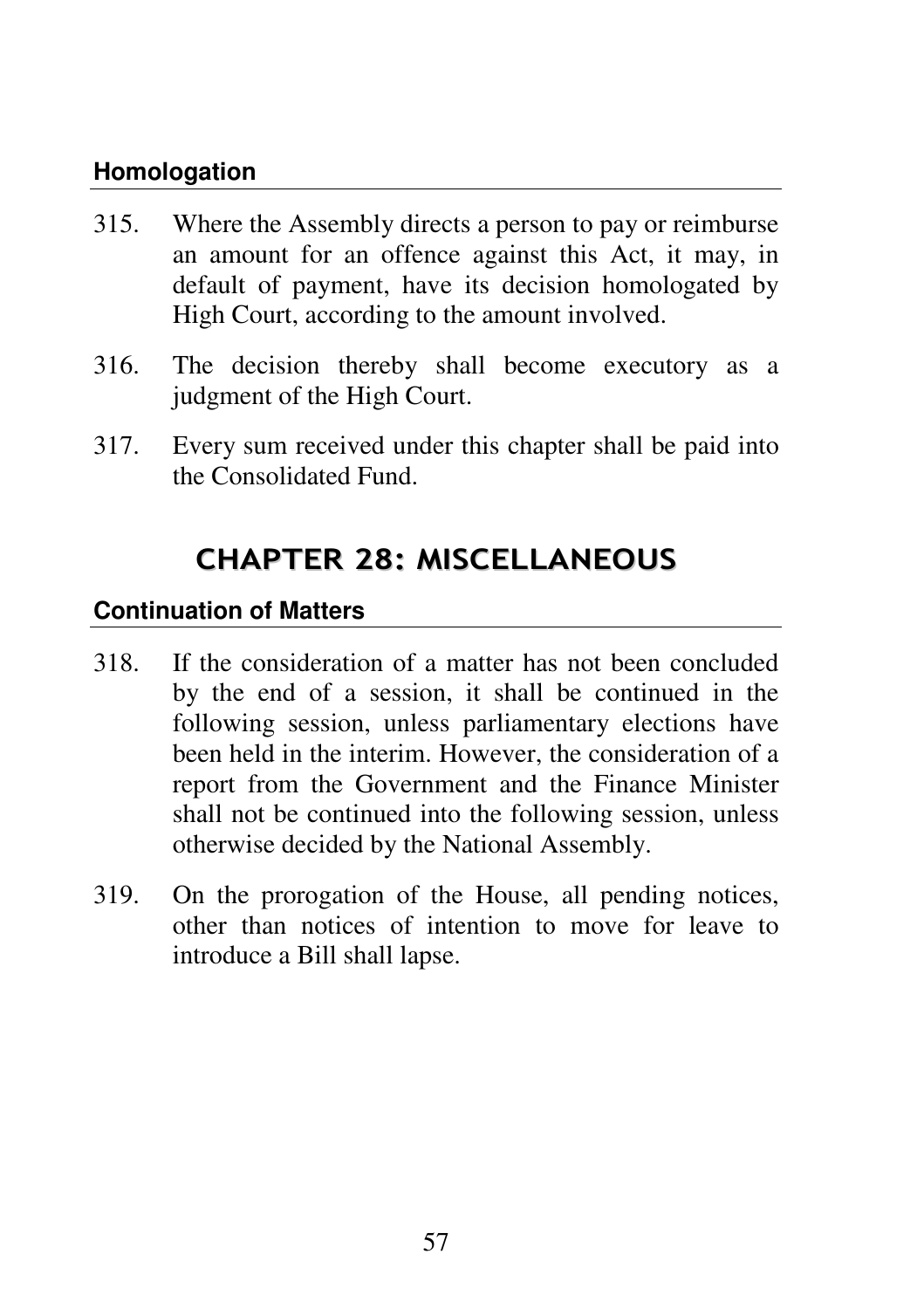### Homologation

315. Where the Assembly directs a person to pay or reimburse an amount for an offence against this Act, it may, in default of payment, have its decision homologated by High Court, according to the amount involved.

316. The decision thereby shall become executory as a judgment of the High Court.

317. Every sum received under this chapter shall be paid into the Consolidated Fund.

## CHAPTER 28: MISCELLANEOUS

### Continuation of Matters

318. If the consideration of a matter has not been concluded by the end of a session, it shall be continued in the following session, unless parliamentary elections have been held in the interim. However, the consideration of a report from the Government and the Finance Minister shall not be continued into the following session, unless otherwise decided by the National Assembly.

319. On the prorogation of the House, all pending notices, other than notices of intention to move for leave to introduce a Bill shall lapse.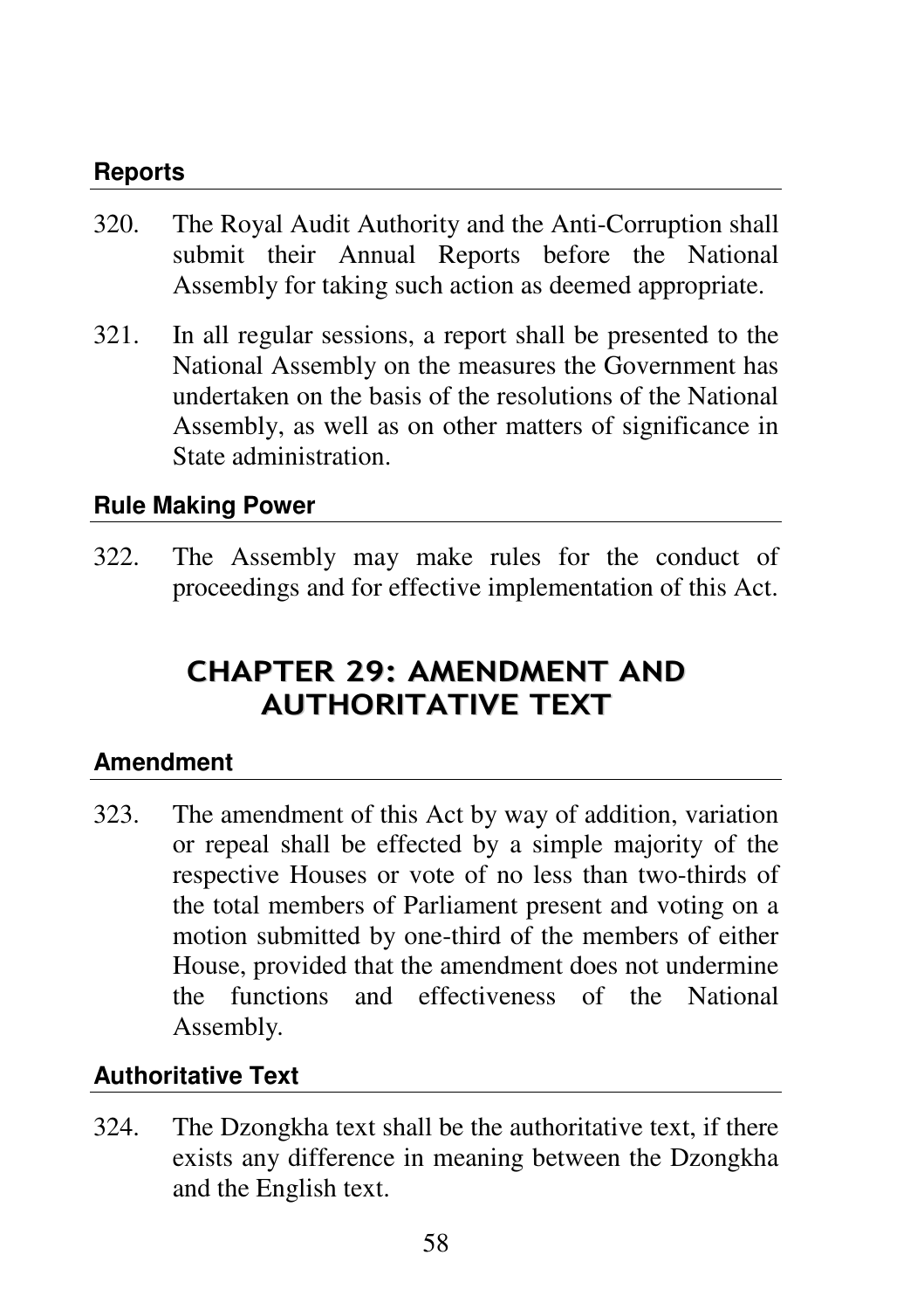### Reports

320. The Royal Audit Authority and the Anti-Corruption shall submit their Annual Reports before the National Assembly for taking such action as deemed appropriate.

321. In all regular sessions, a report shall be presented to the National Assembly on the measures the Government has undertaken on the basis of the resolutions of the National Assembly, as well as on other matters of significance in State administration.

### Rule Making Power

322. The Assembly may make rules for the conduct of proceedings and for effective implementation of this Act.

## CHAPTER 29: AMENDMENT AND AUTHORITATIVE TEXT

### Amendment

323. The amendment of this Act by way of addition, variation or repeal shall be effected by a simple majority of the respective Houses or vote of no less than two-thirds of the total members of Parliament present and voting on a motion submitted by one-third of the members of either House, provided that the amendment does not undermine the functions and effectiveness of the National Assembly.

### Authoritative Text

324. The Dzongkha text shall be the authoritative text, if there exists any difference in meaning between the Dzongkha and the English text.